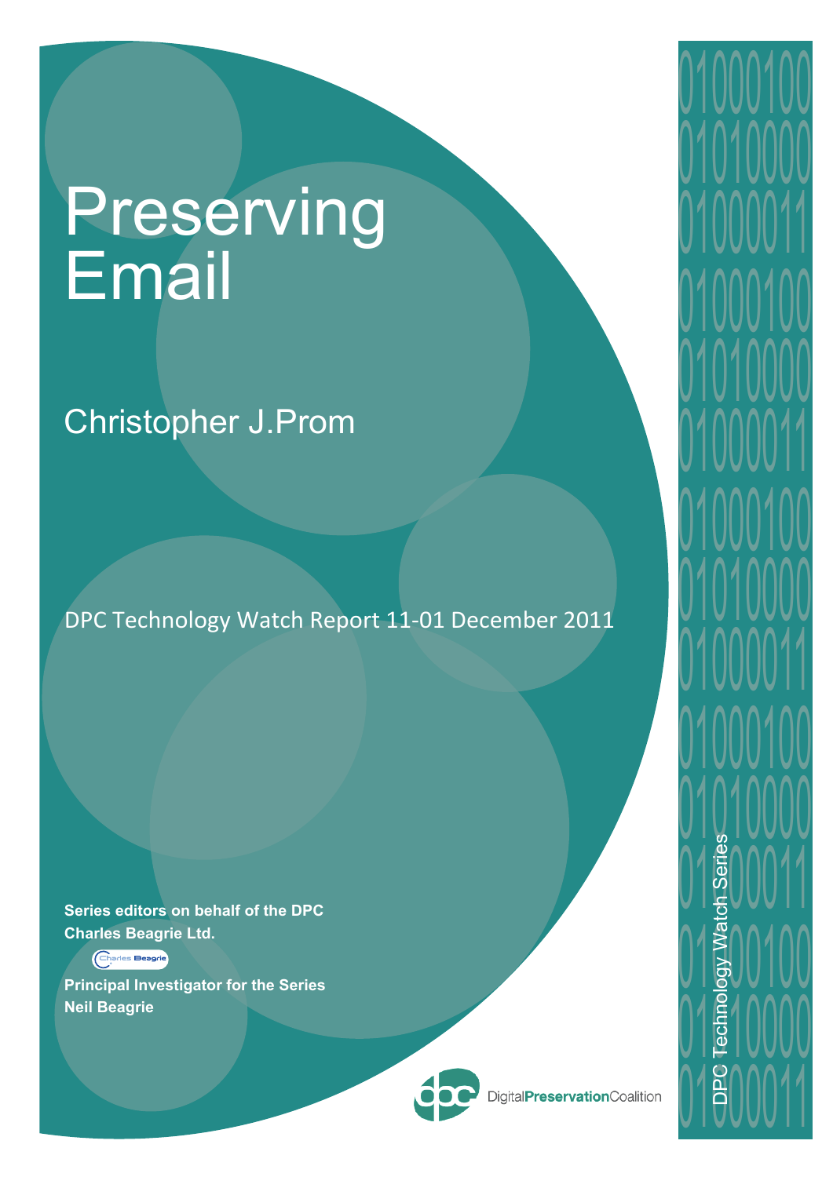# Preserving Email

## Christopher J.Prom

DPC Technology Watch Report 11-01 December 2011

**Series editors on behalf of the DPC**
**Charles Beagrie Ltd.**

**Principal Investigator for the Series**
**Neil Beagrie**

DigitalPreservationCoalition

DPC Technology Watch Series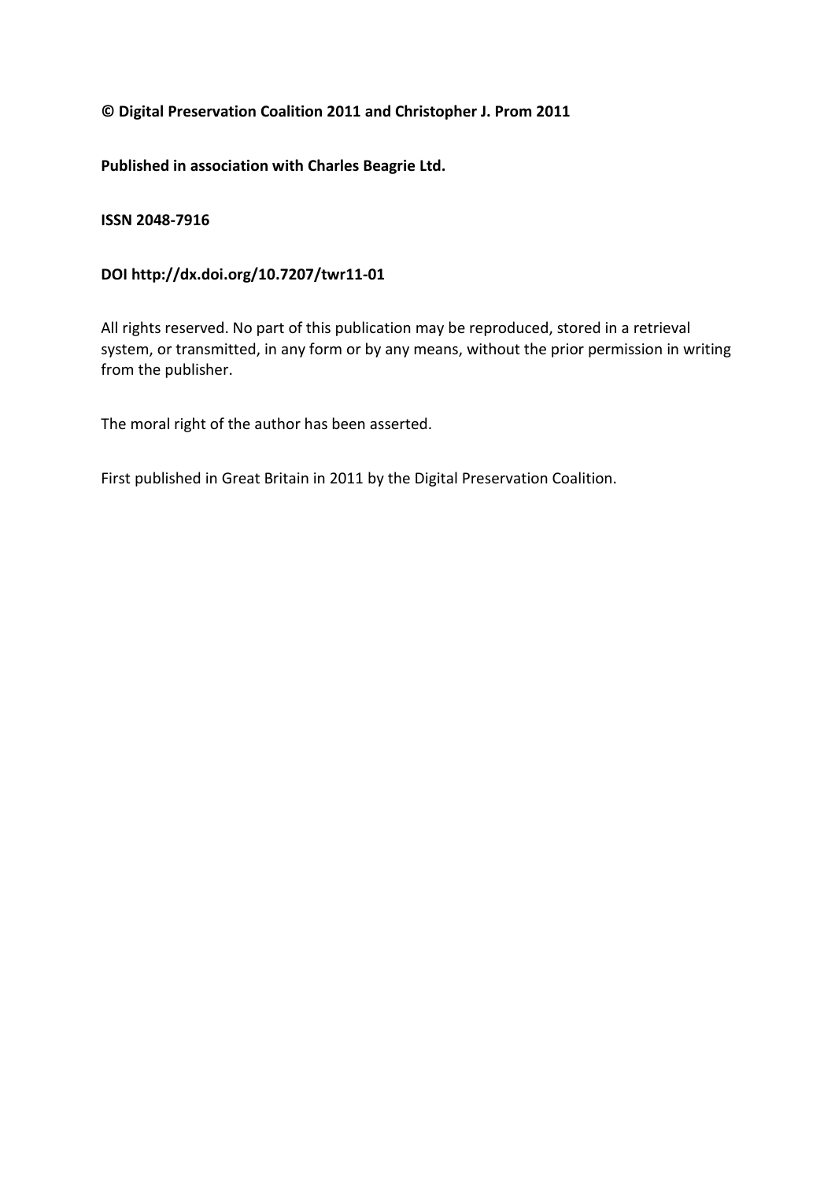**© Digital Preservation Coalition 2011 and Christopher J. Prom 2011**

**Published in association with Charles Beagrie Ltd.**

**ISSN 2048-7916**

**DOI http://dx.doi.org/10.7207/twr11-01**

All rights reserved. No part of this publication may be reproduced, stored in a retrieval system, or transmitted, in any form or by any means, without the prior permission in writing from the publisher.

The moral right of the author has been asserted.

First published in Great Britain in 2011 by the Digital Preservation Coalition.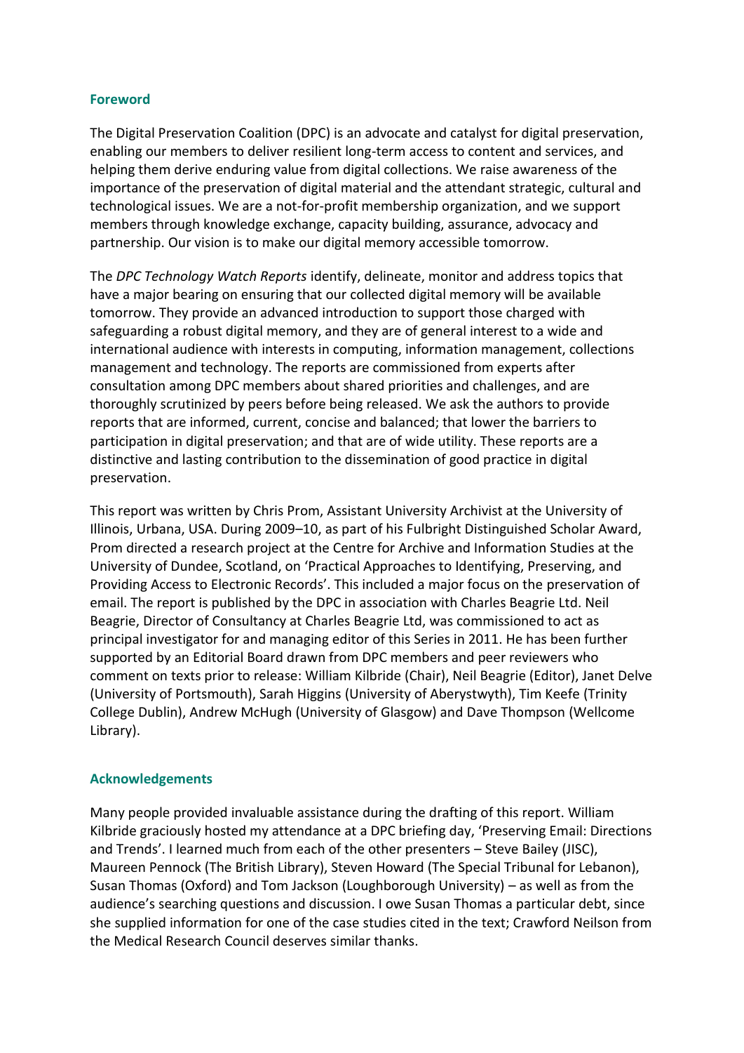## Foreword

The Digital Preservation Coalition (DPC) is an advocate and catalyst for digital preservation, enabling our members to deliver resilient long-term access to content and services, and helping them derive enduring value from digital collections. We raise awareness of the importance of the preservation of digital material and the attendant strategic, cultural and technological issues. We are a not-for-profit membership organization, and we support members through knowledge exchange, capacity building, assurance, advocacy and partnership. Our vision is to make our digital memory accessible tomorrow.

The *DPC Technology Watch Reports* identify, delineate, monitor and address topics that have a major bearing on ensuring that our collected digital memory will be available tomorrow. They provide an advanced introduction to support those charged with safeguarding a robust digital memory, and they are of general interest to a wide and international audience with interests in computing, information management, collections management and technology. The reports are commissioned from experts after consultation among DPC members about shared priorities and challenges, and are thoroughly scrutinized by peers before being released. We ask the authors to provide reports that are informed, current, concise and balanced; that lower the barriers to participation in digital preservation; and that are of wide utility. These reports are a distinctive and lasting contribution to the dissemination of good practice in digital preservation.

This report was written by Chris Prom, Assistant University Archivist at the University of Illinois, Urbana, USA. During 2009–10, as part of his Fulbright Distinguished Scholar Award, Prom directed a research project at the Centre for Archive and Information Studies at the University of Dundee, Scotland, on 'Practical Approaches to Identifying, Preserving, and Providing Access to Electronic Records'. This included a major focus on the preservation of email. The report is published by the DPC in association with Charles Beagrie Ltd. Neil Beagrie, Director of Consultancy at Charles Beagrie Ltd, was commissioned to act as principal investigator for and managing editor of this Series in 2011. He has been further supported by an Editorial Board drawn from DPC members and peer reviewers who comment on texts prior to release: William Kilbride (Chair), Neil Beagrie (Editor), Janet Delve (University of Portsmouth), Sarah Higgins (University of Aberystwyth), Tim Keefe (Trinity College Dublin), Andrew McHugh (University of Glasgow) and Dave Thompson (Wellcome Library).

## Acknowledgements

Many people provided invaluable assistance during the drafting of this report. William Kilbride graciously hosted my attendance at a DPC briefing day, 'Preserving Email: Directions and Trends'. I learned much from each of the other presenters – Steve Bailey (JISC), Maureen Pennock (The British Library), Steven Howard (The Special Tribunal for Lebanon), Susan Thomas (Oxford) and Tom Jackson (Loughborough University) – as well as from the audience's searching questions and discussion. I owe Susan Thomas a particular debt, since she supplied information for one of the case studies cited in the text; Crawford Neilson from the Medical Research Council deserves similar thanks.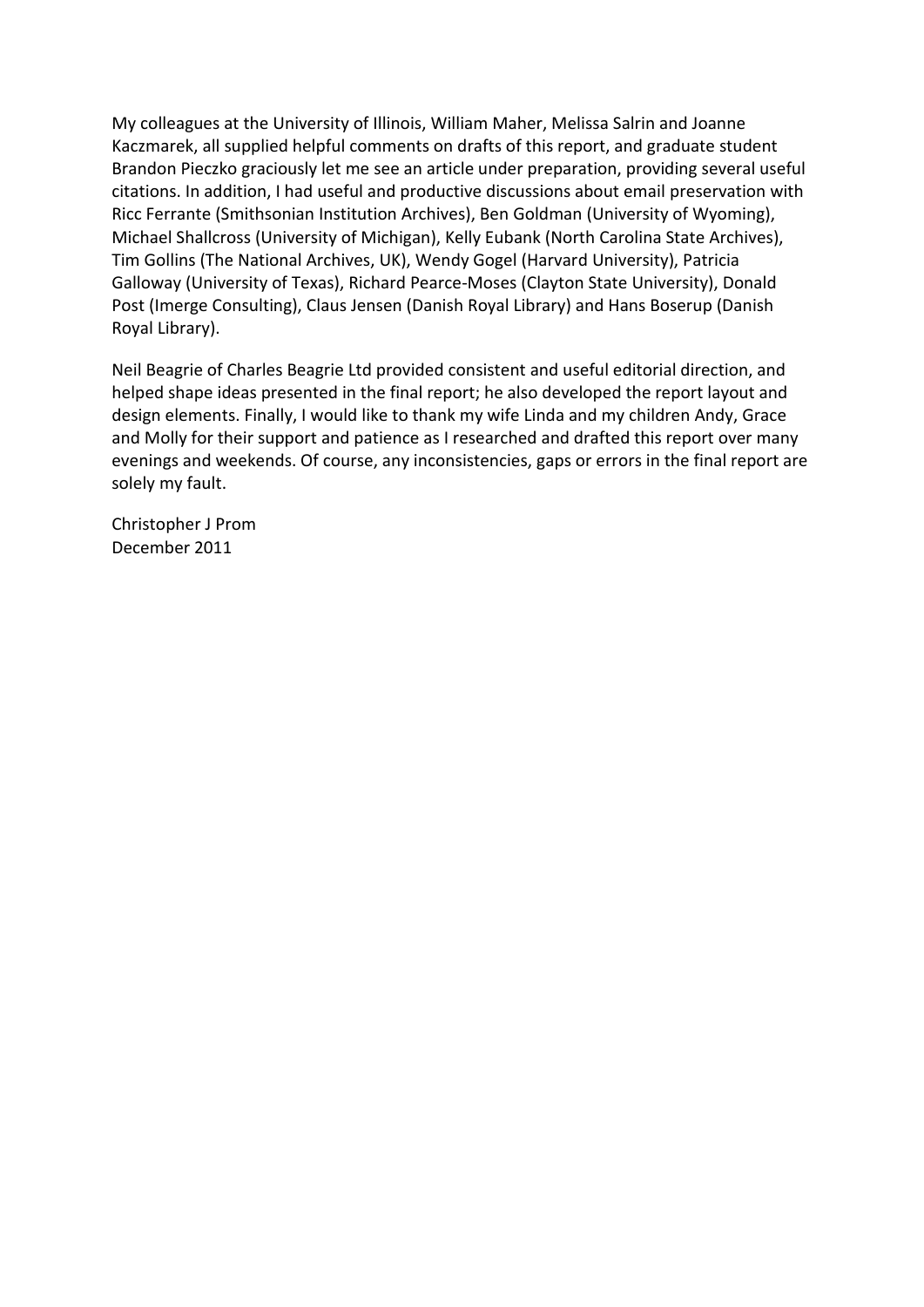My colleagues at the University of Illinois, William Maher, Melissa Salrin and Joanne Kaczmarek, all supplied helpful comments on drafts of this report, and graduate student Brandon Pieczko graciously let me see an article under preparation, providing several useful citations. In addition, I had useful and productive discussions about email preservation with Ricc Ferrante (Smithsonian Institution Archives), Ben Goldman (University of Wyoming), Michael Shallcross (University of Michigan), Kelly Eubank (North Carolina State Archives), Tim Gollins (The National Archives, UK), Wendy Gogel (Harvard University), Patricia Galloway (University of Texas), Richard Pearce-Moses (Clayton State University), Donald Post (Imerge Consulting), Claus Jensen (Danish Royal Library) and Hans Boserup (Danish Royal Library).

Neil Beagrie of Charles Beagrie Ltd provided consistent and useful editorial direction, and helped shape ideas presented in the final report; he also developed the report layout and design elements. Finally, I would like to thank my wife Linda and my children Andy, Grace and Molly for their support and patience as I researched and drafted this report over many evenings and weekends. Of course, any inconsistencies, gaps or errors in the final report are solely my fault.

Christopher J Prom
December 2011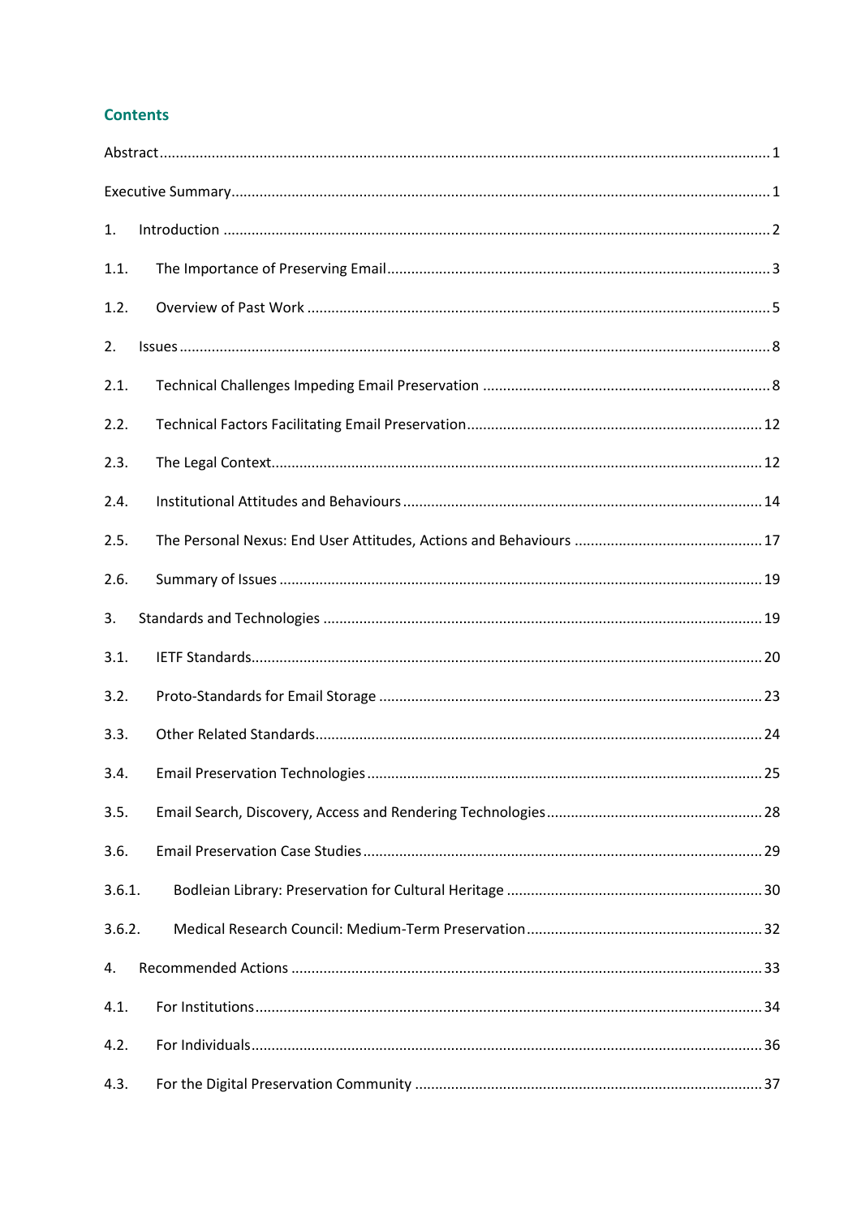## Contents

- Abstract ....... 1
- Executive Summary ....... 1
- 1. Introduction ....... 2
- 1.1. The Importance of Preserving Email ....... 3
- 1.2. Overview of Past Work ....... 5
- 2. Issues ....... 8
- 2.1. Technical Challenges Impeding Email Preservation ....... 8
- 2.2. Technical Factors Facilitating Email Preservation ....... 12
- 2.3. The Legal Context ....... 12
- 2.4. Institutional Attitudes and Behaviours ....... 14
- 2.5. The Personal Nexus: End User Attitudes, Actions and Behaviours ....... 17
- 2.6. Summary of Issues ....... 19
- 3. Standards and Technologies ....... 19
- 3.1. IETF Standards ....... 20
- 3.2. Proto-Standards for Email Storage ....... 23
- 3.3. Other Related Standards ....... 24
- 3.4. Email Preservation Technologies ....... 25
- 3.5. Email Search, Discovery, Access and Rendering Technologies ....... 28
- 3.6. Email Preservation Case Studies ....... 29
- 3.6.1. Bodleian Library: Preservation for Cultural Heritage ....... 30
- 3.6.2. Medical Research Council: Medium-Term Preservation ....... 32
- 4. Recommended Actions ....... 33
- 4.1. For Institutions ....... 34
- 4.2. For Individuals ....... 36
- 4.3. For the Digital Preservation Community ....... 37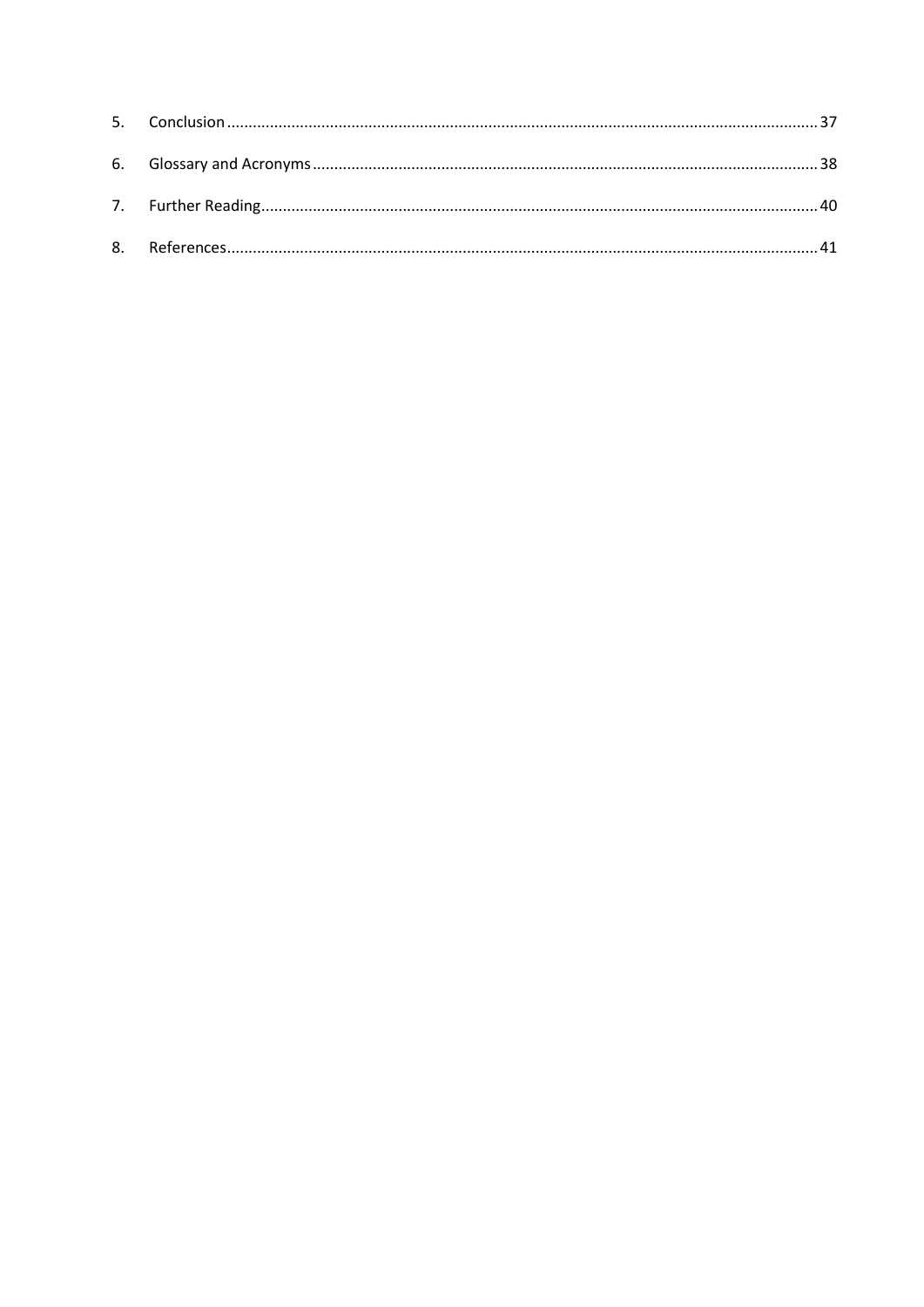5. Conclusion ........................................................................................................................................ 37

6. Glossary and Acronyms ..................................................................................................................... 38

7. Further Reading ................................................................................................................................. 40

8. References .......................................................................................................................................... 41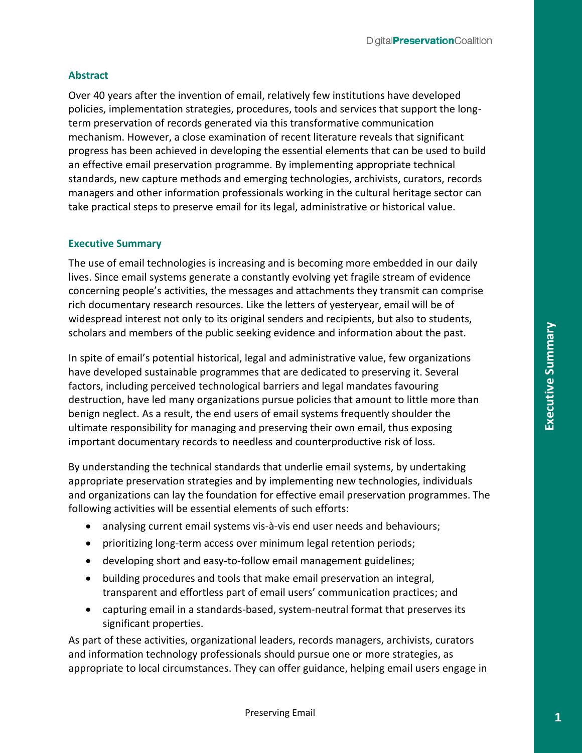## Abstract

Over 40 years after the invention of email, relatively few institutions have developed policies, implementation strategies, procedures, tools and services that support the long-term preservation of records generated via this transformative communication mechanism. However, a close examination of recent literature reveals that significant progress has been achieved in developing the essential elements that can be used to build an effective email preservation programme. By implementing appropriate technical standards, new capture methods and emerging technologies, archivists, curators, records managers and other information professionals working in the cultural heritage sector can take practical steps to preserve email for its legal, administrative or historical value.

## Executive Summary

The use of email technologies is increasing and is becoming more embedded in our daily lives. Since email systems generate a constantly evolving yet fragile stream of evidence concerning people's activities, the messages and attachments they transmit can comprise rich documentary research resources. Like the letters of yesteryear, email will be of widespread interest not only to its original senders and recipients, but also to students, scholars and members of the public seeking evidence and information about the past.

In spite of email's potential historical, legal and administrative value, few organizations have developed sustainable programmes that are dedicated to preserving it. Several factors, including perceived technological barriers and legal mandates favouring destruction, have led many organizations pursue policies that amount to little more than benign neglect. As a result, the end users of email systems frequently shoulder the ultimate responsibility for managing and preserving their own email, thus exposing important documentary records to needless and counterproductive risk of loss.

By understanding the technical standards that underlie email systems, by undertaking appropriate preservation strategies and by implementing new technologies, individuals and organizations can lay the foundation for effective email preservation programmes. The following activities will be essential elements of such efforts:

- analysing current email systems vis-à-vis end user needs and behaviours;
- prioritizing long-term access over minimum legal retention periods;
- developing short and easy-to-follow email management guidelines;
- building procedures and tools that make email preservation an integral, transparent and effortless part of email users' communication practices; and
- capturing email in a standards-based, system-neutral format that preserves its significant properties.

As part of these activities, organizational leaders, records managers, archivists, curators and information technology professionals should pursue one or more strategies, as appropriate to local circumstances. They can offer guidance, helping email users engage in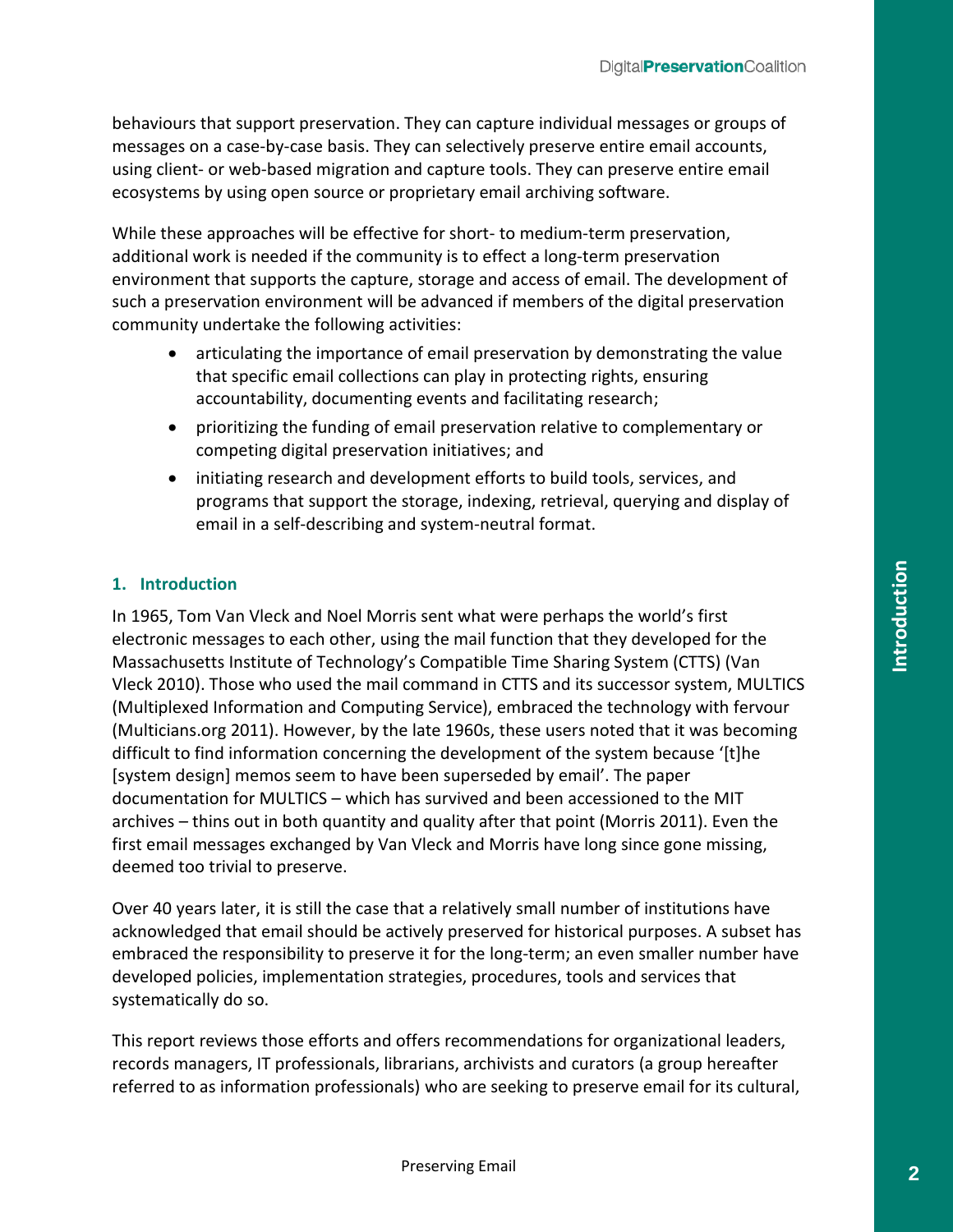behaviours that support preservation. They can capture individual messages or groups of messages on a case-by-case basis. They can selectively preserve entire email accounts, using client- or web-based migration and capture tools. They can preserve entire email ecosystems by using open source or proprietary email archiving software.

While these approaches will be effective for short- to medium-term preservation, additional work is needed if the community is to effect a long-term preservation environment that supports the capture, storage and access of email. The development of such a preservation environment will be advanced if members of the digital preservation community undertake the following activities:

- articulating the importance of email preservation by demonstrating the value that specific email collections can play in protecting rights, ensuring accountability, documenting events and facilitating research;
- prioritizing the funding of email preservation relative to complementary or competing digital preservation initiatives; and
- initiating research and development efforts to build tools, services, and programs that support the storage, indexing, retrieval, querying and display of email in a self-describing and system-neutral format.

## 1. Introduction

In 1965, Tom Van Vleck and Noel Morris sent what were perhaps the world's first electronic messages to each other, using the mail function that they developed for the Massachusetts Institute of Technology's Compatible Time Sharing System (CTTS) (Van Vleck 2010). Those who used the mail command in CTTS and its successor system, MULTICS (Multiplexed Information and Computing Service), embraced the technology with fervour (Multicians.org 2011). However, by the late 1960s, these users noted that it was becoming difficult to find information concerning the development of the system because '[t]he [system design] memos seem to have been superseded by email'. The paper documentation for MULTICS – which has survived and been accessioned to the MIT archives – thins out in both quantity and quality after that point (Morris 2011). Even the first email messages exchanged by Van Vleck and Morris have long since gone missing, deemed too trivial to preserve.

Over 40 years later, it is still the case that a relatively small number of institutions have acknowledged that email should be actively preserved for historical purposes. A subset has embraced the responsibility to preserve it for the long-term; an even smaller number have developed policies, implementation strategies, procedures, tools and services that systematically do so.

This report reviews those efforts and offers recommendations for organizational leaders, records managers, IT professionals, librarians, archivists and curators (a group hereafter referred to as information professionals) who are seeking to preserve email for its cultural,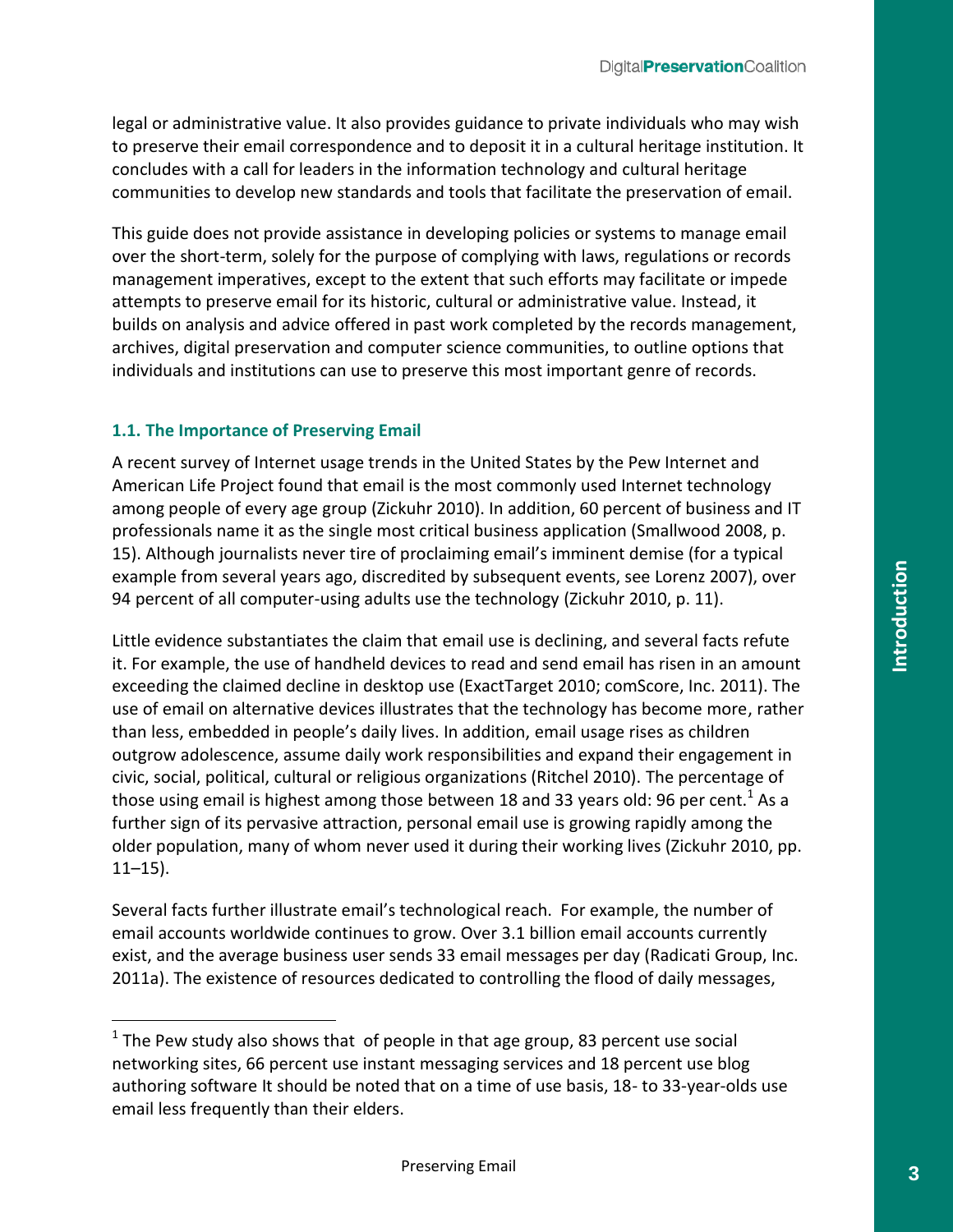legal or administrative value. It also provides guidance to private individuals who may wish to preserve their email correspondence and to deposit it in a cultural heritage institution. It concludes with a call for leaders in the information technology and cultural heritage communities to develop new standards and tools that facilitate the preservation of email.

This guide does not provide assistance in developing policies or systems to manage email over the short-term, solely for the purpose of complying with laws, regulations or records management imperatives, except to the extent that such efforts may facilitate or impede attempts to preserve email for its historic, cultural or administrative value. Instead, it builds on analysis and advice offered in past work completed by the records management, archives, digital preservation and computer science communities, to outline options that individuals and institutions can use to preserve this most important genre of records.

### 1.1. The Importance of Preserving Email

A recent survey of Internet usage trends in the United States by the Pew Internet and American Life Project found that email is the most commonly used Internet technology among people of every age group (Zickuhr 2010). In addition, 60 percent of business and IT professionals name it as the single most critical business application (Smallwood 2008, p. 15). Although journalists never tire of proclaiming email's imminent demise (for a typical example from several years ago, discredited by subsequent events, see Lorenz 2007), over 94 percent of all computer-using adults use the technology (Zickuhr 2010, p. 11).

Little evidence substantiates the claim that email use is declining, and several facts refute it. For example, the use of handheld devices to read and send email has risen in an amount exceeding the claimed decline in desktop use (ExactTarget 2010; comScore, Inc. 2011). The use of email on alternative devices illustrates that the technology has become more, rather than less, embedded in people's daily lives. In addition, email usage rises as children outgrow adolescence, assume daily work responsibilities and expand their engagement in civic, social, political, cultural or religious organizations (Ritchel 2010). The percentage of those using email is highest among those between 18 and 33 years old: 96 per cent.[1] As a further sign of its pervasive attraction, personal email use is growing rapidly among the older population, many of whom never used it during their working lives (Zickuhr 2010, pp. 11–15).

Several facts further illustrate email's technological reach. For example, the number of email accounts worldwide continues to grow. Over 3.1 billion email accounts currently exist, and the average business user sends 33 email messages per day (Radicati Group, Inc. 2011a). The existence of resources dedicated to controlling the flood of daily messages,

[1] The Pew study also shows that of people in that age group, 83 percent use social networking sites, 66 percent use instant messaging services and 18 percent use blog authoring software It should be noted that on a time of use basis, 18- to 33-year-olds use email less frequently than their elders.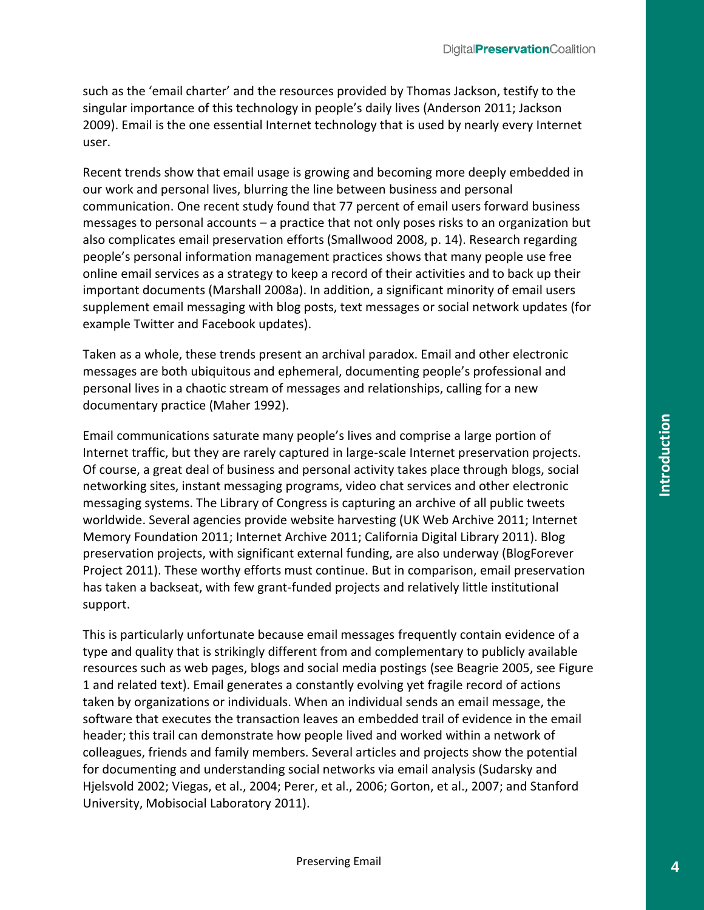such as the 'email charter' and the resources provided by Thomas Jackson, testify to the singular importance of this technology in people's daily lives (Anderson 2011; Jackson 2009). Email is the one essential Internet technology that is used by nearly every Internet user.

Recent trends show that email usage is growing and becoming more deeply embedded in our work and personal lives, blurring the line between business and personal communication. One recent study found that 77 percent of email users forward business messages to personal accounts – a practice that not only poses risks to an organization but also complicates email preservation efforts (Smallwood 2008, p. 14). Research regarding people's personal information management practices shows that many people use free online email services as a strategy to keep a record of their activities and to back up their important documents (Marshall 2008a). In addition, a significant minority of email users supplement email messaging with blog posts, text messages or social network updates (for example Twitter and Facebook updates).

Taken as a whole, these trends present an archival paradox. Email and other electronic messages are both ubiquitous and ephemeral, documenting people's professional and personal lives in a chaotic stream of messages and relationships, calling for a new documentary practice (Maher 1992).

Email communications saturate many people's lives and comprise a large portion of Internet traffic, but they are rarely captured in large-scale Internet preservation projects. Of course, a great deal of business and personal activity takes place through blogs, social networking sites, instant messaging programs, video chat services and other electronic messaging systems. The Library of Congress is capturing an archive of all public tweets worldwide. Several agencies provide website harvesting (UK Web Archive 2011; Internet Memory Foundation 2011; Internet Archive 2011; California Digital Library 2011). Blog preservation projects, with significant external funding, are also underway (BlogForever Project 2011). These worthy efforts must continue. But in comparison, email preservation has taken a backseat, with few grant-funded projects and relatively little institutional support.

This is particularly unfortunate because email messages frequently contain evidence of a type and quality that is strikingly different from and complementary to publicly available resources such as web pages, blogs and social media postings (see Beagrie 2005, see Figure 1 and related text). Email generates a constantly evolving yet fragile record of actions taken by organizations or individuals. When an individual sends an email message, the software that executes the transaction leaves an embedded trail of evidence in the email header; this trail can demonstrate how people lived and worked within a network of colleagues, friends and family members. Several articles and projects show the potential for documenting and understanding social networks via email analysis (Sudarsky and Hjelsvold 2002; Viegas, et al., 2004; Perer, et al., 2006; Gorton, et al., 2007; and Stanford University, Mobisocial Laboratory 2011).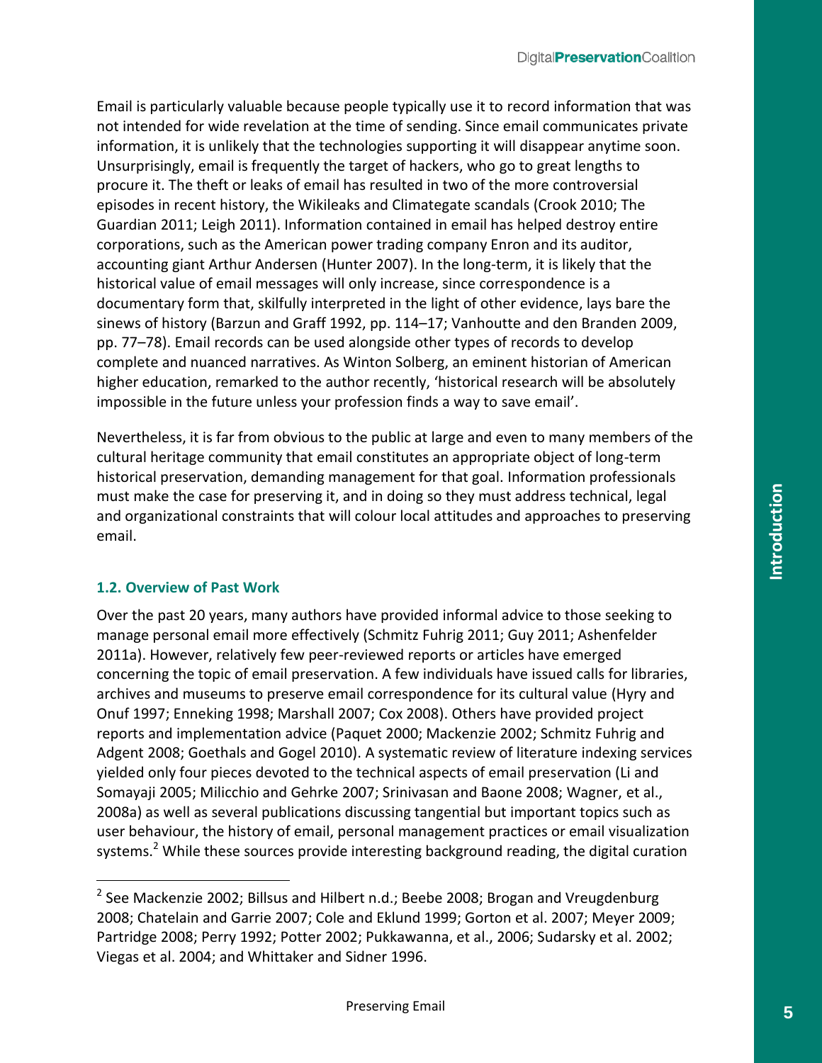Email is particularly valuable because people typically use it to record information that was not intended for wide revelation at the time of sending. Since email communicates private information, it is unlikely that the technologies supporting it will disappear anytime soon. Unsurprisingly, email is frequently the target of hackers, who go to great lengths to procure it. The theft or leaks of email has resulted in two of the more controversial episodes in recent history, the Wikileaks and Climategate scandals (Crook 2010; The Guardian 2011; Leigh 2011). Information contained in email has helped destroy entire corporations, such as the American power trading company Enron and its auditor, accounting giant Arthur Andersen (Hunter 2007). In the long-term, it is likely that the historical value of email messages will only increase, since correspondence is a documentary form that, skilfully interpreted in the light of other evidence, lays bare the sinews of history (Barzun and Graff 1992, pp. 114–17; Vanhoutte and den Branden 2009, pp. 77–78). Email records can be used alongside other types of records to develop complete and nuanced narratives. As Winton Solberg, an eminent historian of American higher education, remarked to the author recently, 'historical research will be absolutely impossible in the future unless your profession finds a way to save email'.

Nevertheless, it is far from obvious to the public at large and even to many members of the cultural heritage community that email constitutes an appropriate object of long-term historical preservation, demanding management for that goal. Information professionals must make the case for preserving it, and in doing so they must address technical, legal and organizational constraints that will colour local attitudes and approaches to preserving email.

## 1.2. Overview of Past Work

Over the past 20 years, many authors have provided informal advice to those seeking to manage personal email more effectively (Schmitz Fuhrig 2011; Guy 2011; Ashenfelder 2011a). However, relatively few peer-reviewed reports or articles have emerged concerning the topic of email preservation. A few individuals have issued calls for libraries, archives and museums to preserve email correspondence for its cultural value (Hyry and Onuf 1997; Enneking 1998; Marshall 2007; Cox 2008). Others have provided project reports and implementation advice (Paquet 2000; Mackenzie 2002; Schmitz Fuhrig and Adgent 2008; Goethals and Gogel 2010). A systematic review of literature indexing services yielded only four pieces devoted to the technical aspects of email preservation (Li and Somayaji 2005; Milicchio and Gehrke 2007; Srinivasan and Baone 2008; Wagner, et al., 2008a) as well as several publications discussing tangential but important topics such as user behaviour, the history of email, personal management practices or email visualization systems.[2] While these sources provide interesting background reading, the digital curation

[2] See Mackenzie 2002; Billsus and Hilbert n.d.; Beebe 2008; Brogan and Vreugdenburg 2008; Chatelain and Garrie 2007; Cole and Eklund 1999; Gorton et al. 2007; Meyer 2009; Partridge 2008; Perry 1992; Potter 2002; Pukkawanna, et al., 2006; Sudarsky et al. 2002; Viegas et al. 2004; and Whittaker and Sidner 1996.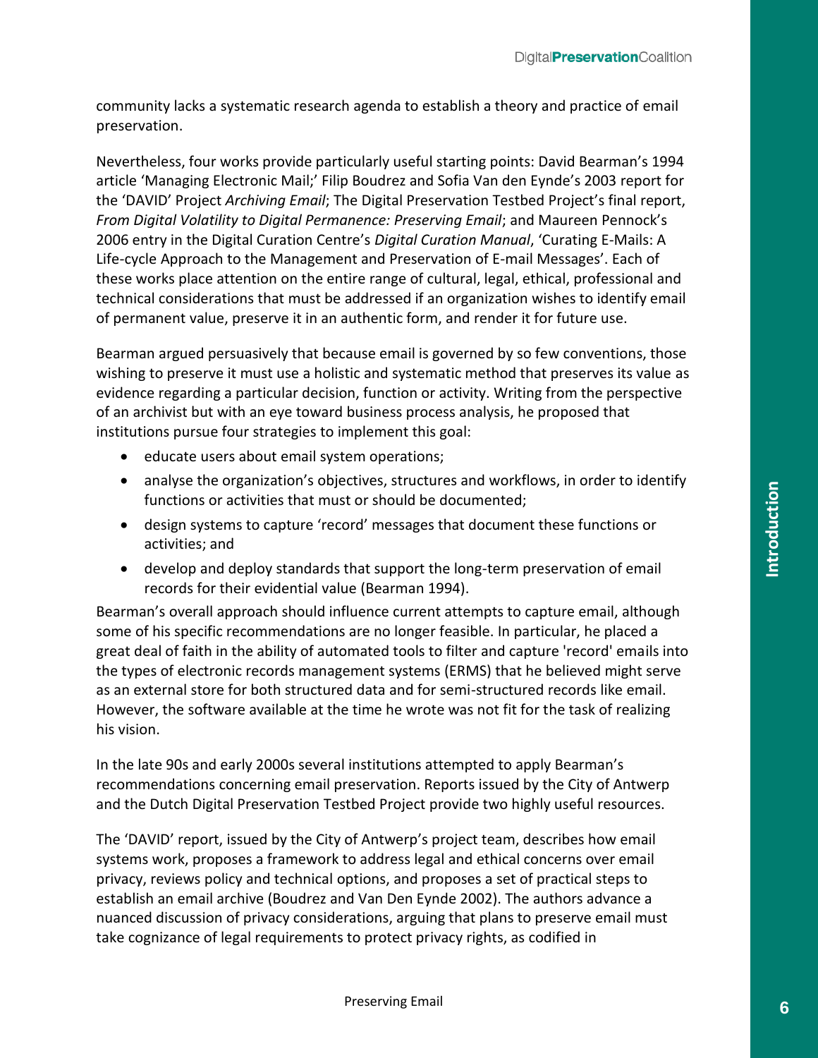community lacks a systematic research agenda to establish a theory and practice of email preservation.

Nevertheless, four works provide particularly useful starting points: David Bearman's 1994 article 'Managing Electronic Mail;' Filip Boudrez and Sofia Van den Eynde's 2003 report for the 'DAVID' Project *Archiving Email*; The Digital Preservation Testbed Project's final report, *From Digital Volatility to Digital Permanence: Preserving Email*; and Maureen Pennock's 2006 entry in the Digital Curation Centre's *Digital Curation Manual*, 'Curating E-Mails: A Life-cycle Approach to the Management and Preservation of E-mail Messages'. Each of these works place attention on the entire range of cultural, legal, ethical, professional and technical considerations that must be addressed if an organization wishes to identify email of permanent value, preserve it in an authentic form, and render it for future use.

Bearman argued persuasively that because email is governed by so few conventions, those wishing to preserve it must use a holistic and systematic method that preserves its value as evidence regarding a particular decision, function or activity. Writing from the perspective of an archivist but with an eye toward business process analysis, he proposed that institutions pursue four strategies to implement this goal:

- educate users about email system operations;
- analyse the organization's objectives, structures and workflows, in order to identify functions or activities that must or should be documented;
- design systems to capture 'record' messages that document these functions or activities; and
- develop and deploy standards that support the long-term preservation of email records for their evidential value (Bearman 1994).

Bearman's overall approach should influence current attempts to capture email, although some of his specific recommendations are no longer feasible. In particular, he placed a great deal of faith in the ability of automated tools to filter and capture 'record' emails into the types of electronic records management systems (ERMS) that he believed might serve as an external store for both structured data and for semi-structured records like email. However, the software available at the time he wrote was not fit for the task of realizing his vision.

In the late 90s and early 2000s several institutions attempted to apply Bearman's recommendations concerning email preservation. Reports issued by the City of Antwerp and the Dutch Digital Preservation Testbed Project provide two highly useful resources.

The 'DAVID' report, issued by the City of Antwerp's project team, describes how email systems work, proposes a framework to address legal and ethical concerns over email privacy, reviews policy and technical options, and proposes a set of practical steps to establish an email archive (Boudrez and Van Den Eynde 2002). The authors advance a nuanced discussion of privacy considerations, arguing that plans to preserve email must take cognizance of legal requirements to protect privacy rights, as codified in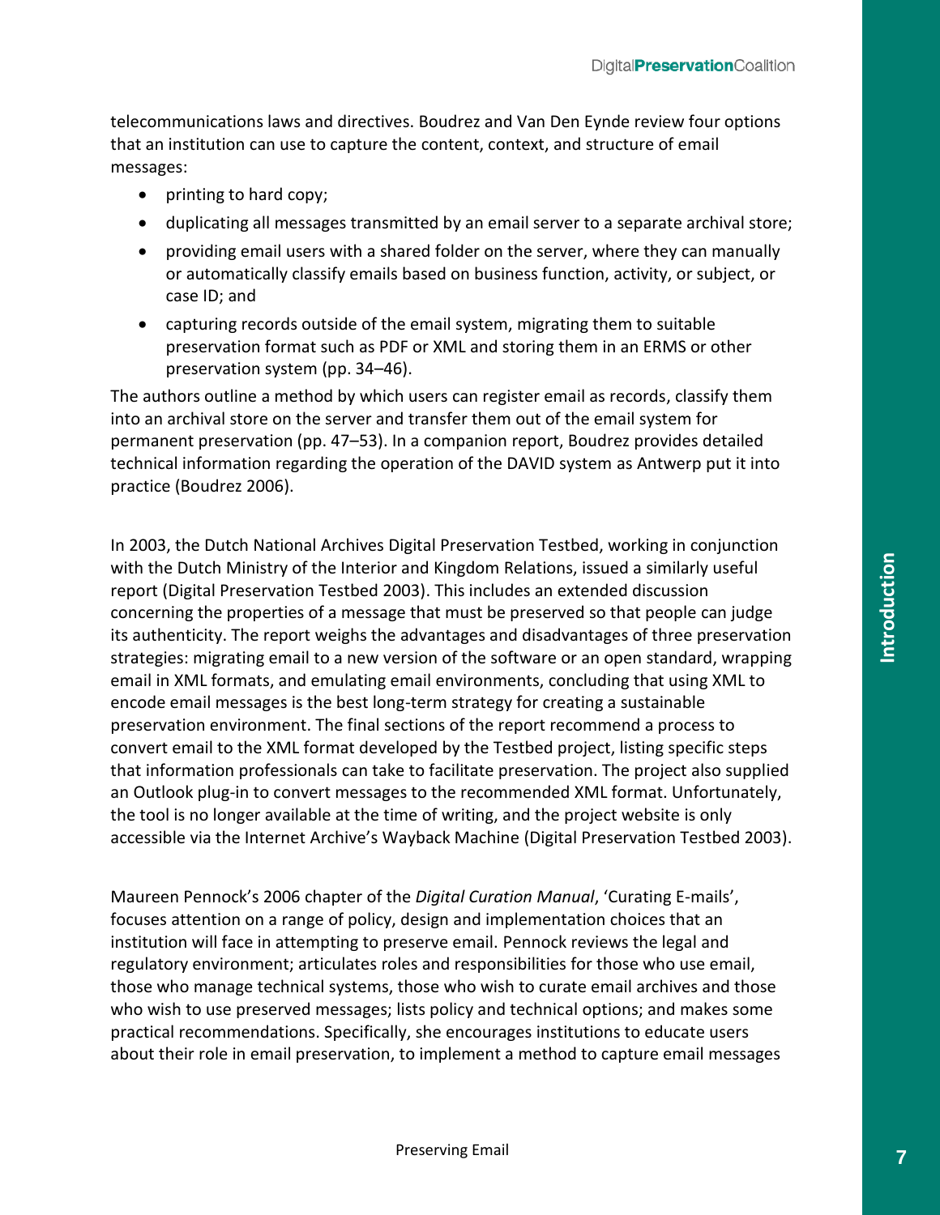telecommunications laws and directives. Boudrez and Van Den Eynde review four options that an institution can use to capture the content, context, and structure of email messages:

- printing to hard copy;
- duplicating all messages transmitted by an email server to a separate archival store;
- providing email users with a shared folder on the server, where they can manually or automatically classify emails based on business function, activity, or subject, or case ID; and
- capturing records outside of the email system, migrating them to suitable preservation format such as PDF or XML and storing them in an ERMS or other preservation system (pp. 34–46).

The authors outline a method by which users can register email as records, classify them into an archival store on the server and transfer them out of the email system for permanent preservation (pp. 47–53). In a companion report, Boudrez provides detailed technical information regarding the operation of the DAVID system as Antwerp put it into practice (Boudrez 2006).

In 2003, the Dutch National Archives Digital Preservation Testbed, working in conjunction with the Dutch Ministry of the Interior and Kingdom Relations, issued a similarly useful report (Digital Preservation Testbed 2003). This includes an extended discussion concerning the properties of a message that must be preserved so that people can judge its authenticity. The report weighs the advantages and disadvantages of three preservation strategies: migrating email to a new version of the software or an open standard, wrapping email in XML formats, and emulating email environments, concluding that using XML to encode email messages is the best long-term strategy for creating a sustainable preservation environment. The final sections of the report recommend a process to convert email to the XML format developed by the Testbed project, listing specific steps that information professionals can take to facilitate preservation. The project also supplied an Outlook plug-in to convert messages to the recommended XML format. Unfortunately, the tool is no longer available at the time of writing, and the project website is only accessible via the Internet Archive's Wayback Machine (Digital Preservation Testbed 2003).

Maureen Pennock's 2006 chapter of the *Digital Curation Manual*, 'Curating E-mails', focuses attention on a range of policy, design and implementation choices that an institution will face in attempting to preserve email. Pennock reviews the legal and regulatory environment; articulates roles and responsibilities for those who use email, those who manage technical systems, those who wish to curate email archives and those who wish to use preserved messages; lists policy and technical options; and makes some practical recommendations. Specifically, she encourages institutions to educate users about their role in email preservation, to implement a method to capture email messages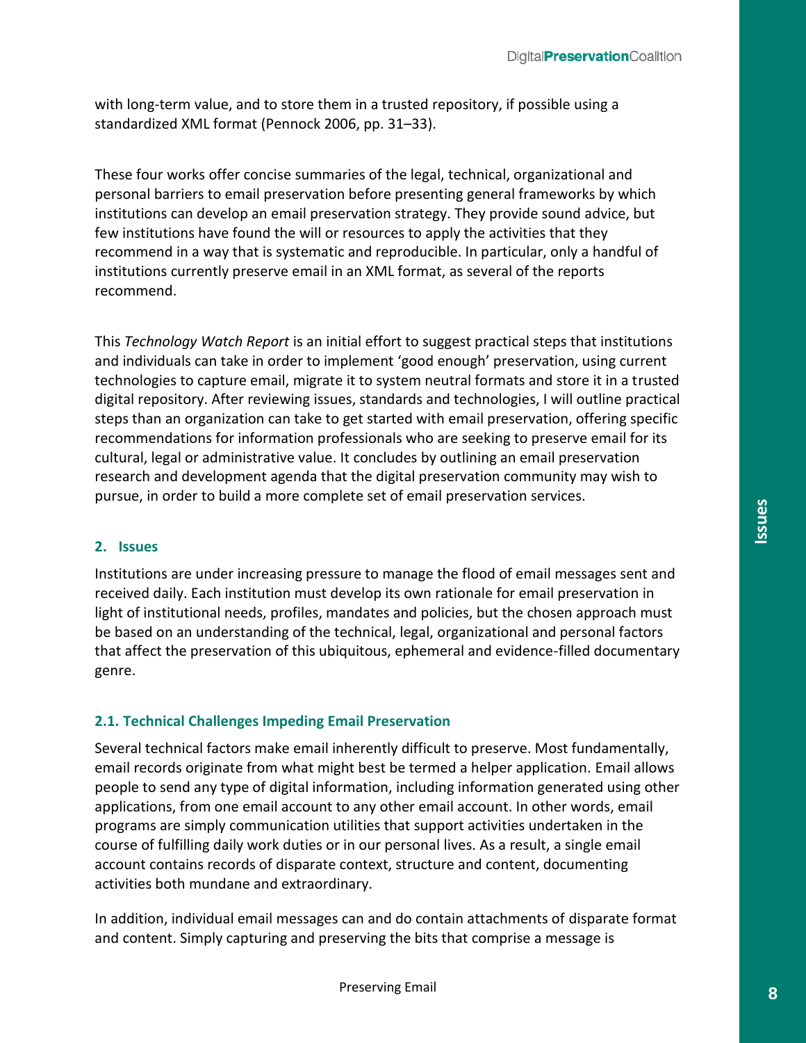with long-term value, and to store them in a trusted repository, if possible using a standardized XML format (Pennock 2006, pp. 31–33).

These four works offer concise summaries of the legal, technical, organizational and personal barriers to email preservation before presenting general frameworks by which institutions can develop an email preservation strategy. They provide sound advice, but few institutions have found the will or resources to apply the activities that they recommend in a way that is systematic and reproducible. In particular, only a handful of institutions currently preserve email in an XML format, as several of the reports recommend.

This *Technology Watch Report* is an initial effort to suggest practical steps that institutions and individuals can take in order to implement 'good enough' preservation, using current technologies to capture email, migrate it to system neutral formats and store it in a trusted digital repository. After reviewing issues, standards and technologies, I will outline practical steps than an organization can take to get started with email preservation, offering specific recommendations for information professionals who are seeking to preserve email for its cultural, legal or administrative value. It concludes by outlining an email preservation research and development agenda that the digital preservation community may wish to pursue, in order to build a more complete set of email preservation services.

## 2. Issues

Institutions are under increasing pressure to manage the flood of email messages sent and received daily. Each institution must develop its own rationale for email preservation in light of institutional needs, profiles, mandates and policies, but the chosen approach must be based on an understanding of the technical, legal, organizational and personal factors that affect the preservation of this ubiquitous, ephemeral and evidence-filled documentary genre.

### 2.1. Technical Challenges Impeding Email Preservation

Several technical factors make email inherently difficult to preserve. Most fundamentally, email records originate from what might best be termed a helper application. Email allows people to send any type of digital information, including information generated using other applications, from one email account to any other email account. In other words, email programs are simply communication utilities that support activities undertaken in the course of fulfilling daily work duties or in our personal lives. As a result, a single email account contains records of disparate context, structure and content, documenting activities both mundane and extraordinary.

In addition, individual email messages can and do contain attachments of disparate format and content. Simply capturing and preserving the bits that comprise a message is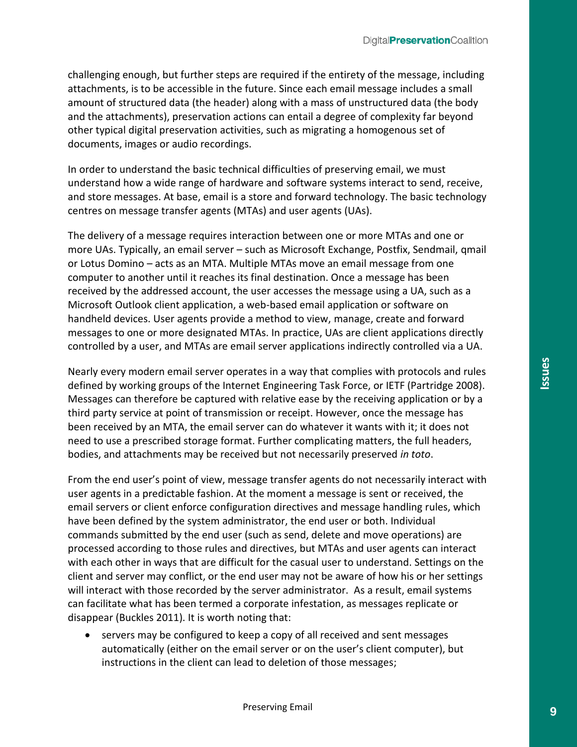challenging enough, but further steps are required if the entirety of the message, including attachments, is to be accessible in the future. Since each email message includes a small amount of structured data (the header) along with a mass of unstructured data (the body and the attachments), preservation actions can entail a degree of complexity far beyond other typical digital preservation activities, such as migrating a homogenous set of documents, images or audio recordings.

In order to understand the basic technical difficulties of preserving email, we must understand how a wide range of hardware and software systems interact to send, receive, and store messages. At base, email is a store and forward technology. The basic technology centres on message transfer agents (MTAs) and user agents (UAs).

The delivery of a message requires interaction between one or more MTAs and one or more UAs. Typically, an email server – such as Microsoft Exchange, Postfix, Sendmail, qmail or Lotus Domino – acts as an MTA. Multiple MTAs move an email message from one computer to another until it reaches its final destination. Once a message has been received by the addressed account, the user accesses the message using a UA, such as a Microsoft Outlook client application, a web-based email application or software on handheld devices. User agents provide a method to view, manage, create and forward messages to one or more designated MTAs. In practice, UAs are client applications directly controlled by a user, and MTAs are email server applications indirectly controlled via a UA.

Nearly every modern email server operates in a way that complies with protocols and rules defined by working groups of the Internet Engineering Task Force, or IETF (Partridge 2008). Messages can therefore be captured with relative ease by the receiving application or by a third party service at point of transmission or receipt. However, once the message has been received by an MTA, the email server can do whatever it wants with it; it does not need to use a prescribed storage format. Further complicating matters, the full headers, bodies, and attachments may be received but not necessarily preserved *in toto*.

From the end user's point of view, message transfer agents do not necessarily interact with user agents in a predictable fashion. At the moment a message is sent or received, the email servers or client enforce configuration directives and message handling rules, which have been defined by the system administrator, the end user or both. Individual commands submitted by the end user (such as send, delete and move operations) are processed according to those rules and directives, but MTAs and user agents can interact with each other in ways that are difficult for the casual user to understand. Settings on the client and server may conflict, or the end user may not be aware of how his or her settings will interact with those recorded by the server administrator. As a result, email systems can facilitate what has been termed a corporate infestation, as messages replicate or disappear (Buckles 2011). It is worth noting that:

- servers may be configured to keep a copy of all received and sent messages automatically (either on the email server or on the user's client computer), but instructions in the client can lead to deletion of those messages;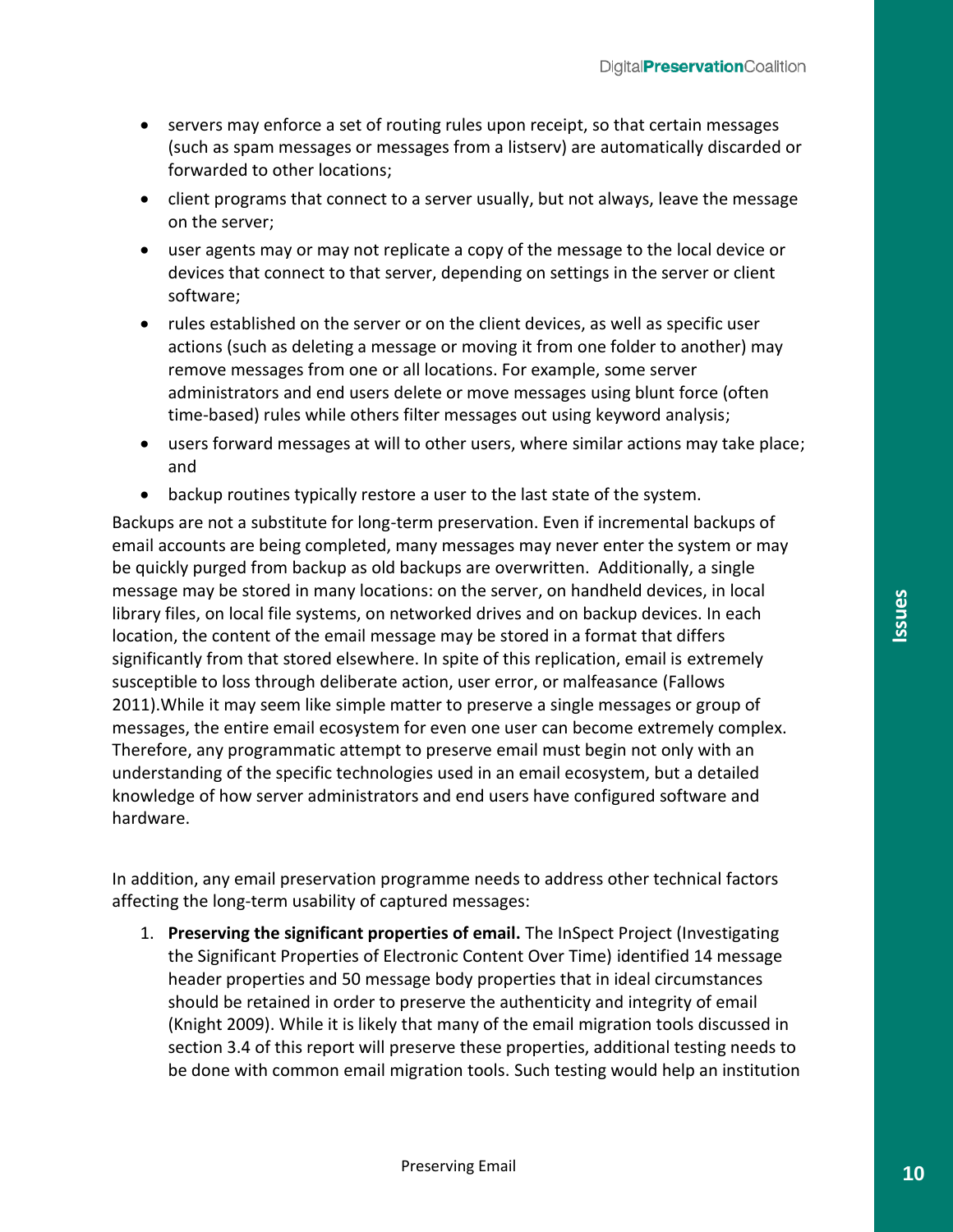- servers may enforce a set of routing rules upon receipt, so that certain messages (such as spam messages or messages from a listserv) are automatically discarded or forwarded to other locations;
- client programs that connect to a server usually, but not always, leave the message on the server;
- user agents may or may not replicate a copy of the message to the local device or devices that connect to that server, depending on settings in the server or client software;
- rules established on the server or on the client devices, as well as specific user actions (such as deleting a message or moving it from one folder to another) may remove messages from one or all locations. For example, some server administrators and end users delete or move messages using blunt force (often time-based) rules while others filter messages out using keyword analysis;
- users forward messages at will to other users, where similar actions may take place; and
- backup routines typically restore a user to the last state of the system.

Backups are not a substitute for long-term preservation. Even if incremental backups of email accounts are being completed, many messages may never enter the system or may be quickly purged from backup as old backups are overwritten. Additionally, a single message may be stored in many locations: on the server, on handheld devices, in local library files, on local file systems, on networked drives and on backup devices. In each location, the content of the email message may be stored in a format that differs significantly from that stored elsewhere. In spite of this replication, email is extremely susceptible to loss through deliberate action, user error, or malfeasance (Fallows 2011).While it may seem like simple matter to preserve a single messages or group of messages, the entire email ecosystem for even one user can become extremely complex. Therefore, any programmatic attempt to preserve email must begin not only with an understanding of the specific technologies used in an email ecosystem, but a detailed knowledge of how server administrators and end users have configured software and hardware.

In addition, any email preservation programme needs to address other technical factors affecting the long-term usability of captured messages:

1. **Preserving the significant properties of email.** The InSpect Project (Investigating the Significant Properties of Electronic Content Over Time) identified 14 message header properties and 50 message body properties that in ideal circumstances should be retained in order to preserve the authenticity and integrity of email (Knight 2009). While it is likely that many of the email migration tools discussed in section 3.4 of this report will preserve these properties, additional testing needs to be done with common email migration tools. Such testing would help an institution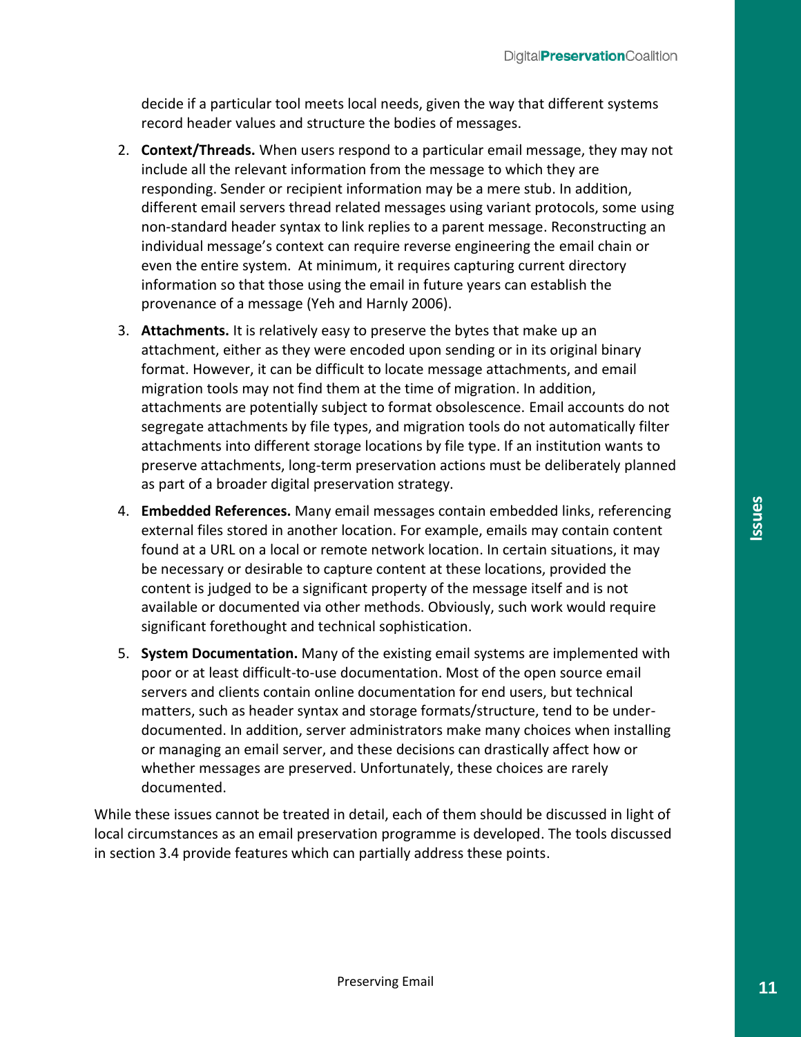decide if a particular tool meets local needs, given the way that different systems record header values and structure the bodies of messages.

2. **Context/Threads.** When users respond to a particular email message, they may not include all the relevant information from the message to which they are responding. Sender or recipient information may be a mere stub. In addition, different email servers thread related messages using variant protocols, some using non-standard header syntax to link replies to a parent message. Reconstructing an individual message's context can require reverse engineering the email chain or even the entire system. At minimum, it requires capturing current directory information so that those using the email in future years can establish the provenance of a message (Yeh and Harnly 2006).

3. **Attachments.** It is relatively easy to preserve the bytes that make up an attachment, either as they were encoded upon sending or in its original binary format. However, it can be difficult to locate message attachments, and email migration tools may not find them at the time of migration. In addition, attachments are potentially subject to format obsolescence. Email accounts do not segregate attachments by file types, and migration tools do not automatically filter attachments into different storage locations by file type. If an institution wants to preserve attachments, long-term preservation actions must be deliberately planned as part of a broader digital preservation strategy.

4. **Embedded References.** Many email messages contain embedded links, referencing external files stored in another location. For example, emails may contain content found at a URL on a local or remote network location. In certain situations, it may be necessary or desirable to capture content at these locations, provided the content is judged to be a significant property of the message itself and is not available or documented via other methods. Obviously, such work would require significant forethought and technical sophistication.

5. **System Documentation.** Many of the existing email systems are implemented with poor or at least difficult-to-use documentation. Most of the open source email servers and clients contain online documentation for end users, but technical matters, such as header syntax and storage formats/structure, tend to be under-documented. In addition, server administrators make many choices when installing or managing an email server, and these decisions can drastically affect how or whether messages are preserved. Unfortunately, these choices are rarely documented.

While these issues cannot be treated in detail, each of them should be discussed in light of local circumstances as an email preservation programme is developed. The tools discussed in section 3.4 provide features which can partially address these points.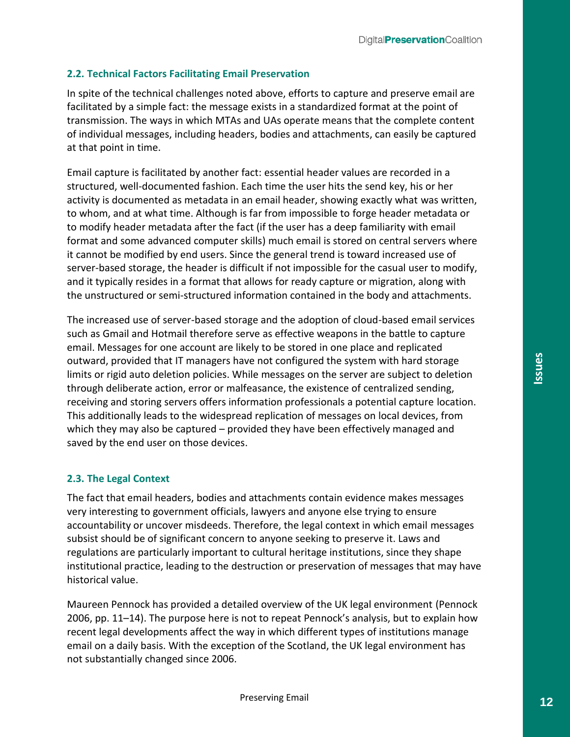### 2.2. Technical Factors Facilitating Email Preservation

In spite of the technical challenges noted above, efforts to capture and preserve email are facilitated by a simple fact: the message exists in a standardized format at the point of transmission. The ways in which MTAs and UAs operate means that the complete content of individual messages, including headers, bodies and attachments, can easily be captured at that point in time.

Email capture is facilitated by another fact: essential header values are recorded in a structured, well-documented fashion. Each time the user hits the send key, his or her activity is documented as metadata in an email header, showing exactly what was written, to whom, and at what time. Although is far from impossible to forge header metadata or to modify header metadata after the fact (if the user has a deep familiarity with email format and some advanced computer skills) much email is stored on central servers where it cannot be modified by end users. Since the general trend is toward increased use of server-based storage, the header is difficult if not impossible for the casual user to modify, and it typically resides in a format that allows for ready capture or migration, along with the unstructured or semi-structured information contained in the body and attachments.

The increased use of server-based storage and the adoption of cloud-based email services such as Gmail and Hotmail therefore serve as effective weapons in the battle to capture email. Messages for one account are likely to be stored in one place and replicated outward, provided that IT managers have not configured the system with hard storage limits or rigid auto deletion policies. While messages on the server are subject to deletion through deliberate action, error or malfeasance, the existence of centralized sending, receiving and storing servers offers information professionals a potential capture location. This additionally leads to the widespread replication of messages on local devices, from which they may also be captured – provided they have been effectively managed and saved by the end user on those devices.

### 2.3. The Legal Context

The fact that email headers, bodies and attachments contain evidence makes messages very interesting to government officials, lawyers and anyone else trying to ensure accountability or uncover misdeeds. Therefore, the legal context in which email messages subsist should be of significant concern to anyone seeking to preserve it. Laws and regulations are particularly important to cultural heritage institutions, since they shape institutional practice, leading to the destruction or preservation of messages that may have historical value.

Maureen Pennock has provided a detailed overview of the UK legal environment (Pennock 2006, pp. 11–14). The purpose here is not to repeat Pennock's analysis, but to explain how recent legal developments affect the way in which different types of institutions manage email on a daily basis. With the exception of the Scotland, the UK legal environment has not substantially changed since 2006.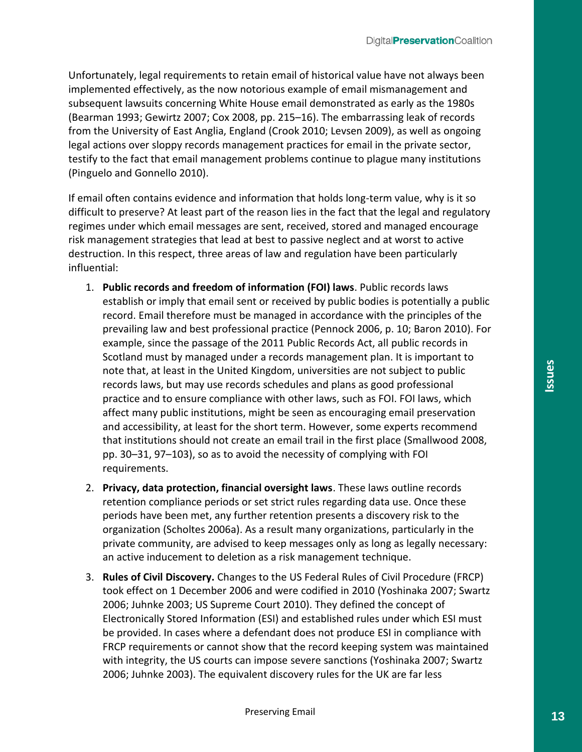Unfortunately, legal requirements to retain email of historical value have not always been implemented effectively, as the now notorious example of email mismanagement and subsequent lawsuits concerning White House email demonstrated as early as the 1980s (Bearman 1993; Gewirtz 2007; Cox 2008, pp. 215–16). The embarrassing leak of records from the University of East Anglia, England (Crook 2010; Levsen 2009), as well as ongoing legal actions over sloppy records management practices for email in the private sector, testify to the fact that email management problems continue to plague many institutions (Pinguelo and Gonnello 2010).

If email often contains evidence and information that holds long-term value, why is it so difficult to preserve? At least part of the reason lies in the fact that the legal and regulatory regimes under which email messages are sent, received, stored and managed encourage risk management strategies that lead at best to passive neglect and at worst to active destruction. In this respect, three areas of law and regulation have been particularly influential:

1. **Public records and freedom of information (FOI) laws**. Public records laws establish or imply that email sent or received by public bodies is potentially a public record. Email therefore must be managed in accordance with the principles of the prevailing law and best professional practice (Pennock 2006, p. 10; Baron 2010). For example, since the passage of the 2011 Public Records Act, all public records in Scotland must by managed under a records management plan. It is important to note that, at least in the United Kingdom, universities are not subject to public records laws, but may use records schedules and plans as good professional practice and to ensure compliance with other laws, such as FOI. FOI laws, which affect many public institutions, might be seen as encouraging email preservation and accessibility, at least for the short term. However, some experts recommend that institutions should not create an email trail in the first place (Smallwood 2008, pp. 30–31, 97–103), so as to avoid the necessity of complying with FOI requirements.
2. **Privacy, data protection, financial oversight laws**. These laws outline records retention compliance periods or set strict rules regarding data use. Once these periods have been met, any further retention presents a discovery risk to the organization (Scholtes 2006a). As a result many organizations, particularly in the private community, are advised to keep messages only as long as legally necessary: an active inducement to deletion as a risk management technique.
3. **Rules of Civil Discovery.** Changes to the US Federal Rules of Civil Procedure (FRCP) took effect on 1 December 2006 and were codified in 2010 (Yoshinaka 2007; Swartz 2006; Juhnke 2003; US Supreme Court 2010). They defined the concept of Electronically Stored Information (ESI) and established rules under which ESI must be provided. In cases where a defendant does not produce ESI in compliance with FRCP requirements or cannot show that the record keeping system was maintained with integrity, the US courts can impose severe sanctions (Yoshinaka 2007; Swartz 2006; Juhnke 2003). The equivalent discovery rules for the UK are far less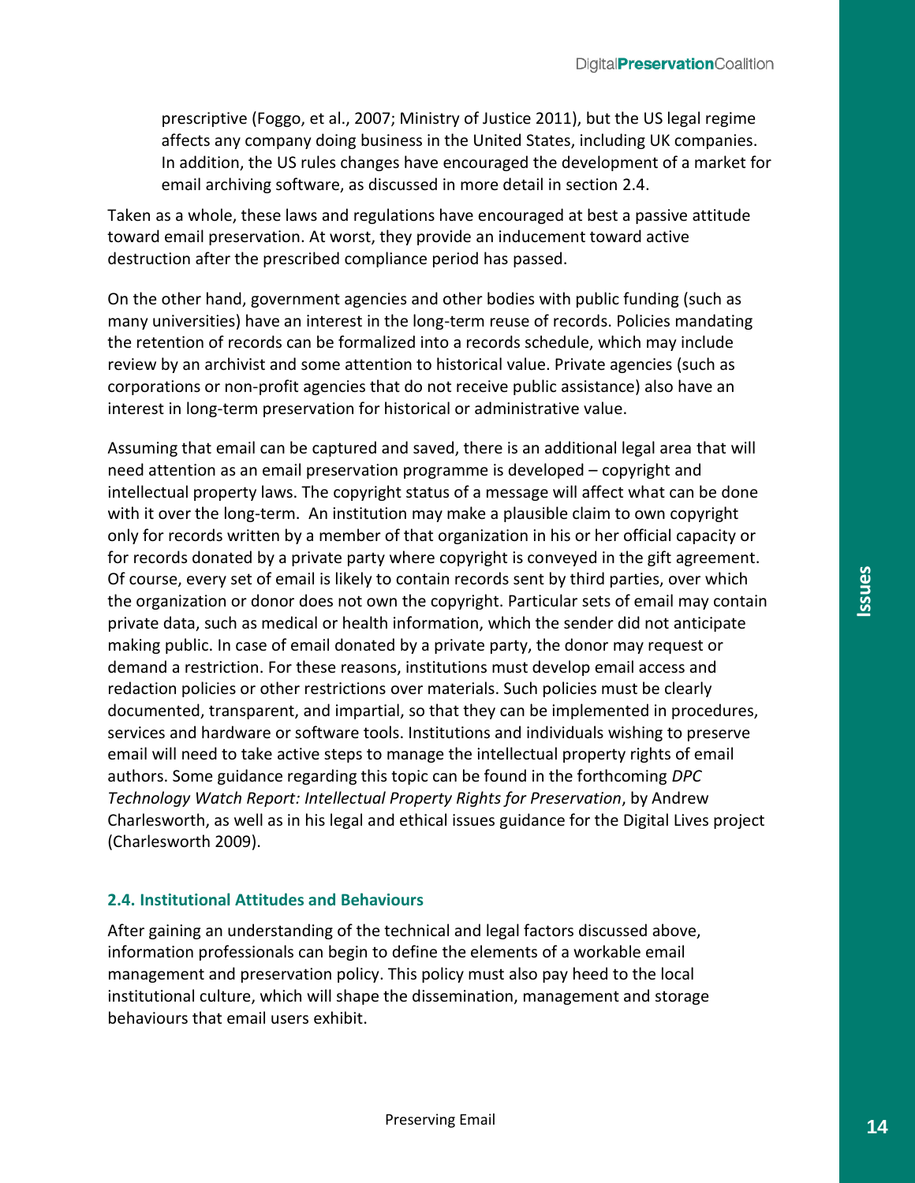prescriptive (Foggo, et al., 2007; Ministry of Justice 2011), but the US legal regime affects any company doing business in the United States, including UK companies. In addition, the US rules changes have encouraged the development of a market for email archiving software, as discussed in more detail in section 2.4.

Taken as a whole, these laws and regulations have encouraged at best a passive attitude toward email preservation. At worst, they provide an inducement toward active destruction after the prescribed compliance period has passed.

On the other hand, government agencies and other bodies with public funding (such as many universities) have an interest in the long-term reuse of records. Policies mandating the retention of records can be formalized into a records schedule, which may include review by an archivist and some attention to historical value. Private agencies (such as corporations or non-profit agencies that do not receive public assistance) also have an interest in long-term preservation for historical or administrative value.

Assuming that email can be captured and saved, there is an additional legal area that will need attention as an email preservation programme is developed – copyright and intellectual property laws. The copyright status of a message will affect what can be done with it over the long-term. An institution may make a plausible claim to own copyright only for records written by a member of that organization in his or her official capacity or for records donated by a private party where copyright is conveyed in the gift agreement. Of course, every set of email is likely to contain records sent by third parties, over which the organization or donor does not own the copyright. Particular sets of email may contain private data, such as medical or health information, which the sender did not anticipate making public. In case of email donated by a private party, the donor may request or demand a restriction. For these reasons, institutions must develop email access and redaction policies or other restrictions over materials. Such policies must be clearly documented, transparent, and impartial, so that they can be implemented in procedures, services and hardware or software tools. Institutions and individuals wishing to preserve email will need to take active steps to manage the intellectual property rights of email authors. Some guidance regarding this topic can be found in the forthcoming *DPC Technology Watch Report: Intellectual Property Rights for Preservation*, by Andrew Charlesworth, as well as in his legal and ethical issues guidance for the Digital Lives project (Charlesworth 2009).

### 2.4. Institutional Attitudes and Behaviours

After gaining an understanding of the technical and legal factors discussed above, information professionals can begin to define the elements of a workable email management and preservation policy. This policy must also pay heed to the local institutional culture, which will shape the dissemination, management and storage behaviours that email users exhibit.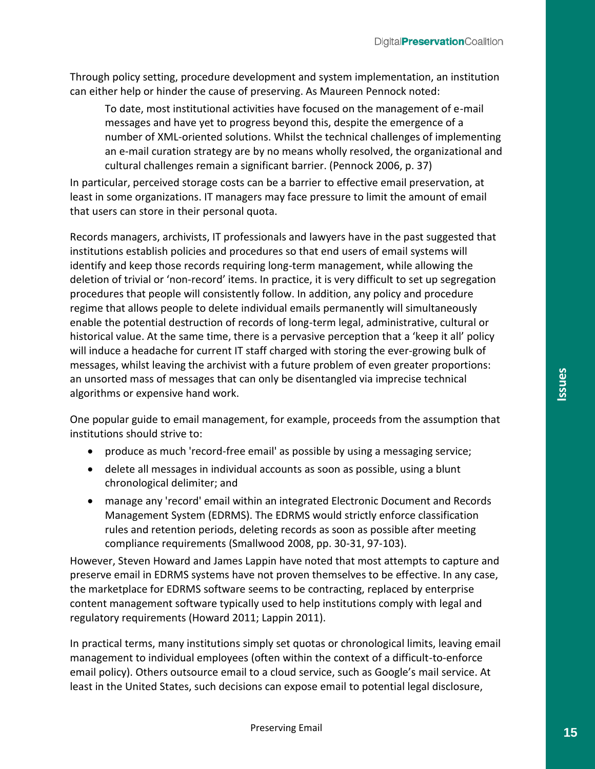Through policy setting, procedure development and system implementation, an institution can either help or hinder the cause of preserving. As Maureen Pennock noted:

> To date, most institutional activities have focused on the management of e-mail messages and have yet to progress beyond this, despite the emergence of a number of XML-oriented solutions. Whilst the technical challenges of implementing an e-mail curation strategy are by no means wholly resolved, the organizational and cultural challenges remain a significant barrier. (Pennock 2006, p. 37)

In particular, perceived storage costs can be a barrier to effective email preservation, at least in some organizations. IT managers may face pressure to limit the amount of email that users can store in their personal quota.

Records managers, archivists, IT professionals and lawyers have in the past suggested that institutions establish policies and procedures so that end users of email systems will identify and keep those records requiring long-term management, while allowing the deletion of trivial or 'non-record' items. In practice, it is very difficult to set up segregation procedures that people will consistently follow. In addition, any policy and procedure regime that allows people to delete individual emails permanently will simultaneously enable the potential destruction of records of long-term legal, administrative, cultural or historical value. At the same time, there is a pervasive perception that a 'keep it all' policy will induce a headache for current IT staff charged with storing the ever-growing bulk of messages, whilst leaving the archivist with a future problem of even greater proportions: an unsorted mass of messages that can only be disentangled via imprecise technical algorithms or expensive hand work.

One popular guide to email management, for example, proceeds from the assumption that institutions should strive to:

- produce as much 'record-free email' as possible by using a messaging service;
- delete all messages in individual accounts as soon as possible, using a blunt chronological delimiter; and
- manage any 'record' email within an integrated Electronic Document and Records Management System (EDRMS). The EDRMS would strictly enforce classification rules and retention periods, deleting records as soon as possible after meeting compliance requirements (Smallwood 2008, pp. 30-31, 97-103).

However, Steven Howard and James Lappin have noted that most attempts to capture and preserve email in EDRMS systems have not proven themselves to be effective. In any case, the marketplace for EDRMS software seems to be contracting, replaced by enterprise content management software typically used to help institutions comply with legal and regulatory requirements (Howard 2011; Lappin 2011).

In practical terms, many institutions simply set quotas or chronological limits, leaving email management to individual employees (often within the context of a difficult-to-enforce email policy). Others outsource email to a cloud service, such as Google's mail service. At least in the United States, such decisions can expose email to potential legal disclosure,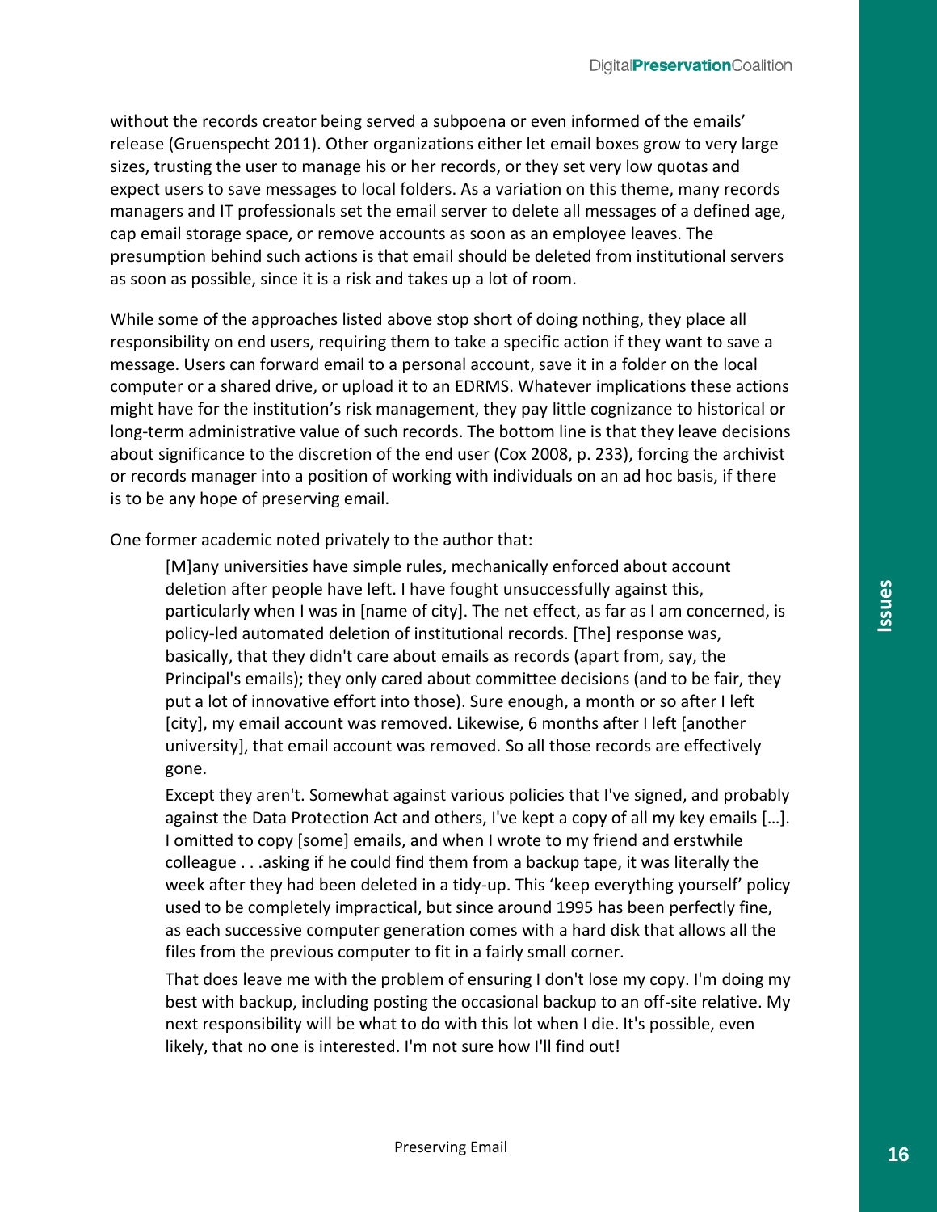without the records creator being served a subpoena or even informed of the emails' release (Gruenspecht 2011). Other organizations either let email boxes grow to very large sizes, trusting the user to manage his or her records, or they set very low quotas and expect users to save messages to local folders. As a variation on this theme, many records managers and IT professionals set the email server to delete all messages of a defined age, cap email storage space, or remove accounts as soon as an employee leaves. The presumption behind such actions is that email should be deleted from institutional servers as soon as possible, since it is a risk and takes up a lot of room.

While some of the approaches listed above stop short of doing nothing, they place all responsibility on end users, requiring them to take a specific action if they want to save a message. Users can forward email to a personal account, save it in a folder on the local computer or a shared drive, or upload it to an EDRMS. Whatever implications these actions might have for the institution's risk management, they pay little cognizance to historical or long-term administrative value of such records. The bottom line is that they leave decisions about significance to the discretion of the end user (Cox 2008, p. 233), forcing the archivist or records manager into a position of working with individuals on an ad hoc basis, if there is to be any hope of preserving email.

One former academic noted privately to the author that:

> [M]any universities have simple rules, mechanically enforced about account deletion after people have left. I have fought unsuccessfully against this, particularly when I was in [name of city]. The net effect, as far as I am concerned, is policy-led automated deletion of institutional records. [The] response was, basically, that they didn't care about emails as records (apart from, say, the Principal's emails); they only cared about committee decisions (and to be fair, they put a lot of innovative effort into those). Sure enough, a month or so after I left [city], my email account was removed. Likewise, 6 months after I left [another university], that email account was removed. So all those records are effectively gone.
>
> Except they aren't. Somewhat against various policies that I've signed, and probably against the Data Protection Act and others, I've kept a copy of all my key emails […]. I omitted to copy [some] emails, and when I wrote to my friend and erstwhile colleague . . .asking if he could find them from a backup tape, it was literally the week after they had been deleted in a tidy-up. This 'keep everything yourself' policy used to be completely impractical, but since around 1995 has been perfectly fine, as each successive computer generation comes with a hard disk that allows all the files from the previous computer to fit in a fairly small corner.
>
> That does leave me with the problem of ensuring I don't lose my copy. I'm doing my best with backup, including posting the occasional backup to an off-site relative. My next responsibility will be what to do with this lot when I die. It's possible, even likely, that no one is interested. I'm not sure how I'll find out!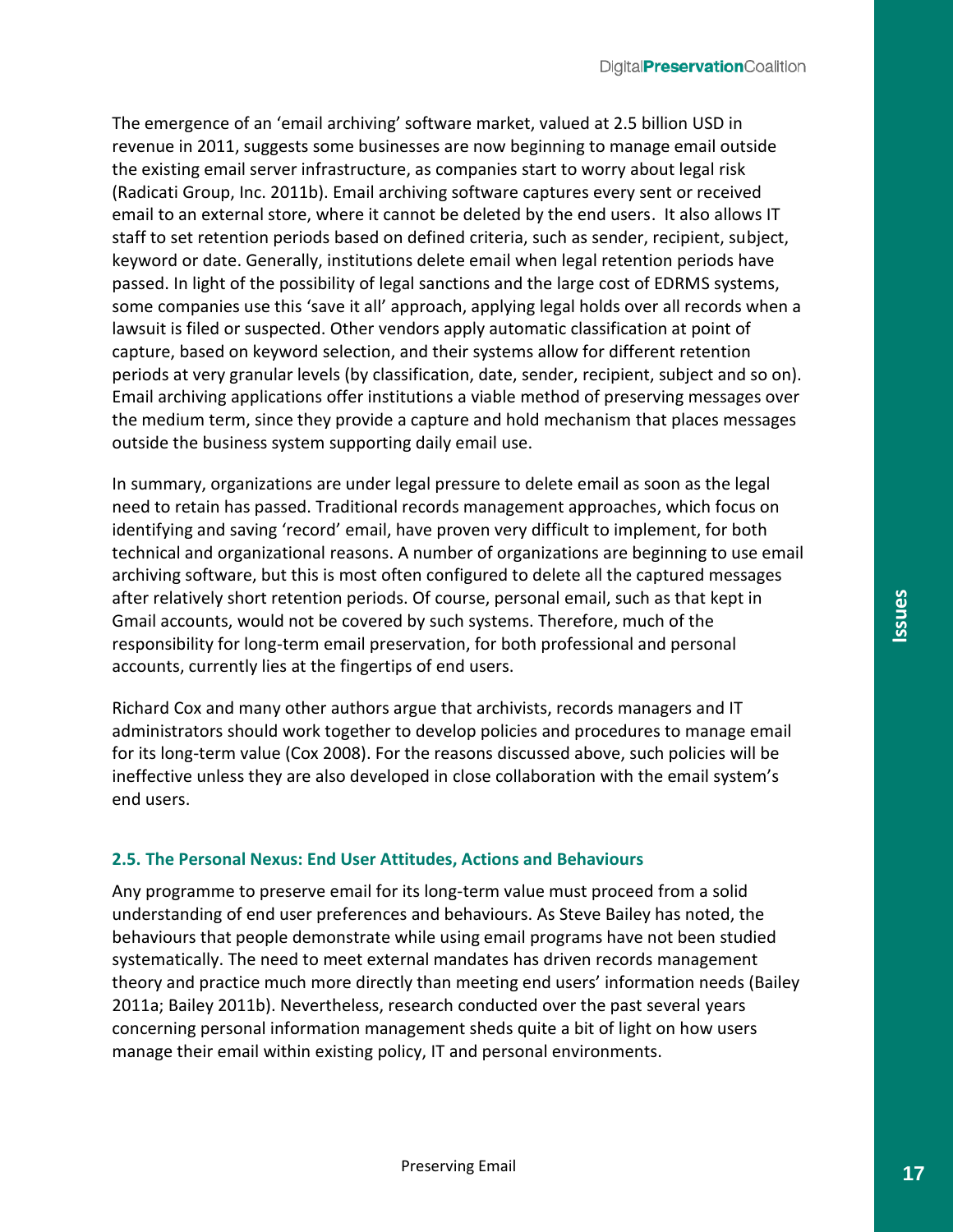The emergence of an 'email archiving' software market, valued at 2.5 billion USD in revenue in 2011, suggests some businesses are now beginning to manage email outside the existing email server infrastructure, as companies start to worry about legal risk (Radicati Group, Inc. 2011b). Email archiving software captures every sent or received email to an external store, where it cannot be deleted by the end users. It also allows IT staff to set retention periods based on defined criteria, such as sender, recipient, subject, keyword or date. Generally, institutions delete email when legal retention periods have passed. In light of the possibility of legal sanctions and the large cost of EDRMS systems, some companies use this 'save it all' approach, applying legal holds over all records when a lawsuit is filed or suspected. Other vendors apply automatic classification at point of capture, based on keyword selection, and their systems allow for different retention periods at very granular levels (by classification, date, sender, recipient, subject and so on). Email archiving applications offer institutions a viable method of preserving messages over the medium term, since they provide a capture and hold mechanism that places messages outside the business system supporting daily email use.

In summary, organizations are under legal pressure to delete email as soon as the legal need to retain has passed. Traditional records management approaches, which focus on identifying and saving 'record' email, have proven very difficult to implement, for both technical and organizational reasons. A number of organizations are beginning to use email archiving software, but this is most often configured to delete all the captured messages after relatively short retention periods. Of course, personal email, such as that kept in Gmail accounts, would not be covered by such systems. Therefore, much of the responsibility for long-term email preservation, for both professional and personal accounts, currently lies at the fingertips of end users.

Richard Cox and many other authors argue that archivists, records managers and IT administrators should work together to develop policies and procedures to manage email for its long-term value (Cox 2008). For the reasons discussed above, such policies will be ineffective unless they are also developed in close collaboration with the email system's end users.

### 2.5. The Personal Nexus: End User Attitudes, Actions and Behaviours

Any programme to preserve email for its long-term value must proceed from a solid understanding of end user preferences and behaviours. As Steve Bailey has noted, the behaviours that people demonstrate while using email programs have not been studied systematically. The need to meet external mandates has driven records management theory and practice much more directly than meeting end users' information needs (Bailey 2011a; Bailey 2011b). Nevertheless, research conducted over the past several years concerning personal information management sheds quite a bit of light on how users manage their email within existing policy, IT and personal environments.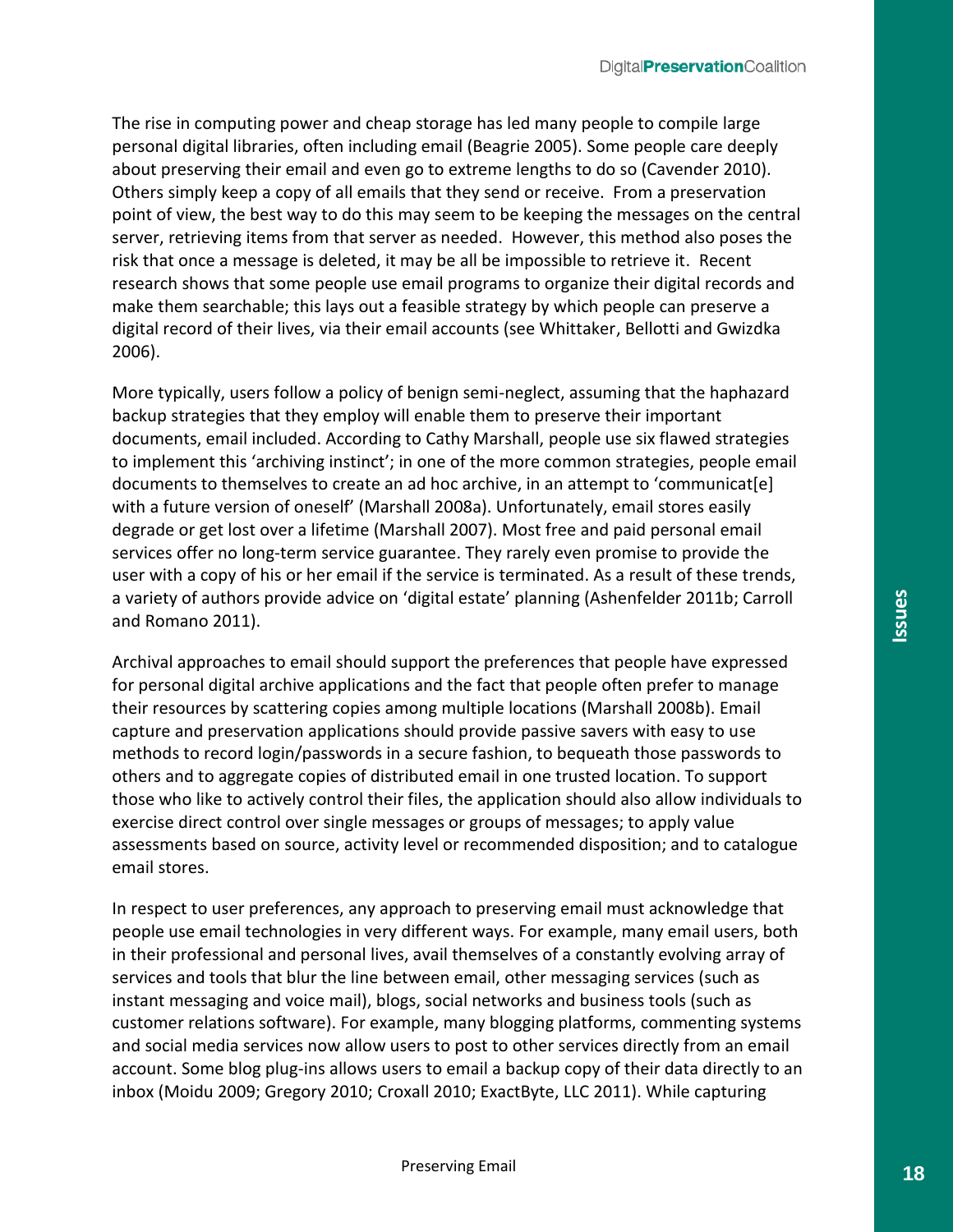The rise in computing power and cheap storage has led many people to compile large personal digital libraries, often including email (Beagrie 2005). Some people care deeply about preserving their email and even go to extreme lengths to do so (Cavender 2010). Others simply keep a copy of all emails that they send or receive. From a preservation point of view, the best way to do this may seem to be keeping the messages on the central server, retrieving items from that server as needed. However, this method also poses the risk that once a message is deleted, it may be all be impossible to retrieve it. Recent research shows that some people use email programs to organize their digital records and make them searchable; this lays out a feasible strategy by which people can preserve a digital record of their lives, via their email accounts (see Whittaker, Bellotti and Gwizdka 2006).

More typically, users follow a policy of benign semi-neglect, assuming that the haphazard backup strategies that they employ will enable them to preserve their important documents, email included. According to Cathy Marshall, people use six flawed strategies to implement this 'archiving instinct'; in one of the more common strategies, people email documents to themselves to create an ad hoc archive, in an attempt to 'communicat[e] with a future version of oneself' (Marshall 2008a). Unfortunately, email stores easily degrade or get lost over a lifetime (Marshall 2007). Most free and paid personal email services offer no long-term service guarantee. They rarely even promise to provide the user with a copy of his or her email if the service is terminated. As a result of these trends, a variety of authors provide advice on 'digital estate' planning (Ashenfelder 2011b; Carroll and Romano 2011).

Archival approaches to email should support the preferences that people have expressed for personal digital archive applications and the fact that people often prefer to manage their resources by scattering copies among multiple locations (Marshall 2008b). Email capture and preservation applications should provide passive savers with easy to use methods to record login/passwords in a secure fashion, to bequeath those passwords to others and to aggregate copies of distributed email in one trusted location. To support those who like to actively control their files, the application should also allow individuals to exercise direct control over single messages or groups of messages; to apply value assessments based on source, activity level or recommended disposition; and to catalogue email stores.

In respect to user preferences, any approach to preserving email must acknowledge that people use email technologies in very different ways. For example, many email users, both in their professional and personal lives, avail themselves of a constantly evolving array of services and tools that blur the line between email, other messaging services (such as instant messaging and voice mail), blogs, social networks and business tools (such as customer relations software). For example, many blogging platforms, commenting systems and social media services now allow users to post to other services directly from an email account. Some blog plug-ins allows users to email a backup copy of their data directly to an inbox (Moidu 2009; Gregory 2010; Croxall 2010; ExactByte, LLC 2011). While capturing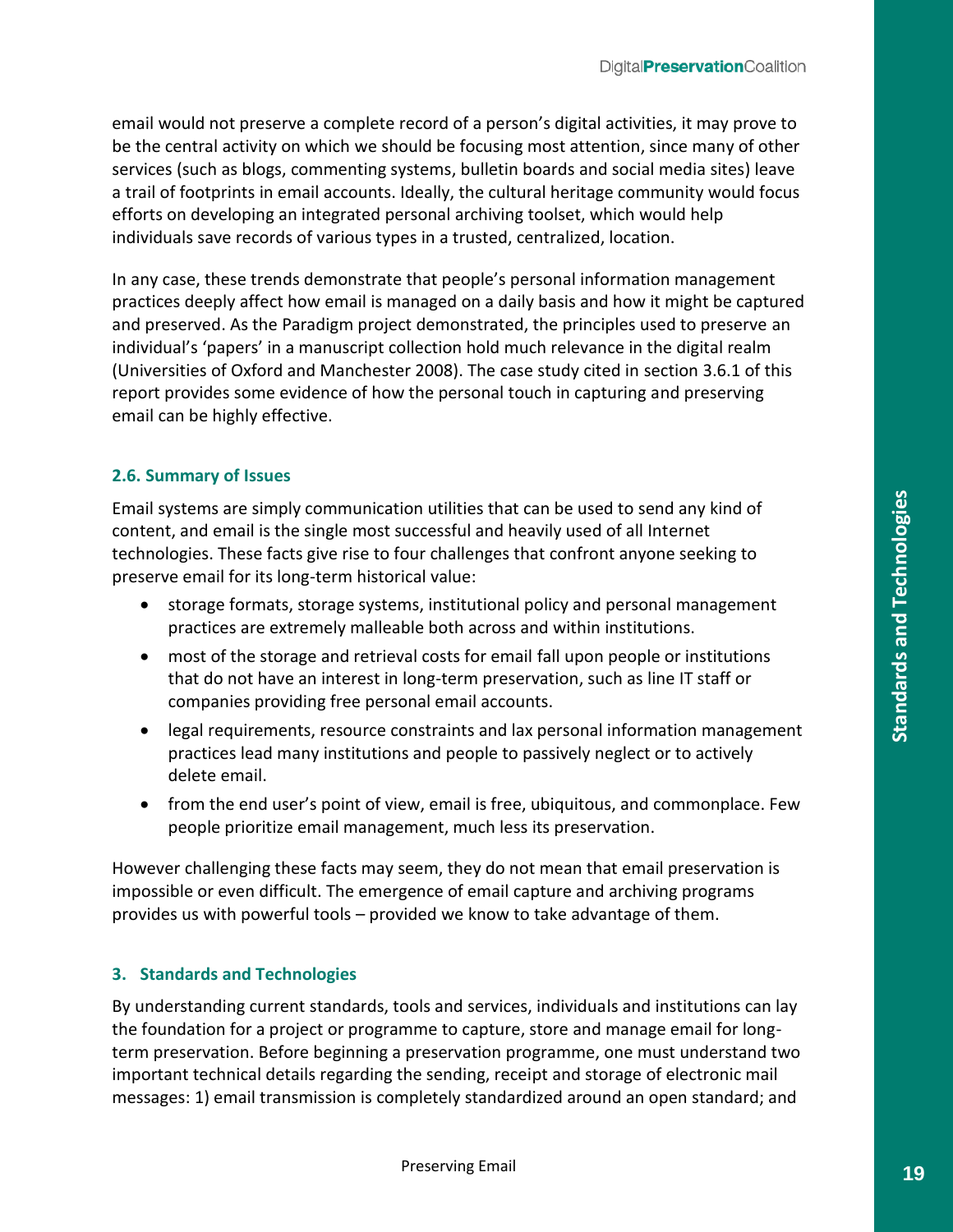email would not preserve a complete record of a person's digital activities, it may prove to be the central activity on which we should be focusing most attention, since many of other services (such as blogs, commenting systems, bulletin boards and social media sites) leave a trail of footprints in email accounts. Ideally, the cultural heritage community would focus efforts on developing an integrated personal archiving toolset, which would help individuals save records of various types in a trusted, centralized, location.

In any case, these trends demonstrate that people's personal information management practices deeply affect how email is managed on a daily basis and how it might be captured and preserved. As the Paradigm project demonstrated, the principles used to preserve an individual's 'papers' in a manuscript collection hold much relevance in the digital realm (Universities of Oxford and Manchester 2008). The case study cited in section 3.6.1 of this report provides some evidence of how the personal touch in capturing and preserving email can be highly effective.

### 2.6. Summary of Issues

Email systems are simply communication utilities that can be used to send any kind of content, and email is the single most successful and heavily used of all Internet technologies. These facts give rise to four challenges that confront anyone seeking to preserve email for its long-term historical value:

- storage formats, storage systems, institutional policy and personal management practices are extremely malleable both across and within institutions.
- most of the storage and retrieval costs for email fall upon people or institutions that do not have an interest in long-term preservation, such as line IT staff or companies providing free personal email accounts.
- legal requirements, resource constraints and lax personal information management practices lead many institutions and people to passively neglect or to actively delete email.
- from the end user's point of view, email is free, ubiquitous, and commonplace. Few people prioritize email management, much less its preservation.

However challenging these facts may seem, they do not mean that email preservation is impossible or even difficult. The emergence of email capture and archiving programs provides us with powerful tools – provided we know to take advantage of them.

## 3. Standards and Technologies

By understanding current standards, tools and services, individuals and institutions can lay the foundation for a project or programme to capture, store and manage email for long-term preservation. Before beginning a preservation programme, one must understand two important technical details regarding the sending, receipt and storage of electronic mail messages: 1) email transmission is completely standardized around an open standard; and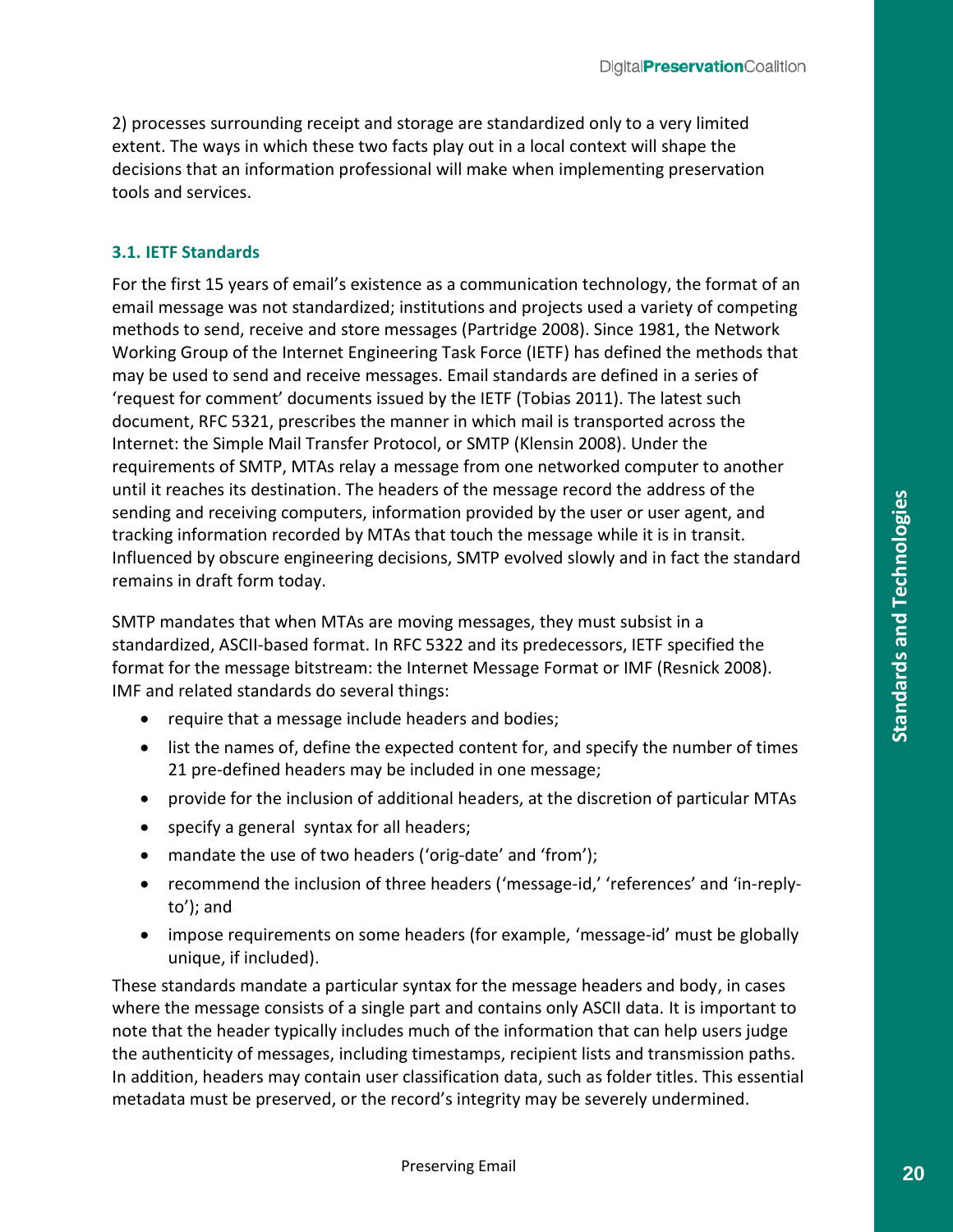2) processes surrounding receipt and storage are standardized only to a very limited extent. The ways in which these two facts play out in a local context will shape the decisions that an information professional will make when implementing preservation tools and services.

### 3.1. IETF Standards

For the first 15 years of email's existence as a communication technology, the format of an email message was not standardized; institutions and projects used a variety of competing methods to send, receive and store messages (Partridge 2008). Since 1981, the Network Working Group of the Internet Engineering Task Force (IETF) has defined the methods that may be used to send and receive messages. Email standards are defined in a series of 'request for comment' documents issued by the IETF (Tobias 2011). The latest such document, RFC 5321, prescribes the manner in which mail is transported across the Internet: the Simple Mail Transfer Protocol, or SMTP (Klensin 2008). Under the requirements of SMTP, MTAs relay a message from one networked computer to another until it reaches its destination. The headers of the message record the address of the sending and receiving computers, information provided by the user or user agent, and tracking information recorded by MTAs that touch the message while it is in transit. Influenced by obscure engineering decisions, SMTP evolved slowly and in fact the standard remains in draft form today.

SMTP mandates that when MTAs are moving messages, they must subsist in a standardized, ASCII-based format. In RFC 5322 and its predecessors, IETF specified the format for the message bitstream: the Internet Message Format or IMF (Resnick 2008). IMF and related standards do several things:

- require that a message include headers and bodies;
- list the names of, define the expected content for, and specify the number of times 21 pre-defined headers may be included in one message;
- provide for the inclusion of additional headers, at the discretion of particular MTAs
- specify a general syntax for all headers;
- mandate the use of two headers ('orig-date' and 'from');
- recommend the inclusion of three headers ('message-id,' 'references' and 'in-reply-to'); and
- impose requirements on some headers (for example, 'message-id' must be globally unique, if included).

These standards mandate a particular syntax for the message headers and body, in cases where the message consists of a single part and contains only ASCII data. It is important to note that the header typically includes much of the information that can help users judge the authenticity of messages, including timestamps, recipient lists and transmission paths. In addition, headers may contain user classification data, such as folder titles. This essential metadata must be preserved, or the record's integrity may be severely undermined.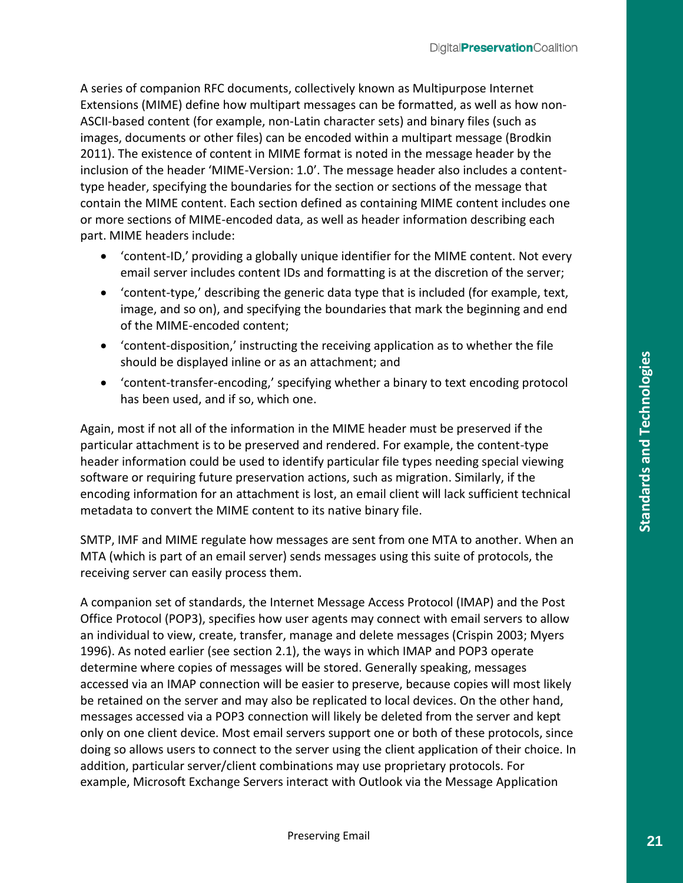A series of companion RFC documents, collectively known as Multipurpose Internet Extensions (MIME) define how multipart messages can be formatted, as well as how non-ASCII-based content (for example, non-Latin character sets) and binary files (such as images, documents or other files) can be encoded within a multipart message (Brodkin 2011). The existence of content in MIME format is noted in the message header by the inclusion of the header 'MIME-Version: 1.0'. The message header also includes a content-type header, specifying the boundaries for the section or sections of the message that contain the MIME content. Each section defined as containing MIME content includes one or more sections of MIME-encoded data, as well as header information describing each part. MIME headers include:

- 'content-ID,' providing a globally unique identifier for the MIME content. Not every email server includes content IDs and formatting is at the discretion of the server;
- 'content-type,' describing the generic data type that is included (for example, text, image, and so on), and specifying the boundaries that mark the beginning and end of the MIME-encoded content;
- 'content-disposition,' instructing the receiving application as to whether the file should be displayed inline or as an attachment; and
- 'content-transfer-encoding,' specifying whether a binary to text encoding protocol has been used, and if so, which one.

Again, most if not all of the information in the MIME header must be preserved if the particular attachment is to be preserved and rendered. For example, the content-type header information could be used to identify particular file types needing special viewing software or requiring future preservation actions, such as migration. Similarly, if the encoding information for an attachment is lost, an email client will lack sufficient technical metadata to convert the MIME content to its native binary file.

SMTP, IMF and MIME regulate how messages are sent from one MTA to another. When an MTA (which is part of an email server) sends messages using this suite of protocols, the receiving server can easily process them.

A companion set of standards, the Internet Message Access Protocol (IMAP) and the Post Office Protocol (POP3), specifies how user agents may connect with email servers to allow an individual to view, create, transfer, manage and delete messages (Crispin 2003; Myers 1996). As noted earlier (see section 2.1), the ways in which IMAP and POP3 operate determine where copies of messages will be stored. Generally speaking, messages accessed via an IMAP connection will be easier to preserve, because copies will most likely be retained on the server and may also be replicated to local devices. On the other hand, messages accessed via a POP3 connection will likely be deleted from the server and kept only on one client device. Most email servers support one or both of these protocols, since doing so allows users to connect to the server using the client application of their choice. In addition, particular server/client combinations may use proprietary protocols. For example, Microsoft Exchange Servers interact with Outlook via the Message Application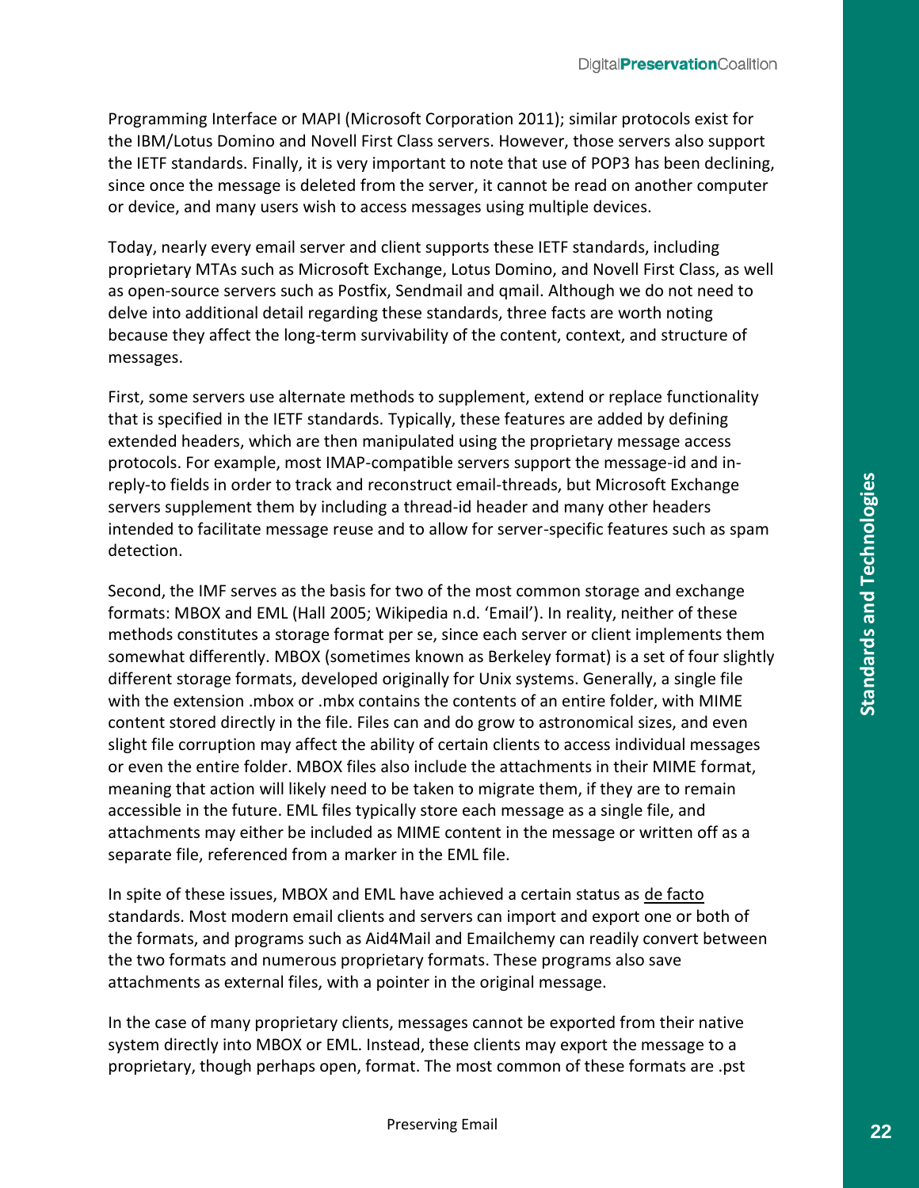Programming Interface or MAPI (Microsoft Corporation 2011); similar protocols exist for the IBM/Lotus Domino and Novell First Class servers. However, those servers also support the IETF standards. Finally, it is very important to note that use of POP3 has been declining, since once the message is deleted from the server, it cannot be read on another computer or device, and many users wish to access messages using multiple devices.

Today, nearly every email server and client supports these IETF standards, including proprietary MTAs such as Microsoft Exchange, Lotus Domino, and Novell First Class, as well as open-source servers such as Postfix, Sendmail and qmail. Although we do not need to delve into additional detail regarding these standards, three facts are worth noting because they affect the long-term survivability of the content, context, and structure of messages.

First, some servers use alternate methods to supplement, extend or replace functionality that is specified in the IETF standards. Typically, these features are added by defining extended headers, which are then manipulated using the proprietary message access protocols. For example, most IMAP-compatible servers support the message-id and in-reply-to fields in order to track and reconstruct email-threads, but Microsoft Exchange servers supplement them by including a thread-id header and many other headers intended to facilitate message reuse and to allow for server-specific features such as spam detection.

Second, the IMF serves as the basis for two of the most common storage and exchange formats: MBOX and EML (Hall 2005; Wikipedia n.d. 'Email'). In reality, neither of these methods constitutes a storage format per se, since each server or client implements them somewhat differently. MBOX (sometimes known as Berkeley format) is a set of four slightly different storage formats, developed originally for Unix systems. Generally, a single file with the extension .mbox or .mbx contains the contents of an entire folder, with MIME content stored directly in the file. Files can and do grow to astronomical sizes, and even slight file corruption may affect the ability of certain clients to access individual messages or even the entire folder. MBOX files also include the attachments in their MIME format, meaning that action will likely need to be taken to migrate them, if they are to remain accessible in the future. EML files typically store each message as a single file, and attachments may either be included as MIME content in the message or written off as a separate file, referenced from a marker in the EML file.

In spite of these issues, MBOX and EML have achieved a certain status as de facto standards. Most modern email clients and servers can import and export one or both of the formats, and programs such as Aid4Mail and Emailchemy can readily convert between the two formats and numerous proprietary formats. These programs also save attachments as external files, with a pointer in the original message.

In the case of many proprietary clients, messages cannot be exported from their native system directly into MBOX or EML. Instead, these clients may export the message to a proprietary, though perhaps open, format. The most common of these formats are .pst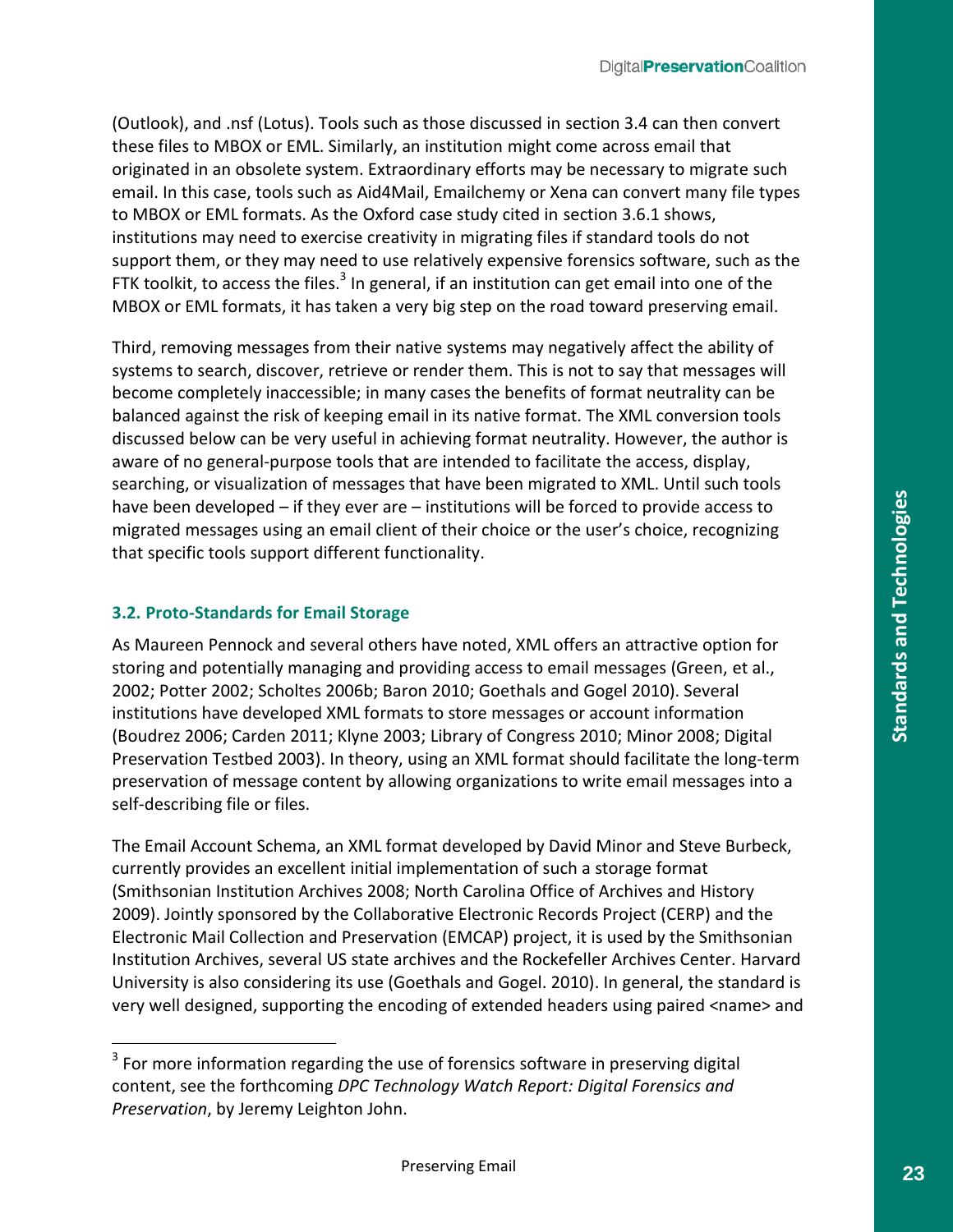(Outlook), and .nsf (Lotus). Tools such as those discussed in section 3.4 can then convert these files to MBOX or EML. Similarly, an institution might come across email that originated in an obsolete system. Extraordinary efforts may be necessary to migrate such email. In this case, tools such as Aid4Mail, Emailchemy or Xena can convert many file types to MBOX or EML formats. As the Oxford case study cited in section 3.6.1 shows, institutions may need to exercise creativity in migrating files if standard tools do not support them, or they may need to use relatively expensive forensics software, such as the FTK toolkit, to access the files.[3] In general, if an institution can get email into one of the MBOX or EML formats, it has taken a very big step on the road toward preserving email.

Third, removing messages from their native systems may negatively affect the ability of systems to search, discover, retrieve or render them. This is not to say that messages will become completely inaccessible; in many cases the benefits of format neutrality can be balanced against the risk of keeping email in its native format. The XML conversion tools discussed below can be very useful in achieving format neutrality. However, the author is aware of no general-purpose tools that are intended to facilitate the access, display, searching, or visualization of messages that have been migrated to XML. Until such tools have been developed – if they ever are – institutions will be forced to provide access to migrated messages using an email client of their choice or the user's choice, recognizing that specific tools support different functionality.

### 3.2. Proto-Standards for Email Storage

As Maureen Pennock and several others have noted, XML offers an attractive option for storing and potentially managing and providing access to email messages (Green, et al., 2002; Potter 2002; Scholtes 2006b; Baron 2010; Goethals and Gogel 2010). Several institutions have developed XML formats to store messages or account information (Boudrez 2006; Carden 2011; Klyne 2003; Library of Congress 2010; Minor 2008; Digital Preservation Testbed 2003). In theory, using an XML format should facilitate the long-term preservation of message content by allowing organizations to write email messages into a self-describing file or files.

The Email Account Schema, an XML format developed by David Minor and Steve Burbeck, currently provides an excellent initial implementation of such a storage format (Smithsonian Institution Archives 2008; North Carolina Office of Archives and History 2009). Jointly sponsored by the Collaborative Electronic Records Project (CERP) and the Electronic Mail Collection and Preservation (EMCAP) project, it is used by the Smithsonian Institution Archives, several US state archives and the Rockefeller Archives Center. Harvard University is also considering its use (Goethals and Gogel. 2010). In general, the standard is very well designed, supporting the encoding of extended headers using paired <name> and

[3] For more information regarding the use of forensics software in preserving digital content, see the forthcoming *DPC Technology Watch Report: Digital Forensics and Preservation*, by Jeremy Leighton John.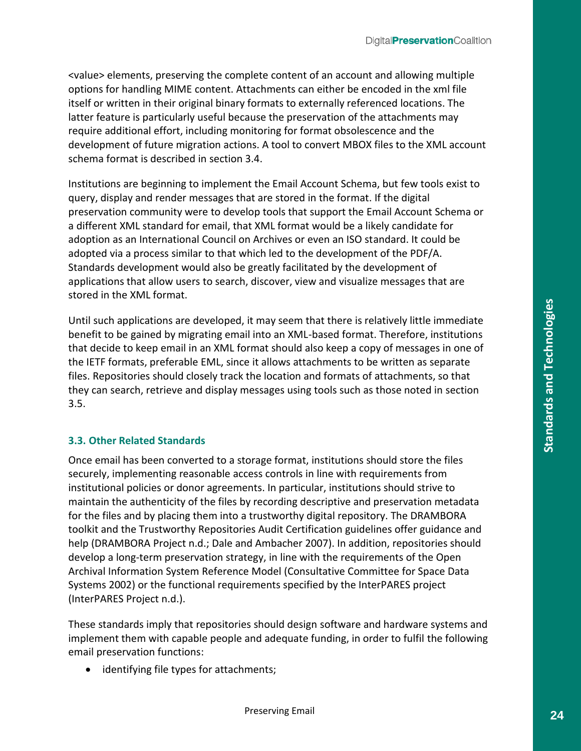<value> elements, preserving the complete content of an account and allowing multiple options for handling MIME content. Attachments can either be encoded in the xml file itself or written in their original binary formats to externally referenced locations. The latter feature is particularly useful because the preservation of the attachments may require additional effort, including monitoring for format obsolescence and the development of future migration actions. A tool to convert MBOX files to the XML account schema format is described in section 3.4.

Institutions are beginning to implement the Email Account Schema, but few tools exist to query, display and render messages that are stored in the format. If the digital preservation community were to develop tools that support the Email Account Schema or a different XML standard for email, that XML format would be a likely candidate for adoption as an International Council on Archives or even an ISO standard. It could be adopted via a process similar to that which led to the development of the PDF/A. Standards development would also be greatly facilitated by the development of applications that allow users to search, discover, view and visualize messages that are stored in the XML format.

Until such applications are developed, it may seem that there is relatively little immediate benefit to be gained by migrating email into an XML-based format. Therefore, institutions that decide to keep email in an XML format should also keep a copy of messages in one of the IETF formats, preferable EML, since it allows attachments to be written as separate files. Repositories should closely track the location and formats of attachments, so that they can search, retrieve and display messages using tools such as those noted in section 3.5.

### 3.3. Other Related Standards

Once email has been converted to a storage format, institutions should store the files securely, implementing reasonable access controls in line with requirements from institutional policies or donor agreements. In particular, institutions should strive to maintain the authenticity of the files by recording descriptive and preservation metadata for the files and by placing them into a trustworthy digital repository. The DRAMBORA toolkit and the Trustworthy Repositories Audit Certification guidelines offer guidance and help (DRAMBORA Project n.d.; Dale and Ambacher 2007). In addition, repositories should develop a long-term preservation strategy, in line with the requirements of the Open Archival Information System Reference Model (Consultative Committee for Space Data Systems 2002) or the functional requirements specified by the InterPARES project (InterPARES Project n.d.).

These standards imply that repositories should design software and hardware systems and implement them with capable people and adequate funding, in order to fulfil the following email preservation functions:

- identifying file types for attachments;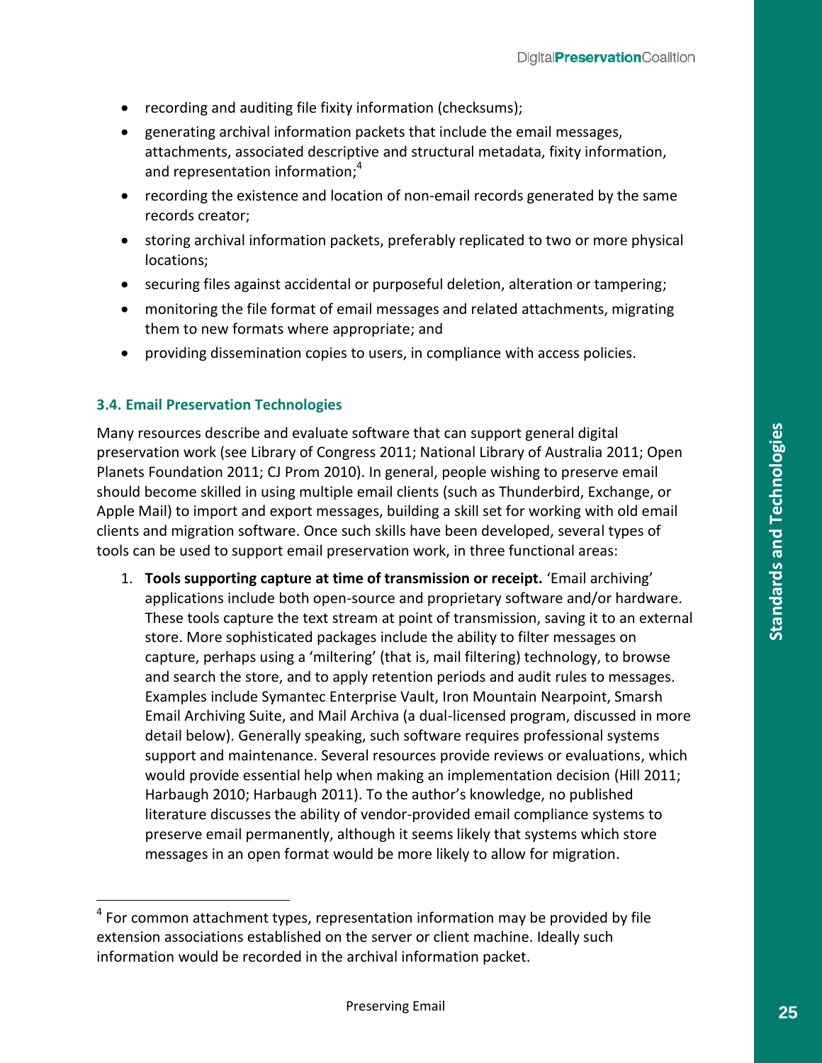- recording and auditing file fixity information (checksums);
- generating archival information packets that include the email messages, attachments, associated descriptive and structural metadata, fixity information, and representation information;[4]
- recording the existence and location of non-email records generated by the same records creator;
- storing archival information packets, preferably replicated to two or more physical locations;
- securing files against accidental or purposeful deletion, alteration or tampering;
- monitoring the file format of email messages and related attachments, migrating them to new formats where appropriate; and
- providing dissemination copies to users, in compliance with access policies.

### 3.4. Email Preservation Technologies

Many resources describe and evaluate software that can support general digital preservation work (see Library of Congress 2011; National Library of Australia 2011; Open Planets Foundation 2011; CJ Prom 2010). In general, people wishing to preserve email should become skilled in using multiple email clients (such as Thunderbird, Exchange, or Apple Mail) to import and export messages, building a skill set for working with old email clients and migration software. Once such skills have been developed, several types of tools can be used to support email preservation work, in three functional areas:

1. **Tools supporting capture at time of transmission or receipt.** 'Email archiving' applications include both open-source and proprietary software and/or hardware. These tools capture the text stream at point of transmission, saving it to an external store. More sophisticated packages include the ability to filter messages on capture, perhaps using a 'miltering' (that is, mail filtering) technology, to browse and search the store, and to apply retention periods and audit rules to messages. Examples include Symantec Enterprise Vault, Iron Mountain Nearpoint, Smarsh Email Archiving Suite, and Mail Archiva (a dual-licensed program, discussed in more detail below). Generally speaking, such software requires professional systems support and maintenance. Several resources provide reviews or evaluations, which would provide essential help when making an implementation decision (Hill 2011; Harbaugh 2010; Harbaugh 2011). To the author's knowledge, no published literature discusses the ability of vendor-provided email compliance systems to preserve email permanently, although it seems likely that systems which store messages in an open format would be more likely to allow for migration.

[4] For common attachment types, representation information may be provided by file extension associations established on the server or client machine. Ideally such information would be recorded in the archival information packet.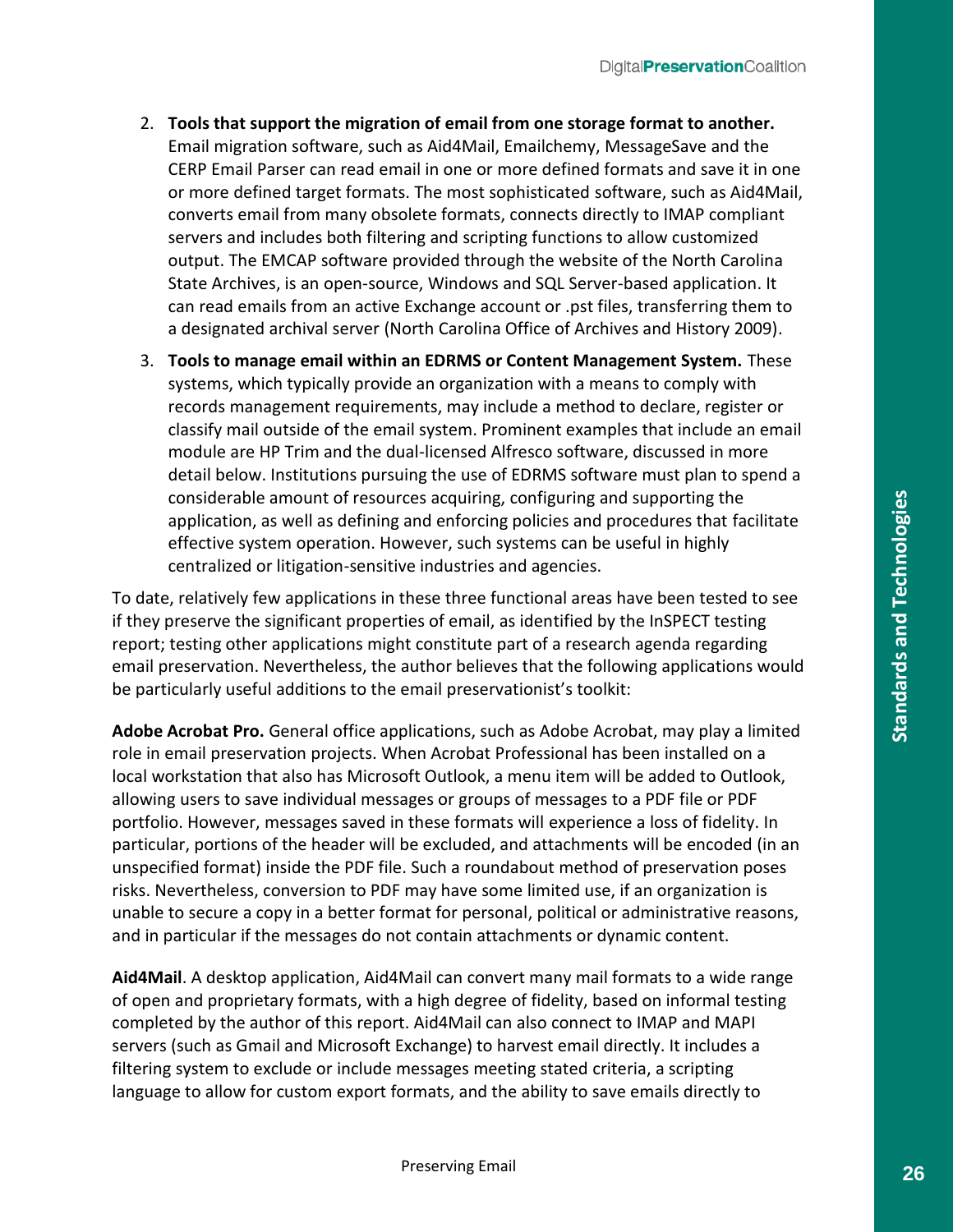2. **Tools that support the migration of email from one storage format to another.** Email migration software, such as Aid4Mail, Emailchemy, MessageSave and the CERP Email Parser can read email in one or more defined formats and save it in one or more defined target formats. The most sophisticated software, such as Aid4Mail, converts email from many obsolete formats, connects directly to IMAP compliant servers and includes both filtering and scripting functions to allow customized output. The EMCAP software provided through the website of the North Carolina State Archives, is an open-source, Windows and SQL Server-based application. It can read emails from an active Exchange account or .pst files, transferring them to a designated archival server (North Carolina Office of Archives and History 2009).

3. **Tools to manage email within an EDRMS or Content Management System.** These systems, which typically provide an organization with a means to comply with records management requirements, may include a method to declare, register or classify mail outside of the email system. Prominent examples that include an email module are HP Trim and the dual-licensed Alfresco software, discussed in more detail below. Institutions pursuing the use of EDRMS software must plan to spend a considerable amount of resources acquiring, configuring and supporting the application, as well as defining and enforcing policies and procedures that facilitate effective system operation. However, such systems can be useful in highly centralized or litigation-sensitive industries and agencies.

To date, relatively few applications in these three functional areas have been tested to see if they preserve the significant properties of email, as identified by the InSPECT testing report; testing other applications might constitute part of a research agenda regarding email preservation. Nevertheless, the author believes that the following applications would be particularly useful additions to the email preservationist's toolkit:

**Adobe Acrobat Pro.** General office applications, such as Adobe Acrobat, may play a limited role in email preservation projects. When Acrobat Professional has been installed on a local workstation that also has Microsoft Outlook, a menu item will be added to Outlook, allowing users to save individual messages or groups of messages to a PDF file or PDF portfolio. However, messages saved in these formats will experience a loss of fidelity. In particular, portions of the header will be excluded, and attachments will be encoded (in an unspecified format) inside the PDF file. Such a roundabout method of preservation poses risks. Nevertheless, conversion to PDF may have some limited use, if an organization is unable to secure a copy in a better format for personal, political or administrative reasons, and in particular if the messages do not contain attachments or dynamic content.

**Aid4Mail**. A desktop application, Aid4Mail can convert many mail formats to a wide range of open and proprietary formats, with a high degree of fidelity, based on informal testing completed by the author of this report. Aid4Mail can also connect to IMAP and MAPI servers (such as Gmail and Microsoft Exchange) to harvest email directly. It includes a filtering system to exclude or include messages meeting stated criteria, a scripting language to allow for custom export formats, and the ability to save emails directly to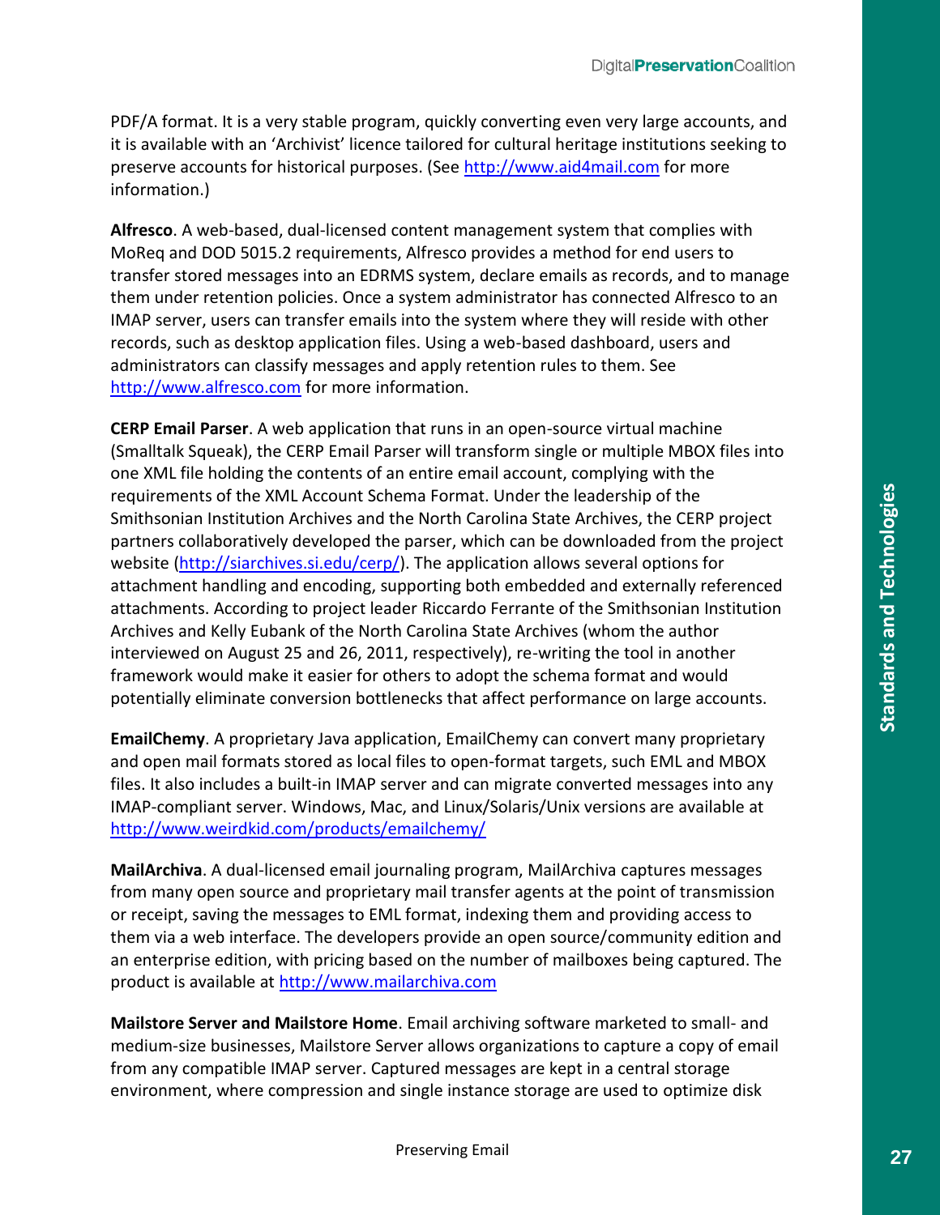PDF/A format. It is a very stable program, quickly converting even very large accounts, and it is available with an 'Archivist' licence tailored for cultural heritage institutions seeking to preserve accounts for historical purposes. (See http://www.aid4mail.com for more information.)

**Alfresco**. A web-based, dual-licensed content management system that complies with MoReq and DOD 5015.2 requirements, Alfresco provides a method for end users to transfer stored messages into an EDRMS system, declare emails as records, and to manage them under retention policies. Once a system administrator has connected Alfresco to an IMAP server, users can transfer emails into the system where they will reside with other records, such as desktop application files. Using a web-based dashboard, users and administrators can classify messages and apply retention rules to them. See http://www.alfresco.com for more information.

**CERP Email Parser**. A web application that runs in an open-source virtual machine (Smalltalk Squeak), the CERP Email Parser will transform single or multiple MBOX files into one XML file holding the contents of an entire email account, complying with the requirements of the XML Account Schema Format. Under the leadership of the Smithsonian Institution Archives and the North Carolina State Archives, the CERP project partners collaboratively developed the parser, which can be downloaded from the project website (http://siarchives.si.edu/cerp/). The application allows several options for attachment handling and encoding, supporting both embedded and externally referenced attachments. According to project leader Riccardo Ferrante of the Smithsonian Institution Archives and Kelly Eubank of the North Carolina State Archives (whom the author interviewed on August 25 and 26, 2011, respectively), re-writing the tool in another framework would make it easier for others to adopt the schema format and would potentially eliminate conversion bottlenecks that affect performance on large accounts.

**EmailChemy**. A proprietary Java application, EmailChemy can convert many proprietary and open mail formats stored as local files to open-format targets, such EML and MBOX files. It also includes a built-in IMAP server and can migrate converted messages into any IMAP-compliant server. Windows, Mac, and Linux/Solaris/Unix versions are available at http://www.weirdkid.com/products/emailchemy/

**MailArchiva**. A dual-licensed email journaling program, MailArchiva captures messages from many open source and proprietary mail transfer agents at the point of transmission or receipt, saving the messages to EML format, indexing them and providing access to them via a web interface. The developers provide an open source/community edition and an enterprise edition, with pricing based on the number of mailboxes being captured. The product is available at http://www.mailarchiva.com

**Mailstore Server and Mailstore Home**. Email archiving software marketed to small- and medium-size businesses, Mailstore Server allows organizations to capture a copy of email from any compatible IMAP server. Captured messages are kept in a central storage environment, where compression and single instance storage are used to optimize disk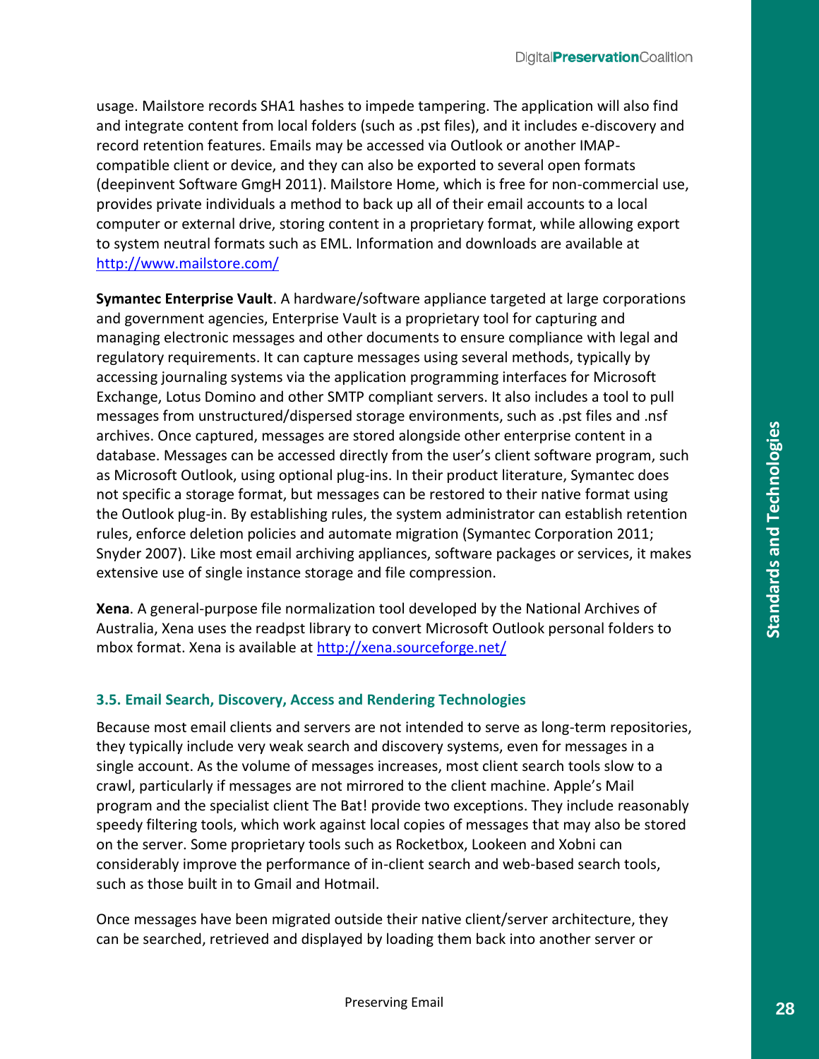usage. Mailstore records SHA1 hashes to impede tampering. The application will also find and integrate content from local folders (such as .pst files), and it includes e-discovery and record retention features. Emails may be accessed via Outlook or another IMAP-compatible client or device, and they can also be exported to several open formats (deepinvent Software GmgH 2011). Mailstore Home, which is free for non-commercial use, provides private individuals a method to back up all of their email accounts to a local computer or external drive, storing content in a proprietary format, while allowing export to system neutral formats such as EML. Information and downloads are available at http://www.mailstore.com/

**Symantec Enterprise Vault**. A hardware/software appliance targeted at large corporations and government agencies, Enterprise Vault is a proprietary tool for capturing and managing electronic messages and other documents to ensure compliance with legal and regulatory requirements. It can capture messages using several methods, typically by accessing journaling systems via the application programming interfaces for Microsoft Exchange, Lotus Domino and other SMTP compliant servers. It also includes a tool to pull messages from unstructured/dispersed storage environments, such as .pst files and .nsf archives. Once captured, messages are stored alongside other enterprise content in a database. Messages can be accessed directly from the user's client software program, such as Microsoft Outlook, using optional plug-ins. In their product literature, Symantec does not specific a storage format, but messages can be restored to their native format using the Outlook plug-in. By establishing rules, the system administrator can establish retention rules, enforce deletion policies and automate migration (Symantec Corporation 2011; Snyder 2007). Like most email archiving appliances, software packages or services, it makes extensive use of single instance storage and file compression.

**Xena**. A general-purpose file normalization tool developed by the National Archives of Australia, Xena uses the readpst library to convert Microsoft Outlook personal folders to mbox format. Xena is available at http://xena.sourceforge.net/

### 3.5. Email Search, Discovery, Access and Rendering Technologies

Because most email clients and servers are not intended to serve as long-term repositories, they typically include very weak search and discovery systems, even for messages in a single account. As the volume of messages increases, most client search tools slow to a crawl, particularly if messages are not mirrored to the client machine. Apple's Mail program and the specialist client The Bat! provide two exceptions. They include reasonably speedy filtering tools, which work against local copies of messages that may also be stored on the server. Some proprietary tools such as Rocketbox, Lookeen and Xobni can considerably improve the performance of in-client search and web-based search tools, such as those built in to Gmail and Hotmail.

Once messages have been migrated outside their native client/server architecture, they can be searched, retrieved and displayed by loading them back into another server or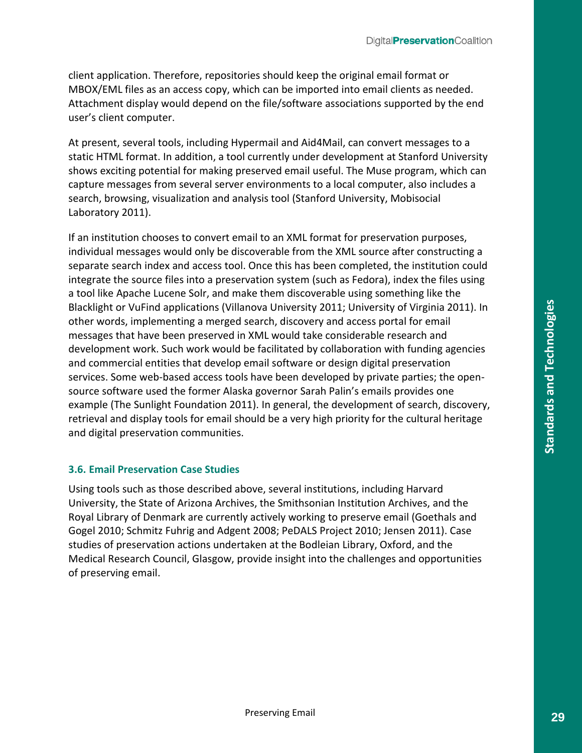client application. Therefore, repositories should keep the original email format or MBOX/EML files as an access copy, which can be imported into email clients as needed. Attachment display would depend on the file/software associations supported by the end user's client computer.

At present, several tools, including Hypermail and Aid4Mail, can convert messages to a static HTML format. In addition, a tool currently under development at Stanford University shows exciting potential for making preserved email useful. The Muse program, which can capture messages from several server environments to a local computer, also includes a search, browsing, visualization and analysis tool (Stanford University, Mobisocial Laboratory 2011).

If an institution chooses to convert email to an XML format for preservation purposes, individual messages would only be discoverable from the XML source after constructing a separate search index and access tool. Once this has been completed, the institution could integrate the source files into a preservation system (such as Fedora), index the files using a tool like Apache Lucene Solr, and make them discoverable using something like the Blacklight or VuFind applications (Villanova University 2011; University of Virginia 2011). In other words, implementing a merged search, discovery and access portal for email messages that have been preserved in XML would take considerable research and development work. Such work would be facilitated by collaboration with funding agencies and commercial entities that develop email software or design digital preservation services. Some web-based access tools have been developed by private parties; the open-source software used the former Alaska governor Sarah Palin's emails provides one example (The Sunlight Foundation 2011). In general, the development of search, discovery, retrieval and display tools for email should be a very high priority for the cultural heritage and digital preservation communities.

### 3.6. Email Preservation Case Studies

Using tools such as those described above, several institutions, including Harvard University, the State of Arizona Archives, the Smithsonian Institution Archives, and the Royal Library of Denmark are currently actively working to preserve email (Goethals and Gogel 2010; Schmitz Fuhrig and Adgent 2008; PeDALS Project 2010; Jensen 2011). Case studies of preservation actions undertaken at the Bodleian Library, Oxford, and the Medical Research Council, Glasgow, provide insight into the challenges and opportunities of preserving email.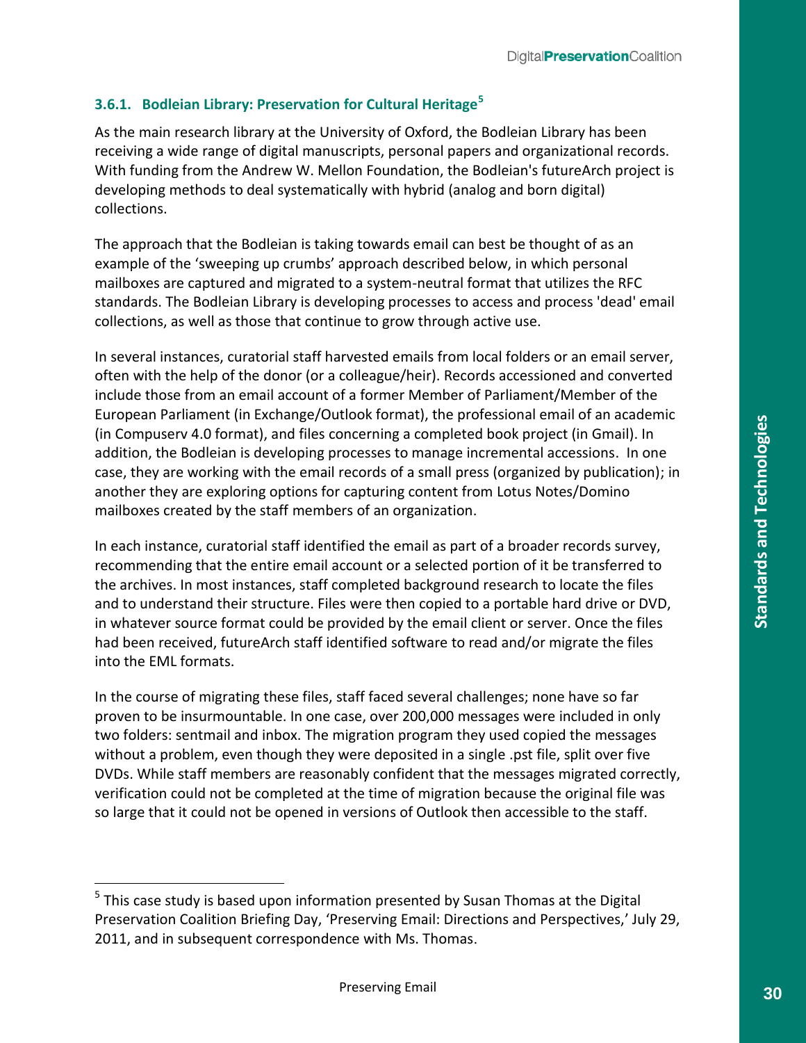### 3.6.1. Bodleian Library: Preservation for Cultural Heritage[5]

As the main research library at the University of Oxford, the Bodleian Library has been receiving a wide range of digital manuscripts, personal papers and organizational records. With funding from the Andrew W. Mellon Foundation, the Bodleian's futureArch project is developing methods to deal systematically with hybrid (analog and born digital) collections.

The approach that the Bodleian is taking towards email can best be thought of as an example of the 'sweeping up crumbs' approach described below, in which personal mailboxes are captured and migrated to a system-neutral format that utilizes the RFC standards. The Bodleian Library is developing processes to access and process 'dead' email collections, as well as those that continue to grow through active use.

In several instances, curatorial staff harvested emails from local folders or an email server, often with the help of the donor (or a colleague/heir). Records accessioned and converted include those from an email account of a former Member of Parliament/Member of the European Parliament (in Exchange/Outlook format), the professional email of an academic (in Compuserv 4.0 format), and files concerning a completed book project (in Gmail). In addition, the Bodleian is developing processes to manage incremental accessions. In one case, they are working with the email records of a small press (organized by publication); in another they are exploring options for capturing content from Lotus Notes/Domino mailboxes created by the staff members of an organization.

In each instance, curatorial staff identified the email as part of a broader records survey, recommending that the entire email account or a selected portion of it be transferred to the archives. In most instances, staff completed background research to locate the files and to understand their structure. Files were then copied to a portable hard drive or DVD, in whatever source format could be provided by the email client or server. Once the files had been received, futureArch staff identified software to read and/or migrate the files into the EML formats.

In the course of migrating these files, staff faced several challenges; none have so far proven to be insurmountable. In one case, over 200,000 messages were included in only two folders: sentmail and inbox. The migration program they used copied the messages without a problem, even though they were deposited in a single .pst file, split over five DVDs. While staff members are reasonably confident that the messages migrated correctly, verification could not be completed at the time of migration because the original file was so large that it could not be opened in versions of Outlook then accessible to the staff.

---

[5] This case study is based upon information presented by Susan Thomas at the Digital Preservation Coalition Briefing Day, 'Preserving Email: Directions and Perspectives,' July 29, 2011, and in subsequent correspondence with Ms. Thomas.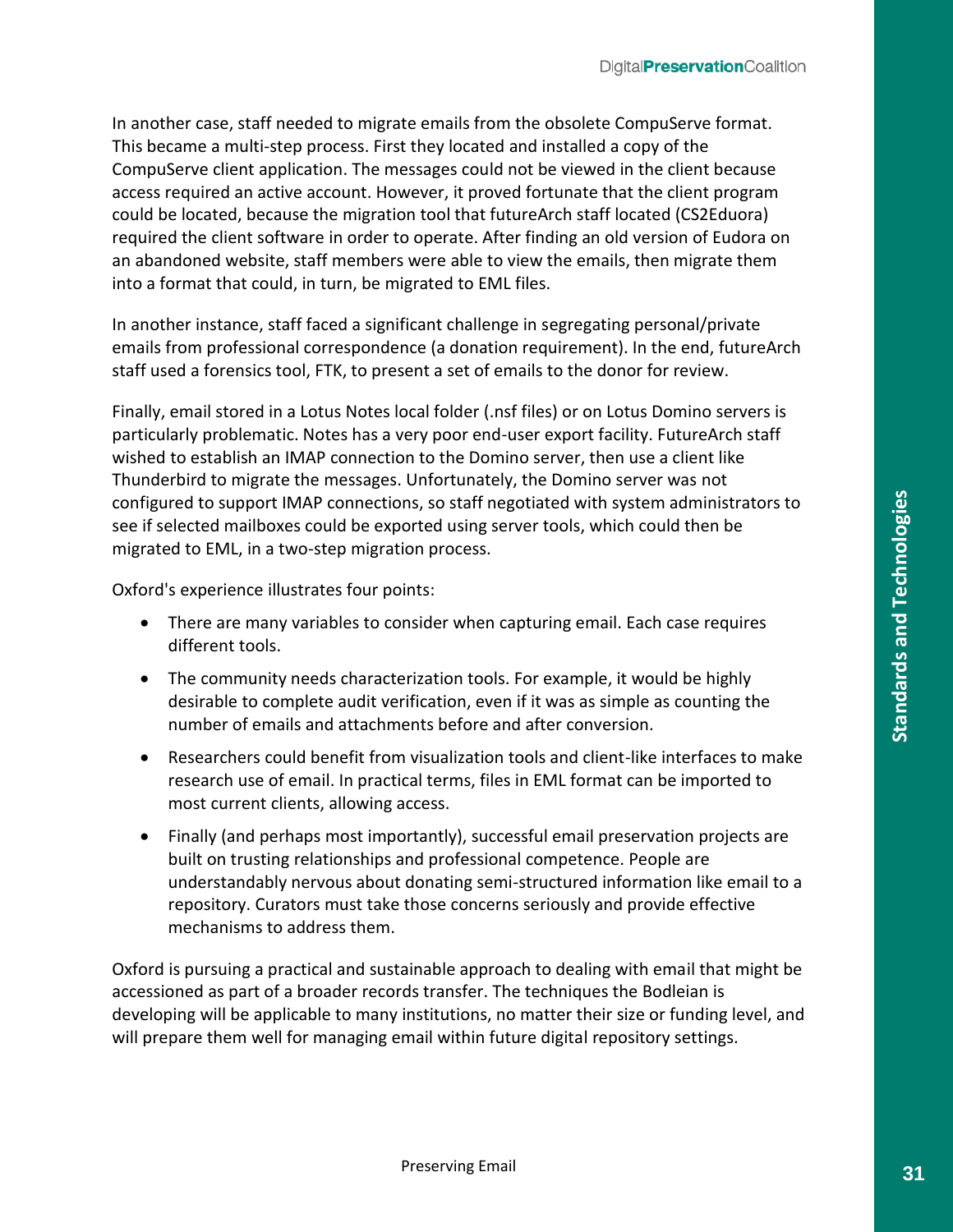In another case, staff needed to migrate emails from the obsolete CompuServe format. This became a multi-step process. First they located and installed a copy of the CompuServe client application. The messages could not be viewed in the client because access required an active account. However, it proved fortunate that the client program could be located, because the migration tool that futureArch staff located (CS2Eduora) required the client software in order to operate. After finding an old version of Eudora on an abandoned website, staff members were able to view the emails, then migrate them into a format that could, in turn, be migrated to EML files.

In another instance, staff faced a significant challenge in segregating personal/private emails from professional correspondence (a donation requirement). In the end, futureArch staff used a forensics tool, FTK, to present a set of emails to the donor for review.

Finally, email stored in a Lotus Notes local folder (.nsf files) or on Lotus Domino servers is particularly problematic. Notes has a very poor end-user export facility. FutureArch staff wished to establish an IMAP connection to the Domino server, then use a client like Thunderbird to migrate the messages. Unfortunately, the Domino server was not configured to support IMAP connections, so staff negotiated with system administrators to see if selected mailboxes could be exported using server tools, which could then be migrated to EML, in a two-step migration process.

Oxford's experience illustrates four points:

- There are many variables to consider when capturing email. Each case requires different tools.
- The community needs characterization tools. For example, it would be highly desirable to complete audit verification, even if it was as simple as counting the number of emails and attachments before and after conversion.
- Researchers could benefit from visualization tools and client-like interfaces to make research use of email. In practical terms, files in EML format can be imported to most current clients, allowing access.
- Finally (and perhaps most importantly), successful email preservation projects are built on trusting relationships and professional competence. People are understandably nervous about donating semi-structured information like email to a repository. Curators must take those concerns seriously and provide effective mechanisms to address them.

Oxford is pursuing a practical and sustainable approach to dealing with email that might be accessioned as part of a broader records transfer. The techniques the Bodleian is developing will be applicable to many institutions, no matter their size or funding level, and will prepare them well for managing email within future digital repository settings.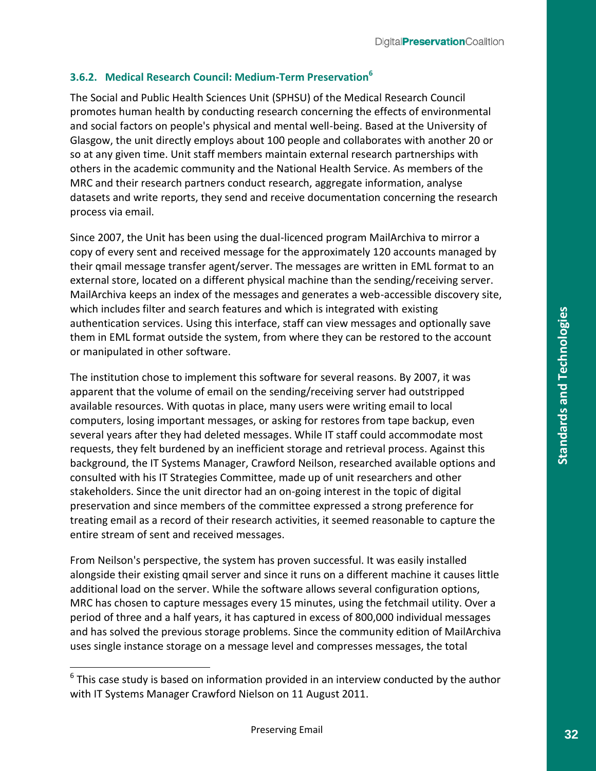### 3.6.2. Medical Research Council: Medium-Term Preservation[6]

The Social and Public Health Sciences Unit (SPHSU) of the Medical Research Council promotes human health by conducting research concerning the effects of environmental and social factors on people's physical and mental well-being. Based at the University of Glasgow, the unit directly employs about 100 people and collaborates with another 20 or so at any given time. Unit staff members maintain external research partnerships with others in the academic community and the National Health Service. As members of the MRC and their research partners conduct research, aggregate information, analyse datasets and write reports, they send and receive documentation concerning the research process via email.

Since 2007, the Unit has been using the dual-licenced program MailArchiva to mirror a copy of every sent and received message for the approximately 120 accounts managed by their qmail message transfer agent/server. The messages are written in EML format to an external store, located on a different physical machine than the sending/receiving server. MailArchiva keeps an index of the messages and generates a web-accessible discovery site, which includes filter and search features and which is integrated with existing authentication services. Using this interface, staff can view messages and optionally save them in EML format outside the system, from where they can be restored to the account or manipulated in other software.

The institution chose to implement this software for several reasons. By 2007, it was apparent that the volume of email on the sending/receiving server had outstripped available resources. With quotas in place, many users were writing email to local computers, losing important messages, or asking for restores from tape backup, even several years after they had deleted messages. While IT staff could accommodate most requests, they felt burdened by an inefficient storage and retrieval process. Against this background, the IT Systems Manager, Crawford Neilson, researched available options and consulted with his IT Strategies Committee, made up of unit researchers and other stakeholders. Since the unit director had an on-going interest in the topic of digital preservation and since members of the committee expressed a strong preference for treating email as a record of their research activities, it seemed reasonable to capture the entire stream of sent and received messages.

From Neilson's perspective, the system has proven successful. It was easily installed alongside their existing qmail server and since it runs on a different machine it causes little additional load on the server. While the software allows several configuration options, MRC has chosen to capture messages every 15 minutes, using the fetchmail utility. Over a period of three and a half years, it has captured in excess of 800,000 individual messages and has solved the previous storage problems. Since the community edition of MailArchiva uses single instance storage on a message level and compresses messages, the total

[6] This case study is based on information provided in an interview conducted by the author with IT Systems Manager Crawford Nielson on 11 August 2011.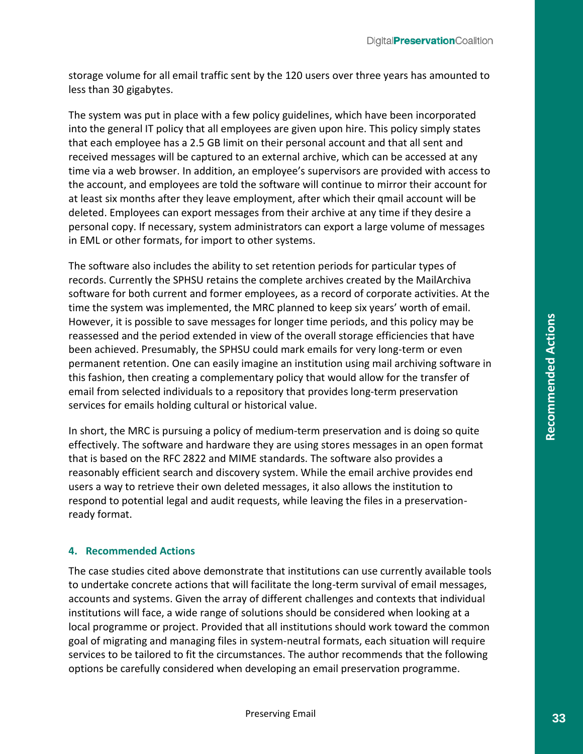storage volume for all email traffic sent by the 120 users over three years has amounted to less than 30 gigabytes.

The system was put in place with a few policy guidelines, which have been incorporated into the general IT policy that all employees are given upon hire. This policy simply states that each employee has a 2.5 GB limit on their personal account and that all sent and received messages will be captured to an external archive, which can be accessed at any time via a web browser. In addition, an employee's supervisors are provided with access to the account, and employees are told the software will continue to mirror their account for at least six months after they leave employment, after which their qmail account will be deleted. Employees can export messages from their archive at any time if they desire a personal copy. If necessary, system administrators can export a large volume of messages in EML or other formats, for import to other systems.

The software also includes the ability to set retention periods for particular types of records. Currently the SPHSU retains the complete archives created by the MailArchiva software for both current and former employees, as a record of corporate activities. At the time the system was implemented, the MRC planned to keep six years' worth of email. However, it is possible to save messages for longer time periods, and this policy may be reassessed and the period extended in view of the overall storage efficiencies that have been achieved. Presumably, the SPHSU could mark emails for very long-term or even permanent retention. One can easily imagine an institution using mail archiving software in this fashion, then creating a complementary policy that would allow for the transfer of email from selected individuals to a repository that provides long-term preservation services for emails holding cultural or historical value.

In short, the MRC is pursuing a policy of medium-term preservation and is doing so quite effectively. The software and hardware they are using stores messages in an open format that is based on the RFC 2822 and MIME standards. The software also provides a reasonably efficient search and discovery system. While the email archive provides end users a way to retrieve their own deleted messages, it also allows the institution to respond to potential legal and audit requests, while leaving the files in a preservation-ready format.

## 4. Recommended Actions

The case studies cited above demonstrate that institutions can use currently available tools to undertake concrete actions that will facilitate the long-term survival of email messages, accounts and systems. Given the array of different challenges and contexts that individual institutions will face, a wide range of solutions should be considered when looking at a local programme or project. Provided that all institutions should work toward the common goal of migrating and managing files in system-neutral formats, each situation will require services to be tailored to fit the circumstances. The author recommends that the following options be carefully considered when developing an email preservation programme.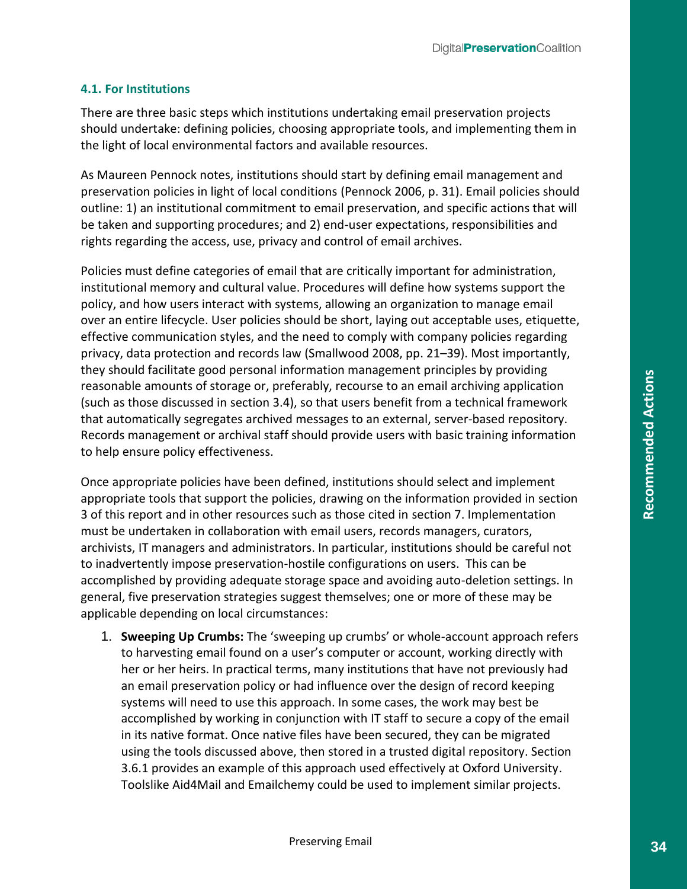### 4.1. For Institutions

There are three basic steps which institutions undertaking email preservation projects should undertake: defining policies, choosing appropriate tools, and implementing them in the light of local environmental factors and available resources.

As Maureen Pennock notes, institutions should start by defining email management and preservation policies in light of local conditions (Pennock 2006, p. 31). Email policies should outline: 1) an institutional commitment to email preservation, and specific actions that will be taken and supporting procedures; and 2) end-user expectations, responsibilities and rights regarding the access, use, privacy and control of email archives.

Policies must define categories of email that are critically important for administration, institutional memory and cultural value. Procedures will define how systems support the policy, and how users interact with systems, allowing an organization to manage email over an entire lifecycle. User policies should be short, laying out acceptable uses, etiquette, effective communication styles, and the need to comply with company policies regarding privacy, data protection and records law (Smallwood 2008, pp. 21–39). Most importantly, they should facilitate good personal information management principles by providing reasonable amounts of storage or, preferably, recourse to an email archiving application (such as those discussed in section 3.4), so that users benefit from a technical framework that automatically segregates archived messages to an external, server-based repository. Records management or archival staff should provide users with basic training information to help ensure policy effectiveness.

Once appropriate policies have been defined, institutions should select and implement appropriate tools that support the policies, drawing on the information provided in section 3 of this report and in other resources such as those cited in section 7. Implementation must be undertaken in collaboration with email users, records managers, curators, archivists, IT managers and administrators. In particular, institutions should be careful not to inadvertently impose preservation-hostile configurations on users. This can be accomplished by providing adequate storage space and avoiding auto-deletion settings. In general, five preservation strategies suggest themselves; one or more of these may be applicable depending on local circumstances:

1. **Sweeping Up Crumbs:** The 'sweeping up crumbs' or whole-account approach refers to harvesting email found on a user's computer or account, working directly with her or her heirs. In practical terms, many institutions that have not previously had an email preservation policy or had influence over the design of record keeping systems will need to use this approach. In some cases, the work may best be accomplished by working in conjunction with IT staff to secure a copy of the email in its native format. Once native files have been secured, they can be migrated using the tools discussed above, then stored in a trusted digital repository. Section 3.6.1 provides an example of this approach used effectively at Oxford University. Toolslike Aid4Mail and Emailchemy could be used to implement similar projects.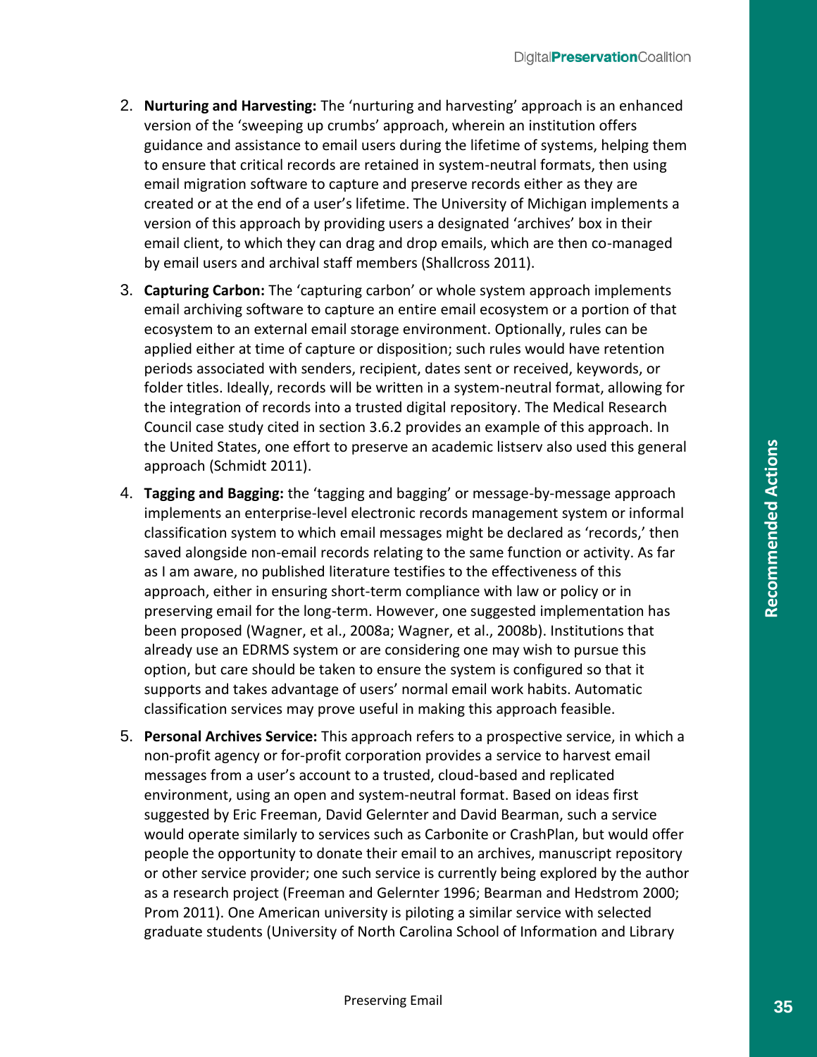2. **Nurturing and Harvesting:** The 'nurturing and harvesting' approach is an enhanced version of the 'sweeping up crumbs' approach, wherein an institution offers guidance and assistance to email users during the lifetime of systems, helping them to ensure that critical records are retained in system-neutral formats, then using email migration software to capture and preserve records either as they are created or at the end of a user's lifetime. The University of Michigan implements a version of this approach by providing users a designated 'archives' box in their email client, to which they can drag and drop emails, which are then co-managed by email users and archival staff members (Shallcross 2011).

3. **Capturing Carbon:** The 'capturing carbon' or whole system approach implements email archiving software to capture an entire email ecosystem or a portion of that ecosystem to an external email storage environment. Optionally, rules can be applied either at time of capture or disposition; such rules would have retention periods associated with senders, recipient, dates sent or received, keywords, or folder titles. Ideally, records will be written in a system-neutral format, allowing for the integration of records into a trusted digital repository. The Medical Research Council case study cited in section 3.6.2 provides an example of this approach. In the United States, one effort to preserve an academic listserv also used this general approach (Schmidt 2011).

4. **Tagging and Bagging:** the 'tagging and bagging' or message-by-message approach implements an enterprise-level electronic records management system or informal classification system to which email messages might be declared as 'records,' then saved alongside non-email records relating to the same function or activity. As far as I am aware, no published literature testifies to the effectiveness of this approach, either in ensuring short-term compliance with law or policy or in preserving email for the long-term. However, one suggested implementation has been proposed (Wagner, et al., 2008a; Wagner, et al., 2008b). Institutions that already use an EDRMS system or are considering one may wish to pursue this option, but care should be taken to ensure the system is configured so that it supports and takes advantage of users' normal email work habits. Automatic classification services may prove useful in making this approach feasible.

5. **Personal Archives Service:** This approach refers to a prospective service, in which a non-profit agency or for-profit corporation provides a service to harvest email messages from a user's account to a trusted, cloud-based and replicated environment, using an open and system-neutral format. Based on ideas first suggested by Eric Freeman, David Gelernter and David Bearman, such a service would operate similarly to services such as Carbonite or CrashPlan, but would offer people the opportunity to donate their email to an archives, manuscript repository or other service provider; one such service is currently being explored by the author as a research project (Freeman and Gelernter 1996; Bearman and Hedstrom 2000; Prom 2011). One American university is piloting a similar service with selected graduate students (University of North Carolina School of Information and Library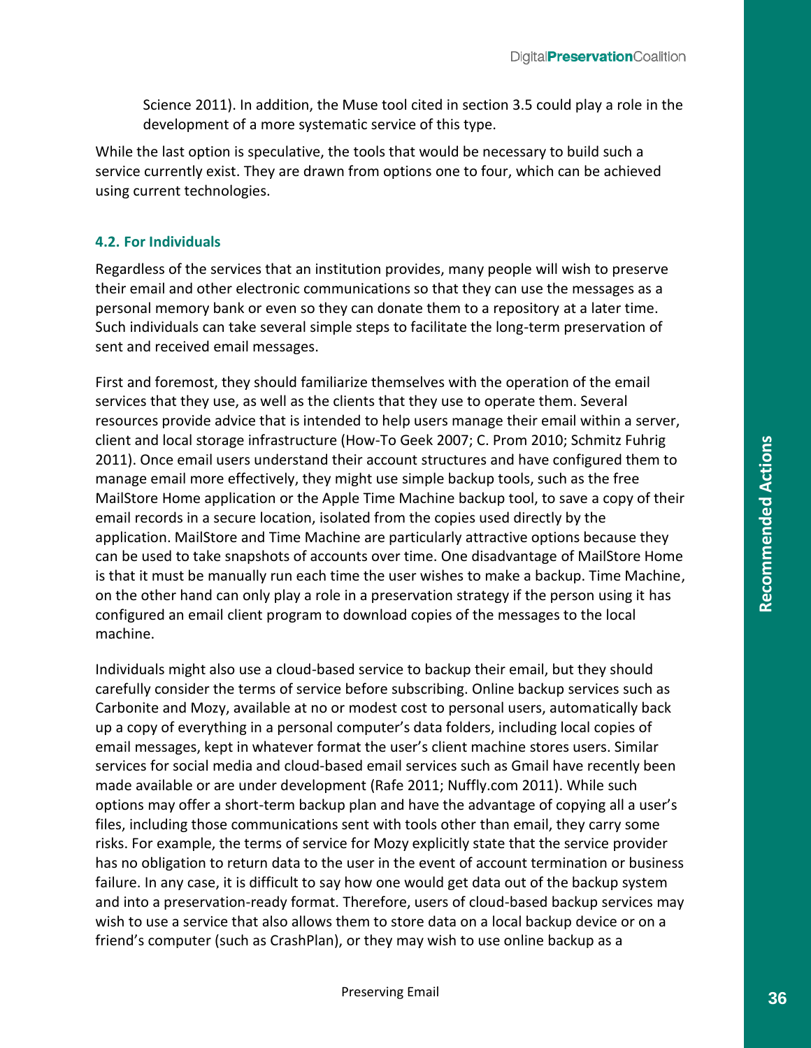Science 2011). In addition, the Muse tool cited in section 3.5 could play a role in the development of a more systematic service of this type.

While the last option is speculative, the tools that would be necessary to build such a service currently exist. They are drawn from options one to four, which can be achieved using current technologies.

### 4.2. For Individuals

Regardless of the services that an institution provides, many people will wish to preserve their email and other electronic communications so that they can use the messages as a personal memory bank or even so they can donate them to a repository at a later time. Such individuals can take several simple steps to facilitate the long-term preservation of sent and received email messages.

First and foremost, they should familiarize themselves with the operation of the email services that they use, as well as the clients that they use to operate them. Several resources provide advice that is intended to help users manage their email within a server, client and local storage infrastructure (How-To Geek 2007; C. Prom 2010; Schmitz Fuhrig 2011). Once email users understand their account structures and have configured them to manage email more effectively, they might use simple backup tools, such as the free MailStore Home application or the Apple Time Machine backup tool, to save a copy of their email records in a secure location, isolated from the copies used directly by the application. MailStore and Time Machine are particularly attractive options because they can be used to take snapshots of accounts over time. One disadvantage of MailStore Home is that it must be manually run each time the user wishes to make a backup. Time Machine, on the other hand can only play a role in a preservation strategy if the person using it has configured an email client program to download copies of the messages to the local machine.

Individuals might also use a cloud-based service to backup their email, but they should carefully consider the terms of service before subscribing. Online backup services such as Carbonite and Mozy, available at no or modest cost to personal users, automatically back up a copy of everything in a personal computer's data folders, including local copies of email messages, kept in whatever format the user's client machine stores users. Similar services for social media and cloud-based email services such as Gmail have recently been made available or are under development (Rafe 2011; Nuffly.com 2011). While such options may offer a short-term backup plan and have the advantage of copying all a user's files, including those communications sent with tools other than email, they carry some risks. For example, the terms of service for Mozy explicitly state that the service provider has no obligation to return data to the user in the event of account termination or business failure. In any case, it is difficult to say how one would get data out of the backup system and into a preservation-ready format. Therefore, users of cloud-based backup services may wish to use a service that also allows them to store data on a local backup device or on a friend's computer (such as CrashPlan), or they may wish to use online backup as a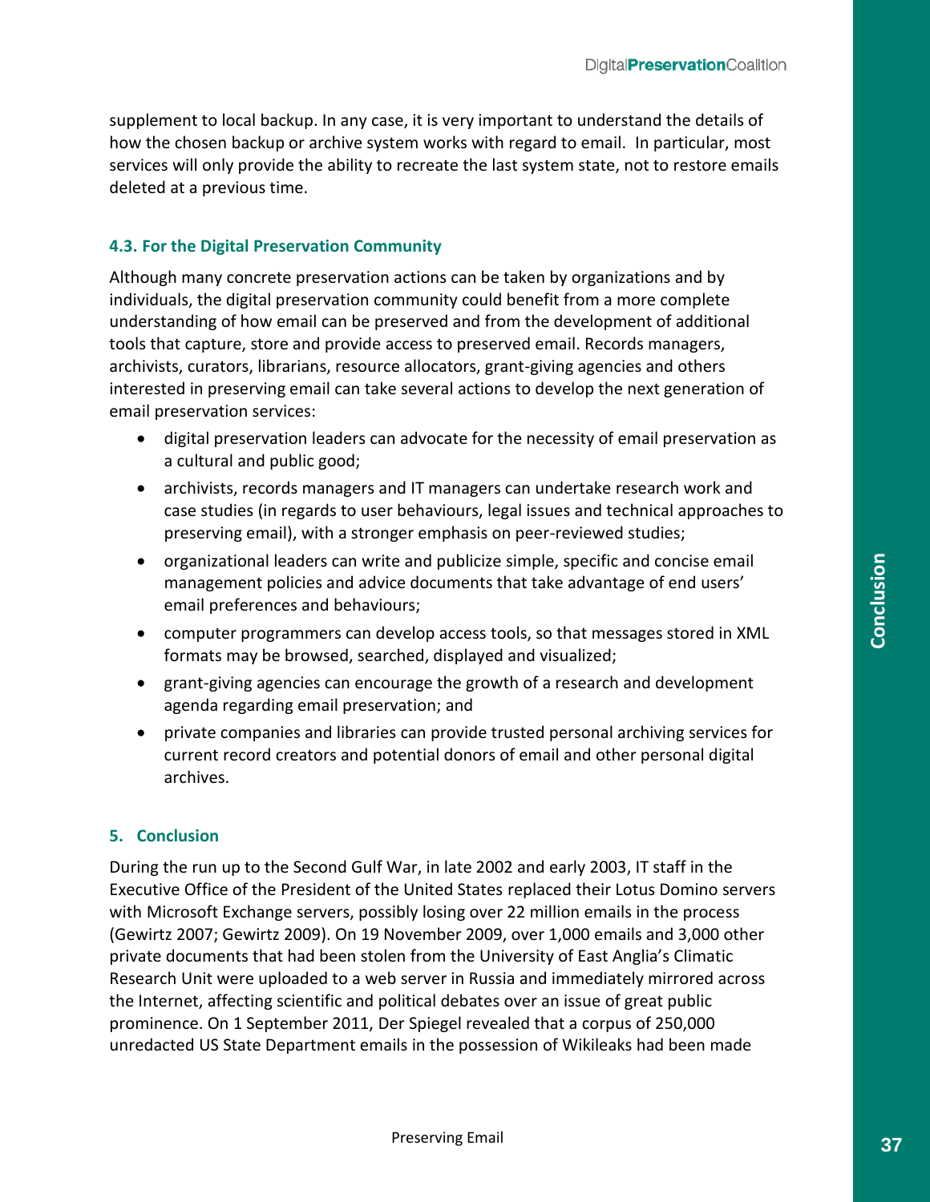supplement to local backup. In any case, it is very important to understand the details of how the chosen backup or archive system works with regard to email. In particular, most services will only provide the ability to recreate the last system state, not to restore emails deleted at a previous time.

### 4.3. For the Digital Preservation Community

Although many concrete preservation actions can be taken by organizations and by individuals, the digital preservation community could benefit from a more complete understanding of how email can be preserved and from the development of additional tools that capture, store and provide access to preserved email. Records managers, archivists, curators, librarians, resource allocators, grant-giving agencies and others interested in preserving email can take several actions to develop the next generation of email preservation services:

- digital preservation leaders can advocate for the necessity of email preservation as a cultural and public good;
- archivists, records managers and IT managers can undertake research work and case studies (in regards to user behaviours, legal issues and technical approaches to preserving email), with a stronger emphasis on peer-reviewed studies;
- organizational leaders can write and publicize simple, specific and concise email management policies and advice documents that take advantage of end users' email preferences and behaviours;
- computer programmers can develop access tools, so that messages stored in XML formats may be browsed, searched, displayed and visualized;
- grant-giving agencies can encourage the growth of a research and development agenda regarding email preservation; and
- private companies and libraries can provide trusted personal archiving services for current record creators and potential donors of email and other personal digital archives.

## 5. Conclusion

During the run up to the Second Gulf War, in late 2002 and early 2003, IT staff in the Executive Office of the President of the United States replaced their Lotus Domino servers with Microsoft Exchange servers, possibly losing over 22 million emails in the process (Gewirtz 2007; Gewirtz 2009). On 19 November 2009, over 1,000 emails and 3,000 other private documents that had been stolen from the University of East Anglia's Climatic Research Unit were uploaded to a web server in Russia and immediately mirrored across the Internet, affecting scientific and political debates over an issue of great public prominence. On 1 September 2011, Der Spiegel revealed that a corpus of 250,000 unredacted US State Department emails in the possession of Wikileaks had been made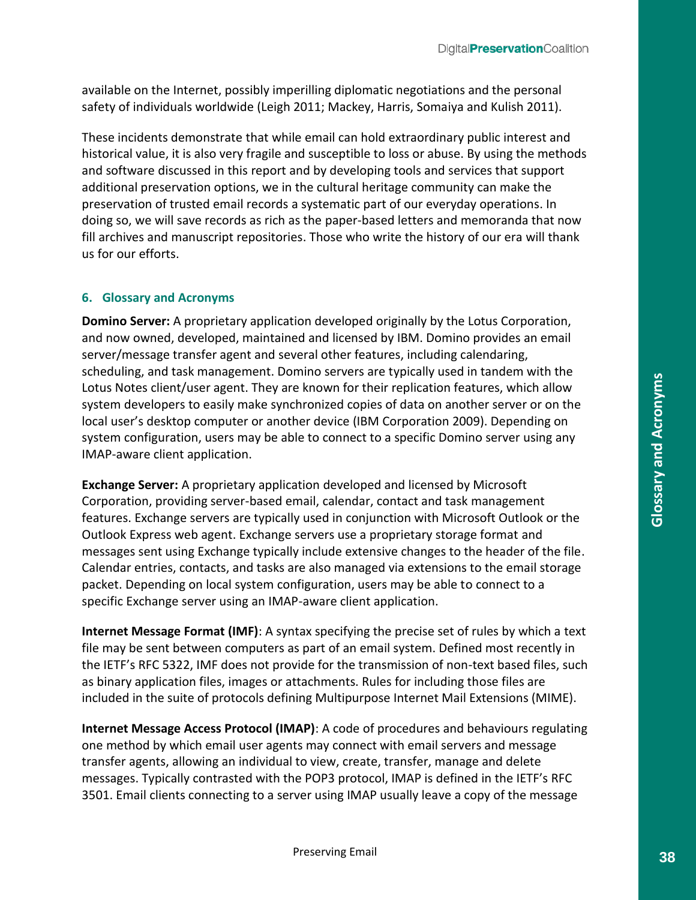available on the Internet, possibly imperilling diplomatic negotiations and the personal safety of individuals worldwide (Leigh 2011; Mackey, Harris, Somaiya and Kulish 2011).

These incidents demonstrate that while email can hold extraordinary public interest and historical value, it is also very fragile and susceptible to loss or abuse. By using the methods and software discussed in this report and by developing tools and services that support additional preservation options, we in the cultural heritage community can make the preservation of trusted email records a systematic part of our everyday operations. In doing so, we will save records as rich as the paper-based letters and memoranda that now fill archives and manuscript repositories. Those who write the history of our era will thank us for our efforts.

## 6. Glossary and Acronyms

**Domino Server:** A proprietary application developed originally by the Lotus Corporation, and now owned, developed, maintained and licensed by IBM. Domino provides an email server/message transfer agent and several other features, including calendaring, scheduling, and task management. Domino servers are typically used in tandem with the Lotus Notes client/user agent. They are known for their replication features, which allow system developers to easily make synchronized copies of data on another server or on the local user's desktop computer or another device (IBM Corporation 2009). Depending on system configuration, users may be able to connect to a specific Domino server using any IMAP-aware client application.

**Exchange Server:** A proprietary application developed and licensed by Microsoft Corporation, providing server-based email, calendar, contact and task management features. Exchange servers are typically used in conjunction with Microsoft Outlook or the Outlook Express web agent. Exchange servers use a proprietary storage format and messages sent using Exchange typically include extensive changes to the header of the file. Calendar entries, contacts, and tasks are also managed via extensions to the email storage packet. Depending on local system configuration, users may be able to connect to a specific Exchange server using an IMAP-aware client application.

**Internet Message Format (IMF)**: A syntax specifying the precise set of rules by which a text file may be sent between computers as part of an email system. Defined most recently in the IETF's RFC 5322, IMF does not provide for the transmission of non-text based files, such as binary application files, images or attachments. Rules for including those files are included in the suite of protocols defining Multipurpose Internet Mail Extensions (MIME).

**Internet Message Access Protocol (IMAP)**: A code of procedures and behaviours regulating one method by which email user agents may connect with email servers and message transfer agents, allowing an individual to view, create, transfer, manage and delete messages. Typically contrasted with the POP3 protocol, IMAP is defined in the IETF's RFC 3501. Email clients connecting to a server using IMAP usually leave a copy of the message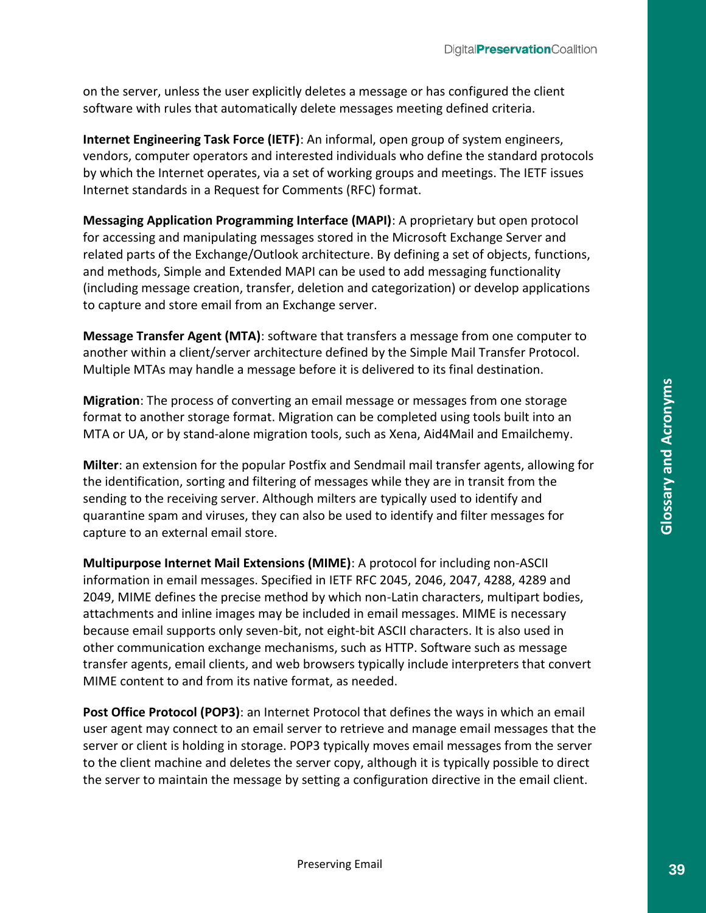on the server, unless the user explicitly deletes a message or has configured the client software with rules that automatically delete messages meeting defined criteria.

**Internet Engineering Task Force (IETF)**: An informal, open group of system engineers, vendors, computer operators and interested individuals who define the standard protocols by which the Internet operates, via a set of working groups and meetings. The IETF issues Internet standards in a Request for Comments (RFC) format.

**Messaging Application Programming Interface (MAPI)**: A proprietary but open protocol for accessing and manipulating messages stored in the Microsoft Exchange Server and related parts of the Exchange/Outlook architecture. By defining a set of objects, functions, and methods, Simple and Extended MAPI can be used to add messaging functionality (including message creation, transfer, deletion and categorization) or develop applications to capture and store email from an Exchange server.

**Message Transfer Agent (MTA)**: software that transfers a message from one computer to another within a client/server architecture defined by the Simple Mail Transfer Protocol. Multiple MTAs may handle a message before it is delivered to its final destination.

**Migration**: The process of converting an email message or messages from one storage format to another storage format. Migration can be completed using tools built into an MTA or UA, or by stand-alone migration tools, such as Xena, Aid4Mail and Emailchemy.

**Milter**: an extension for the popular Postfix and Sendmail mail transfer agents, allowing for the identification, sorting and filtering of messages while they are in transit from the sending to the receiving server. Although milters are typically used to identify and quarantine spam and viruses, they can also be used to identify and filter messages for capture to an external email store.

**Multipurpose Internet Mail Extensions (MIME)**: A protocol for including non-ASCII information in email messages. Specified in IETF RFC 2045, 2046, 2047, 4288, 4289 and 2049, MIME defines the precise method by which non-Latin characters, multipart bodies, attachments and inline images may be included in email messages. MIME is necessary because email supports only seven-bit, not eight-bit ASCII characters. It is also used in other communication exchange mechanisms, such as HTTP. Software such as message transfer agents, email clients, and web browsers typically include interpreters that convert MIME content to and from its native format, as needed.

**Post Office Protocol (POP3)**: an Internet Protocol that defines the ways in which an email user agent may connect to an email server to retrieve and manage email messages that the server or client is holding in storage. POP3 typically moves email messages from the server to the client machine and deletes the server copy, although it is typically possible to direct the server to maintain the message by setting a configuration directive in the email client.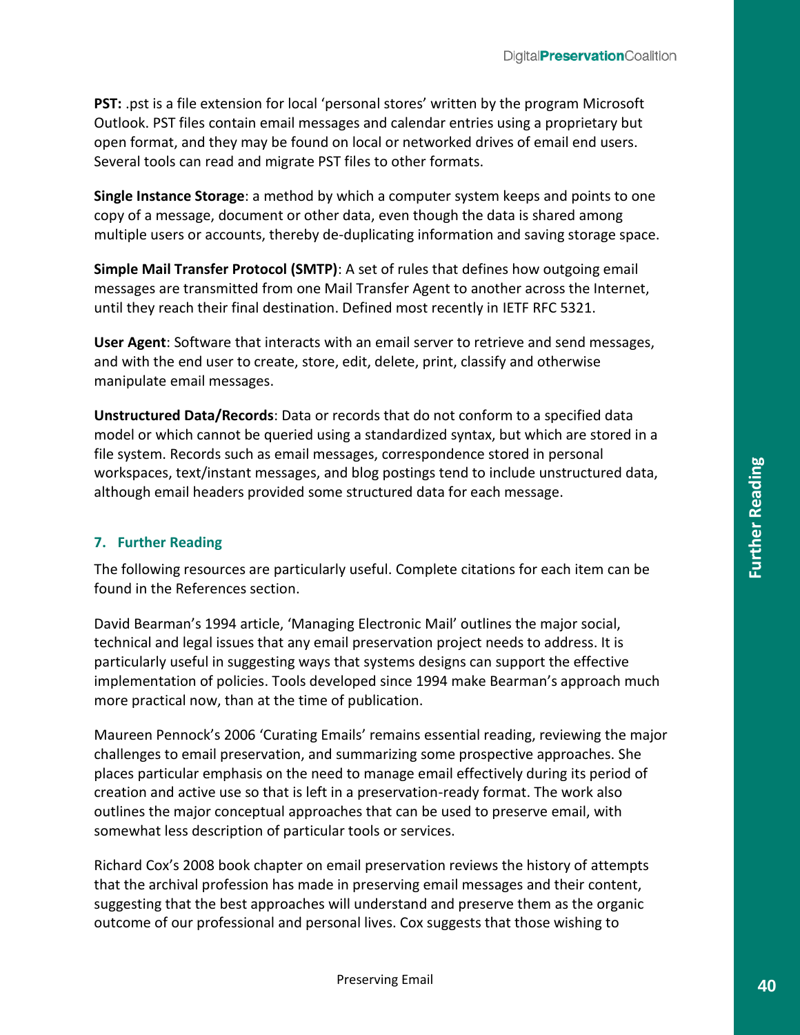**PST:** .pst is a file extension for local 'personal stores' written by the program Microsoft Outlook. PST files contain email messages and calendar entries using a proprietary but open format, and they may be found on local or networked drives of email end users. Several tools can read and migrate PST files to other formats.

**Single Instance Storage**: a method by which a computer system keeps and points to one copy of a message, document or other data, even though the data is shared among multiple users or accounts, thereby de-duplicating information and saving storage space.

**Simple Mail Transfer Protocol (SMTP)**: A set of rules that defines how outgoing email messages are transmitted from one Mail Transfer Agent to another across the Internet, until they reach their final destination. Defined most recently in IETF RFC 5321.

**User Agent**: Software that interacts with an email server to retrieve and send messages, and with the end user to create, store, edit, delete, print, classify and otherwise manipulate email messages.

**Unstructured Data/Records**: Data or records that do not conform to a specified data model or which cannot be queried using a standardized syntax, but which are stored in a file system. Records such as email messages, correspondence stored in personal workspaces, text/instant messages, and blog postings tend to include unstructured data, although email headers provided some structured data for each message.

## 7. Further Reading

The following resources are particularly useful. Complete citations for each item can be found in the References section.

David Bearman's 1994 article, 'Managing Electronic Mail' outlines the major social, technical and legal issues that any email preservation project needs to address. It is particularly useful in suggesting ways that systems designs can support the effective implementation of policies. Tools developed since 1994 make Bearman's approach much more practical now, than at the time of publication.

Maureen Pennock's 2006 'Curating Emails' remains essential reading, reviewing the major challenges to email preservation, and summarizing some prospective approaches. She places particular emphasis on the need to manage email effectively during its period of creation and active use so that is left in a preservation-ready format. The work also outlines the major conceptual approaches that can be used to preserve email, with somewhat less description of particular tools or services.

Richard Cox's 2008 book chapter on email preservation reviews the history of attempts that the archival profession has made in preserving email messages and their content, suggesting that the best approaches will understand and preserve them as the organic outcome of our professional and personal lives. Cox suggests that those wishing to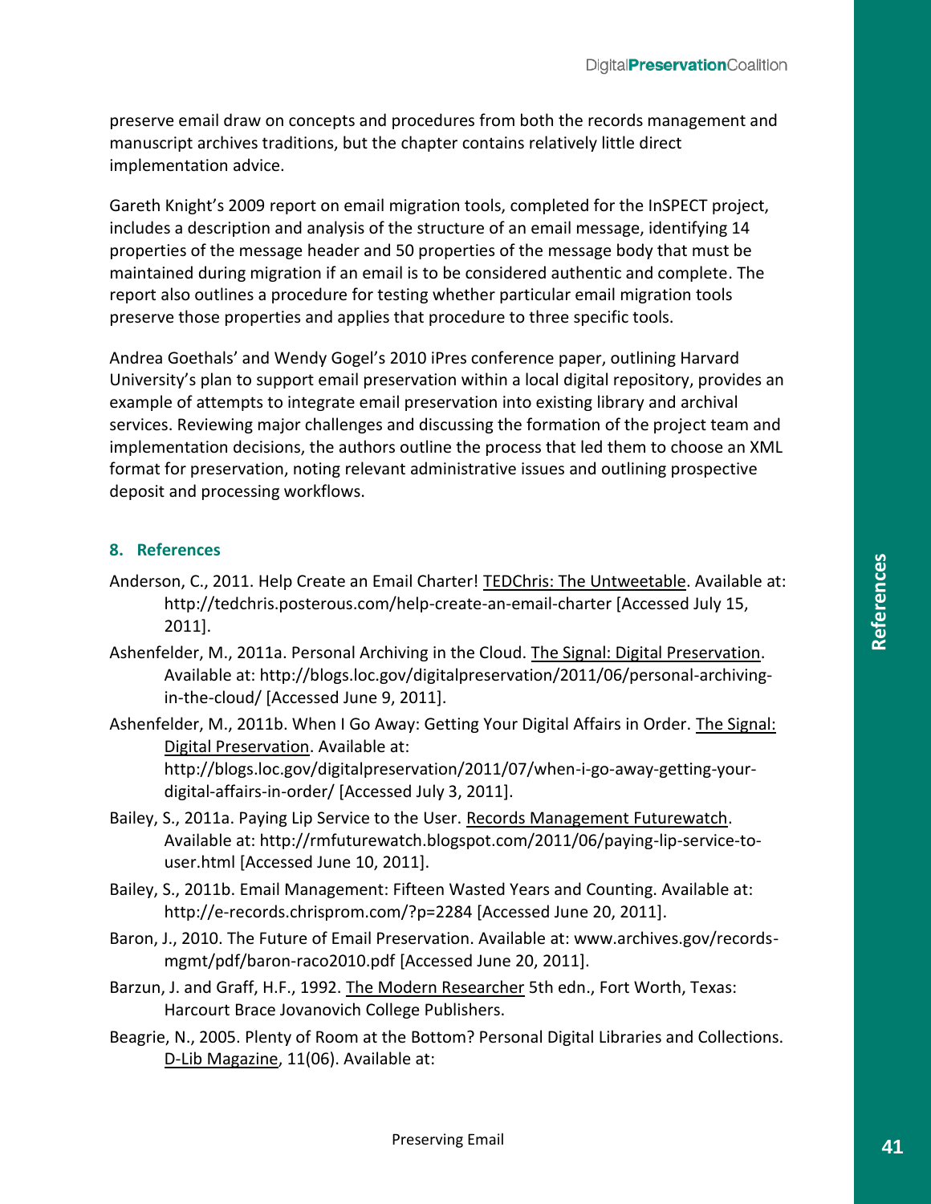preserve email draw on concepts and procedures from both the records management and manuscript archives traditions, but the chapter contains relatively little direct implementation advice.

Gareth Knight's 2009 report on email migration tools, completed for the InSPECT project, includes a description and analysis of the structure of an email message, identifying 14 properties of the message header and 50 properties of the message body that must be maintained during migration if an email is to be considered authentic and complete. The report also outlines a procedure for testing whether particular email migration tools preserve those properties and applies that procedure to three specific tools.

Andrea Goethals' and Wendy Gogel's 2010 iPres conference paper, outlining Harvard University's plan to support email preservation within a local digital repository, provides an example of attempts to integrate email preservation into existing library and archival services. Reviewing major challenges and discussing the formation of the project team and implementation decisions, the authors outline the process that led them to choose an XML format for preservation, noting relevant administrative issues and outlining prospective deposit and processing workflows.

## 8. References

Anderson, C., 2011. Help Create an Email Charter! TEDChris: The Untweetable. Available at: http://tedchris.posterous.com/help-create-an-email-charter [Accessed July 15, 2011].

Ashenfelder, M., 2011a. Personal Archiving in the Cloud. The Signal: Digital Preservation. Available at: http://blogs.loc.gov/digitalpreservation/2011/06/personal-archiving-in-the-cloud/ [Accessed June 9, 2011].

Ashenfelder, M., 2011b. When I Go Away: Getting Your Digital Affairs in Order. The Signal: Digital Preservation. Available at: http://blogs.loc.gov/digitalpreservation/2011/07/when-i-go-away-getting-your-digital-affairs-in-order/ [Accessed July 3, 2011].

Bailey, S., 2011a. Paying Lip Service to the User. Records Management Futurewatch. Available at: http://rmfuturewatch.blogspot.com/2011/06/paying-lip-service-to-user.html [Accessed June 10, 2011].

Bailey, S., 2011b. Email Management: Fifteen Wasted Years and Counting. Available at: http://e-records.chrisprom.com/?p=2284 [Accessed June 20, 2011].

Baron, J., 2010. The Future of Email Preservation. Available at: www.archives.gov/records-mgmt/pdf/baron-raco2010.pdf [Accessed June 20, 2011].

Barzun, J. and Graff, H.F., 1992. The Modern Researcher 5th edn., Fort Worth, Texas: Harcourt Brace Jovanovich College Publishers.

Beagrie, N., 2005. Plenty of Room at the Bottom? Personal Digital Libraries and Collections. D-Lib Magazine, 11(06). Available at: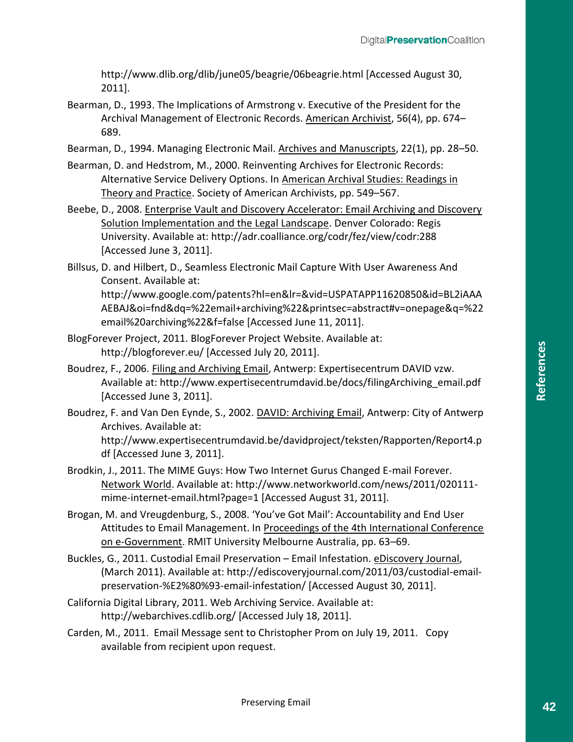http://www.dlib.org/dlib/june05/beagrie/06beagrie.html [Accessed August 30, 2011].

Bearman, D., 1993. The Implications of Armstrong v. Executive of the President for the Archival Management of Electronic Records. American Archivist, 56(4), pp. 674–689.

Bearman, D., 1994. Managing Electronic Mail. Archives and Manuscripts, 22(1), pp. 28–50.

Bearman, D. and Hedstrom, M., 2000. Reinventing Archives for Electronic Records: Alternative Service Delivery Options. In American Archival Studies: Readings in Theory and Practice. Society of American Archivists, pp. 549–567.

Beebe, D., 2008. Enterprise Vault and Discovery Accelerator: Email Archiving and Discovery Solution Implementation and the Legal Landscape. Denver Colorado: Regis University. Available at: http://adr.coalliance.org/codr/fez/view/codr:288 [Accessed June 3, 2011].

Billsus, D. and Hilbert, D., Seamless Electronic Mail Capture With User Awareness And Consent. Available at: http://www.google.com/patents?hl=en&lr=&vid=USPATAPP11620850&id=BL2iAAAAEBAJ&oi=fnd&dq=%22email+archiving%22&printsec=abstract#v=onepage&q=%22email%20archiving%22&f=false [Accessed June 11, 2011].

BlogForever Project, 2011. BlogForever Project Website. Available at: http://blogforever.eu/ [Accessed July 20, 2011].

Boudrez, F., 2006. Filing and Archiving Email, Antwerp: Expertisecentrum DAVID vzw. Available at: http://www.expertisecentrumdavid.be/docs/filingArchiving_email.pdf [Accessed June 3, 2011].

Boudrez, F. and Van Den Eynde, S., 2002. DAVID: Archiving Email, Antwerp: City of Antwerp Archives. Available at: http://www.expertisecentrumdavid.be/davidproject/teksten/Rapporten/Report4.pdf [Accessed June 3, 2011].

Brodkin, J., 2011. The MIME Guys: How Two Internet Gurus Changed E-mail Forever. Network World. Available at: http://www.networkworld.com/news/2011/020111-mime-internet-email.html?page=1 [Accessed August 31, 2011].

Brogan, M. and Vreugdenburg, S., 2008. 'You've Got Mail': Accountability and End User Attitudes to Email Management. In Proceedings of the 4th International Conference on e-Government. RMIT University Melbourne Australia, pp. 63–69.

Buckles, G., 2011. Custodial Email Preservation – Email Infestation. eDiscovery Journal, (March 2011). Available at: http://ediscoveryjournal.com/2011/03/custodial-email-preservation-%E2%80%93-email-infestation/ [Accessed August 30, 2011].

California Digital Library, 2011. Web Archiving Service. Available at: http://webarchives.cdlib.org/ [Accessed July 18, 2011].

Carden, M., 2011. Email Message sent to Christopher Prom on July 19, 2011. Copy available from recipient upon request.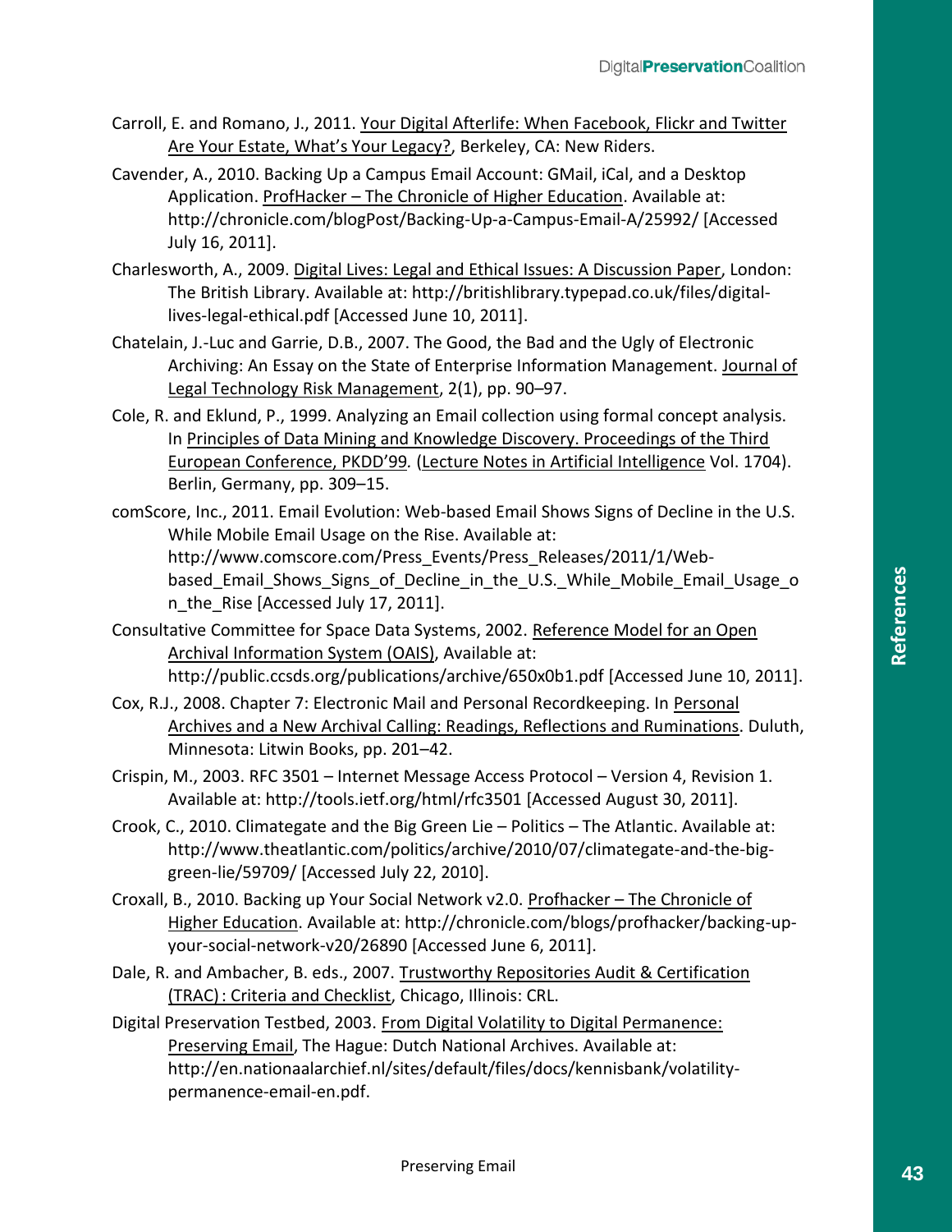Carroll, E. and Romano, J., 2011. Your Digital Afterlife: When Facebook, Flickr and Twitter Are Your Estate, What's Your Legacy?, Berkeley, CA: New Riders.

Cavender, A., 2010. Backing Up a Campus Email Account: GMail, iCal, and a Desktop Application. ProfHacker – The Chronicle of Higher Education. Available at: http://chronicle.com/blogPost/Backing-Up-a-Campus-Email-A/25992/ [Accessed July 16, 2011].

Charlesworth, A., 2009. Digital Lives: Legal and Ethical Issues: A Discussion Paper, London: The British Library. Available at: http://britishlibrary.typepad.co.uk/files/digital-lives-legal-ethical.pdf [Accessed June 10, 2011].

Chatelain, J.-Luc and Garrie, D.B., 2007. The Good, the Bad and the Ugly of Electronic Archiving: An Essay on the State of Enterprise Information Management. Journal of Legal Technology Risk Management, 2(1), pp. 90–97.

Cole, R. and Eklund, P., 1999. Analyzing an Email collection using formal concept analysis. In Principles of Data Mining and Knowledge Discovery. Proceedings of the Third European Conference, PKDD'99. (Lecture Notes in Artificial Intelligence Vol. 1704). Berlin, Germany, pp. 309–15.

comScore, Inc., 2011. Email Evolution: Web-based Email Shows Signs of Decline in the U.S. While Mobile Email Usage on the Rise. Available at: http://www.comscore.com/Press_Events/Press_Releases/2011/1/Web-based_Email_Shows_Signs_of_Decline_in_the_U.S._While_Mobile_Email_Usage_on_the_Rise [Accessed July 17, 2011].

Consultative Committee for Space Data Systems, 2002. Reference Model for an Open Archival Information System (OAIS), Available at: http://public.ccsds.org/publications/archive/650x0b1.pdf [Accessed June 10, 2011].

Cox, R.J., 2008. Chapter 7: Electronic Mail and Personal Recordkeeping. In Personal Archives and a New Archival Calling: Readings, Reflections and Ruminations. Duluth, Minnesota: Litwin Books, pp. 201–42.

Crispin, M., 2003. RFC 3501 – Internet Message Access Protocol – Version 4, Revision 1. Available at: http://tools.ietf.org/html/rfc3501 [Accessed August 30, 2011].

Crook, C., 2010. Climategate and the Big Green Lie – Politics – The Atlantic. Available at: http://www.theatlantic.com/politics/archive/2010/07/climategate-and-the-big-green-lie/59709/ [Accessed July 22, 2010].

Croxall, B., 2010. Backing up Your Social Network v2.0. Profhacker – The Chronicle of Higher Education. Available at: http://chronicle.com/blogs/profhacker/backing-up-your-social-network-v20/26890 [Accessed June 6, 2011].

Dale, R. and Ambacher, B. eds., 2007. Trustworthy Repositories Audit & Certification (TRAC): Criteria and Checklist, Chicago, Illinois: CRL.

Digital Preservation Testbed, 2003. From Digital Volatility to Digital Permanence: Preserving Email, The Hague: Dutch National Archives. Available at: http://en.nationaalarchief.nl/sites/default/files/docs/kennisbank/volatility-permanence-email-en.pdf.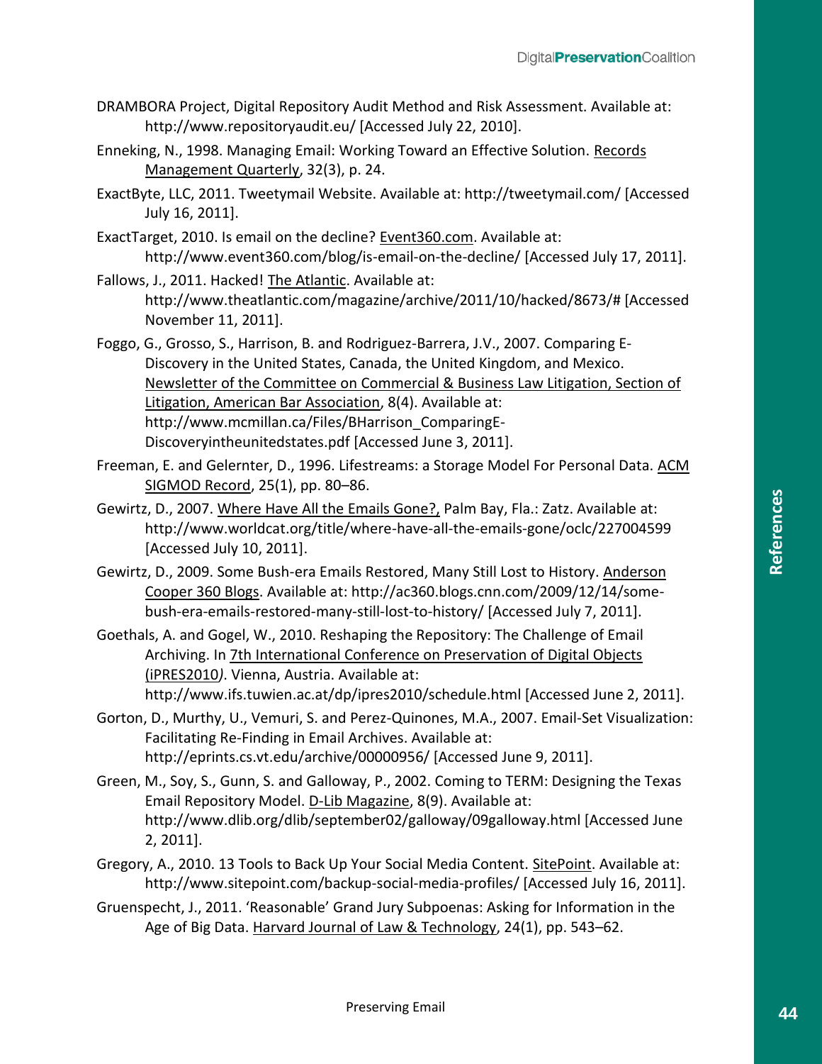DRAMBORA Project, Digital Repository Audit Method and Risk Assessment. Available at: http://www.repositoryaudit.eu/ [Accessed July 22, 2010].

Enneking, N., 1998. Managing Email: Working Toward an Effective Solution. Records Management Quarterly, 32(3), p. 24.

ExactByte, LLC, 2011. Tweetymail Website. Available at: http://tweetymail.com/ [Accessed July 16, 2011].

ExactTarget, 2010. Is email on the decline? Event360.com. Available at: http://www.event360.com/blog/is-email-on-the-decline/ [Accessed July 17, 2011].

Fallows, J., 2011. Hacked! The Atlantic. Available at: http://www.theatlantic.com/magazine/archive/2011/10/hacked/8673/# [Accessed November 11, 2011].

Foggo, G., Grosso, S., Harrison, B. and Rodriguez-Barrera, J.V., 2007. Comparing E-Discovery in the United States, Canada, the United Kingdom, and Mexico. Newsletter of the Committee on Commercial & Business Law Litigation, Section of Litigation, American Bar Association, 8(4). Available at: http://www.mcmillan.ca/Files/BHarrison_ComparingE-Discoveryintheunitedstates.pdf [Accessed June 3, 2011].

Freeman, E. and Gelernter, D., 1996. Lifestreams: a Storage Model For Personal Data. ACM SIGMOD Record, 25(1), pp. 80–86.

Gewirtz, D., 2007. Where Have All the Emails Gone?, Palm Bay, Fla.: Zatz. Available at: http://www.worldcat.org/title/where-have-all-the-emails-gone/oclc/227004599 [Accessed July 10, 2011].

Gewirtz, D., 2009. Some Bush-era Emails Restored, Many Still Lost to History. Anderson Cooper 360 Blogs. Available at: http://ac360.blogs.cnn.com/2009/12/14/some-bush-era-emails-restored-many-still-lost-to-history/ [Accessed July 7, 2011].

Goethals, A. and Gogel, W., 2010. Reshaping the Repository: The Challenge of Email Archiving. In 7th International Conference on Preservation of Digital Objects (iPRES2010). Vienna, Austria. Available at: http://www.ifs.tuwien.ac.at/dp/ipres2010/schedule.html [Accessed June 2, 2011].

Gorton, D., Murthy, U., Vemuri, S. and Perez-Quinones, M.A., 2007. Email-Set Visualization: Facilitating Re-Finding in Email Archives. Available at: http://eprints.cs.vt.edu/archive/00000956/ [Accessed June 9, 2011].

Green, M., Soy, S., Gunn, S. and Galloway, P., 2002. Coming to TERM: Designing the Texas Email Repository Model. D-Lib Magazine, 8(9). Available at: http://www.dlib.org/dlib/september02/galloway/09galloway.html [Accessed June 2, 2011].

Gregory, A., 2010. 13 Tools to Back Up Your Social Media Content. SitePoint. Available at: http://www.sitepoint.com/backup-social-media-profiles/ [Accessed July 16, 2011].

Gruenspecht, J., 2011. 'Reasonable' Grand Jury Subpoenas: Asking for Information in the Age of Big Data. Harvard Journal of Law & Technology, 24(1), pp. 543–62.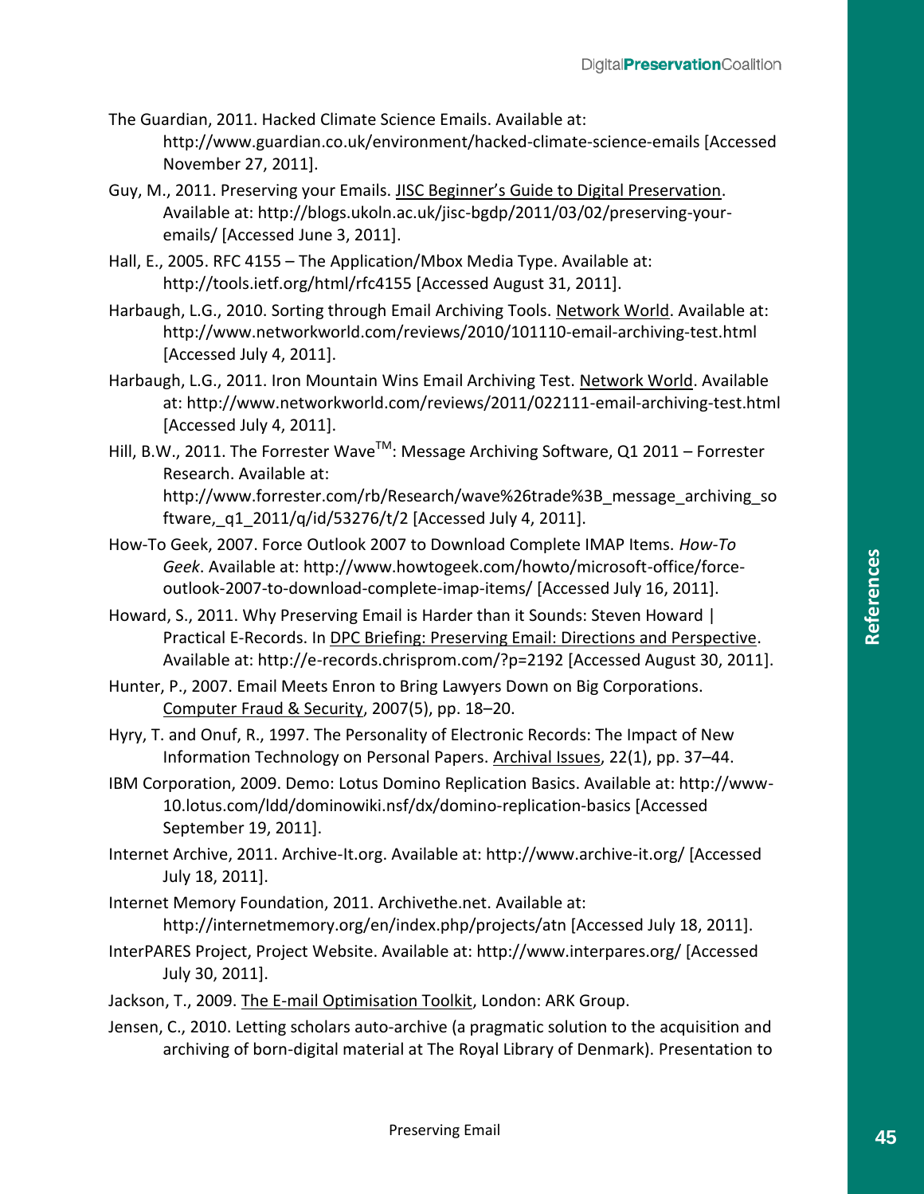The Guardian, 2011. Hacked Climate Science Emails. Available at: http://www.guardian.co.uk/environment/hacked-climate-science-emails [Accessed November 27, 2011].

Guy, M., 2011. Preserving your Emails. JISC Beginner's Guide to Digital Preservation. Available at: http://blogs.ukoln.ac.uk/jisc-bgdp/2011/03/02/preserving-your-emails/ [Accessed June 3, 2011].

Hall, E., 2005. RFC 4155 – The Application/Mbox Media Type. Available at: http://tools.ietf.org/html/rfc4155 [Accessed August 31, 2011].

Harbaugh, L.G., 2010. Sorting through Email Archiving Tools. Network World. Available at: http://www.networkworld.com/reviews/2010/101110-email-archiving-test.html [Accessed July 4, 2011].

Harbaugh, L.G., 2011. Iron Mountain Wins Email Archiving Test. Network World. Available at: http://www.networkworld.com/reviews/2011/022111-email-archiving-test.html [Accessed July 4, 2011].

Hill, B.W., 2011. The Forrester Wave™: Message Archiving Software, Q1 2011 – Forrester Research. Available at: http://www.forrester.com/rb/Research/wave%26trade%3B_message_archiving_software,_q1_2011/q/id/53276/t/2 [Accessed July 4, 2011].

How-To Geek, 2007. Force Outlook 2007 to Download Complete IMAP Items. *How-To Geek*. Available at: http://www.howtogeek.com/howto/microsoft-office/force-outlook-2007-to-download-complete-imap-items/ [Accessed July 16, 2011].

Howard, S., 2011. Why Preserving Email is Harder than it Sounds: Steven Howard | Practical E-Records. In DPC Briefing: Preserving Email: Directions and Perspective. Available at: http://e-records.chrisprom.com/?p=2192 [Accessed August 30, 2011].

Hunter, P., 2007. Email Meets Enron to Bring Lawyers Down on Big Corporations. Computer Fraud & Security, 2007(5), pp. 18–20.

Hyry, T. and Onuf, R., 1997. The Personality of Electronic Records: The Impact of New Information Technology on Personal Papers. Archival Issues, 22(1), pp. 37–44.

IBM Corporation, 2009. Demo: Lotus Domino Replication Basics. Available at: http://www-10.lotus.com/ldd/dominowiki.nsf/dx/domino-replication-basics [Accessed September 19, 2011].

Internet Archive, 2011. Archive-It.org. Available at: http://www.archive-it.org/ [Accessed July 18, 2011].

Internet Memory Foundation, 2011. Archivethe.net. Available at: http://internetmemory.org/en/index.php/projects/atn [Accessed July 18, 2011].

InterPARES Project, Project Website. Available at: http://www.interpares.org/ [Accessed July 30, 2011].

Jackson, T., 2009. The E-mail Optimisation Toolkit, London: ARK Group.

Jensen, C., 2010. Letting scholars auto-archive (a pragmatic solution to the acquisition and archiving of born-digital material at The Royal Library of Denmark). Presentation to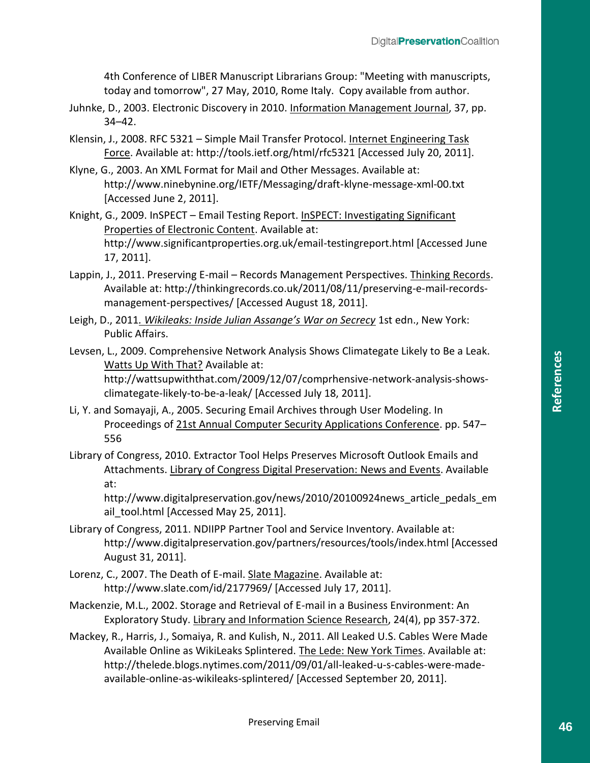4th Conference of LIBER Manuscript Librarians Group: "Meeting with manuscripts, today and tomorrow", 27 May, 2010, Rome Italy. Copy available from author.

Juhnke, D., 2003. Electronic Discovery in 2010. Information Management Journal, 37, pp. 34–42.

Klensin, J., 2008. RFC 5321 – Simple Mail Transfer Protocol. Internet Engineering Task Force. Available at: http://tools.ietf.org/html/rfc5321 [Accessed July 20, 2011].

Klyne, G., 2003. An XML Format for Mail and Other Messages. Available at: http://www.ninebynine.org/IETF/Messaging/draft-klyne-message-xml-00.txt [Accessed June 2, 2011].

Knight, G., 2009. InSPECT – Email Testing Report. InSPECT: Investigating Significant Properties of Electronic Content. Available at: http://www.significantproperties.org.uk/email-testingreport.html [Accessed June 17, 2011].

Lappin, J., 2011. Preserving E-mail – Records Management Perspectives. Thinking Records. Available at: http://thinkingrecords.co.uk/2011/08/11/preserving-e-mail-records-management-perspectives/ [Accessed August 18, 2011].

Leigh, D., 2011. *Wikileaks: Inside Julian Assange's War on Secrecy* 1st edn., New York: Public Affairs.

Levsen, L., 2009. Comprehensive Network Analysis Shows Climategate Likely to Be a Leak. Watts Up With That? Available at: http://wattsupwiththat.com/2009/12/07/comprhensive-network-analysis-shows-climategate-likely-to-be-a-leak/ [Accessed July 18, 2011].

Li, Y. and Somayaji, A., 2005. Securing Email Archives through User Modeling. In Proceedings of 21st Annual Computer Security Applications Conference. pp. 547–556

Library of Congress, 2010. Extractor Tool Helps Preserves Microsoft Outlook Emails and Attachments. Library of Congress Digital Preservation: News and Events. Available at: http://www.digitalpreservation.gov/news/2010/20100924news_article_pedals_email_tool.html [Accessed May 25, 2011].

Library of Congress, 2011. NDIIPP Partner Tool and Service Inventory. Available at: http://www.digitalpreservation.gov/partners/resources/tools/index.html [Accessed August 31, 2011].

Lorenz, C., 2007. The Death of E-mail. Slate Magazine. Available at: http://www.slate.com/id/2177969/ [Accessed July 17, 2011].

Mackenzie, M.L., 2002. Storage and Retrieval of E-mail in a Business Environment: An Exploratory Study. Library and Information Science Research, 24(4), pp 357-372.

Mackey, R., Harris, J., Somaiya, R. and Kulish, N., 2011. All Leaked U.S. Cables Were Made Available Online as WikiLeaks Splintered. The Lede: New York Times. Available at: http://thelede.blogs.nytimes.com/2011/09/01/all-leaked-u-s-cables-were-made-available-online-as-wikileaks-splintered/ [Accessed September 20, 2011].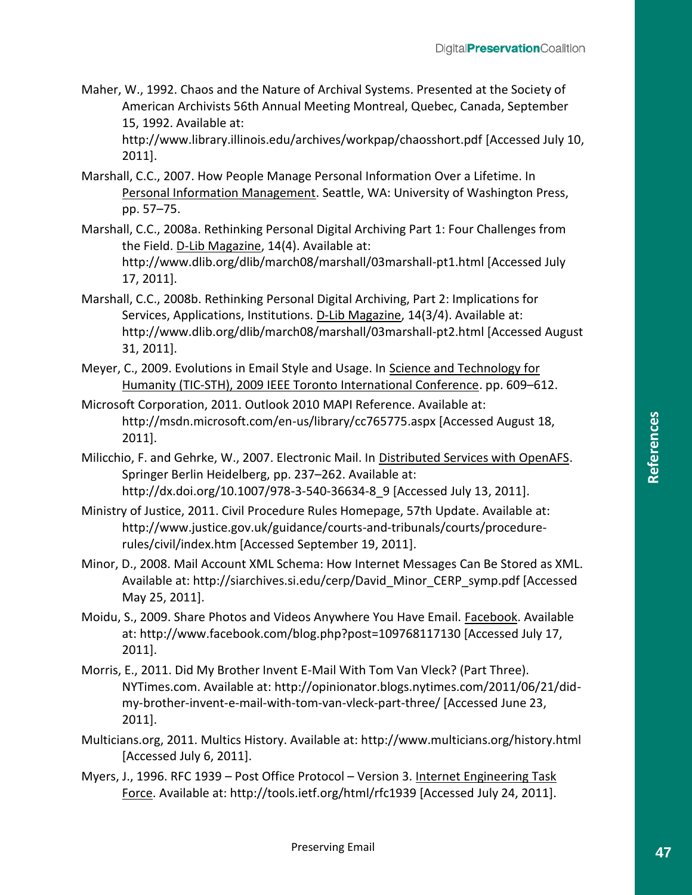Maher, W., 1992. Chaos and the Nature of Archival Systems. Presented at the Society of American Archivists 56th Annual Meeting Montreal, Quebec, Canada, September 15, 1992. Available at: http://www.library.illinois.edu/archives/workpap/chaosshort.pdf [Accessed July 10, 2011].

Marshall, C.C., 2007. How People Manage Personal Information Over a Lifetime. In Personal Information Management. Seattle, WA: University of Washington Press, pp. 57–75.

Marshall, C.C., 2008a. Rethinking Personal Digital Archiving Part 1: Four Challenges from the Field. D-Lib Magazine, 14(4). Available at: http://www.dlib.org/dlib/march08/marshall/03marshall-pt1.html [Accessed July 17, 2011].

Marshall, C.C., 2008b. Rethinking Personal Digital Archiving, Part 2: Implications for Services, Applications, Institutions. D-Lib Magazine, 14(3/4). Available at: http://www.dlib.org/dlib/march08/marshall/03marshall-pt2.html [Accessed August 31, 2011].

Meyer, C., 2009. Evolutions in Email Style and Usage. In Science and Technology for Humanity (TIC-STH), 2009 IEEE Toronto International Conference. pp. 609–612.

Microsoft Corporation, 2011. Outlook 2010 MAPI Reference. Available at: http://msdn.microsoft.com/en-us/library/cc765775.aspx [Accessed August 18, 2011].

Milicchio, F. and Gehrke, W., 2007. Electronic Mail. In Distributed Services with OpenAFS. Springer Berlin Heidelberg, pp. 237–262. Available at: http://dx.doi.org/10.1007/978-3-540-36634-8_9 [Accessed July 13, 2011].

Ministry of Justice, 2011. Civil Procedure Rules Homepage, 57th Update. Available at: http://www.justice.gov.uk/guidance/courts-and-tribunals/courts/procedure-rules/civil/index.htm [Accessed September 19, 2011].

Minor, D., 2008. Mail Account XML Schema: How Internet Messages Can Be Stored as XML. Available at: http://siarchives.si.edu/cerp/David_Minor_CERP_symp.pdf [Accessed May 25, 2011].

Moidu, S., 2009. Share Photos and Videos Anywhere You Have Email. Facebook. Available at: http://www.facebook.com/blog.php?post=109768117130 [Accessed July 17, 2011].

Morris, E., 2011. Did My Brother Invent E-Mail With Tom Van Vleck? (Part Three). NYTimes.com. Available at: http://opinionator.blogs.nytimes.com/2011/06/21/did-my-brother-invent-e-mail-with-tom-van-vleck-part-three/ [Accessed June 23, 2011].

Multicians.org, 2011. Multics History. Available at: http://www.multicians.org/history.html [Accessed July 6, 2011].

Myers, J., 1996. RFC 1939 – Post Office Protocol – Version 3. Internet Engineering Task Force. Available at: http://tools.ietf.org/html/rfc1939 [Accessed July 24, 2011].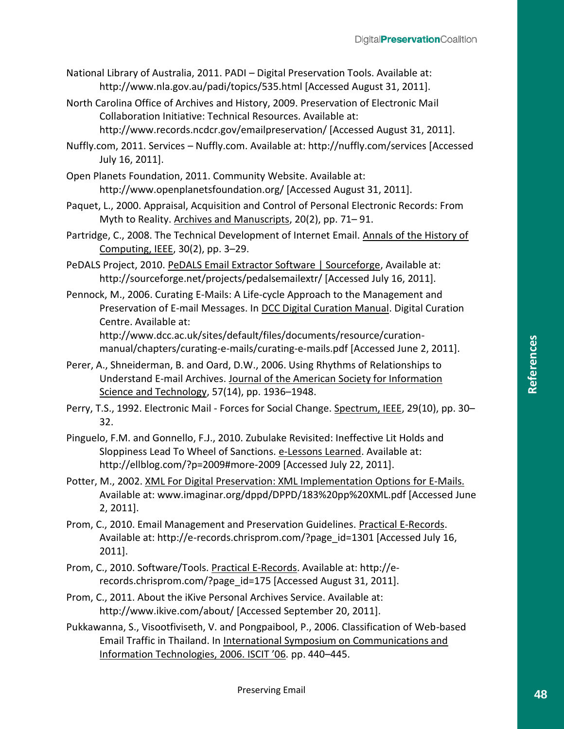National Library of Australia, 2011. PADI – Digital Preservation Tools. Available at: http://www.nla.gov.au/padi/topics/535.html [Accessed August 31, 2011].

North Carolina Office of Archives and History, 2009. Preservation of Electronic Mail Collaboration Initiative: Technical Resources. Available at: http://www.records.ncdcr.gov/emailpreservation/ [Accessed August 31, 2011].

Nuffly.com, 2011. Services – Nuffly.com. Available at: http://nuffly.com/services [Accessed July 16, 2011].

Open Planets Foundation, 2011. Community Website. Available at: http://www.openplanetsfoundation.org/ [Accessed August 31, 2011].

Paquet, L., 2000. Appraisal, Acquisition and Control of Personal Electronic Records: From Myth to Reality. Archives and Manuscripts, 20(2), pp. 71– 91.

Partridge, C., 2008. The Technical Development of Internet Email. Annals of the History of Computing, IEEE, 30(2), pp. 3–29.

PeDALS Project, 2010. PeDALS Email Extractor Software | Sourceforge, Available at: http://sourceforge.net/projects/pedalsemailextr/ [Accessed July 16, 2011].

Pennock, M., 2006. Curating E-Mails: A Life-cycle Approach to the Management and Preservation of E-mail Messages. In DCC Digital Curation Manual. Digital Curation Centre. Available at: http://www.dcc.ac.uk/sites/default/files/documents/resource/curation-manual/chapters/curating-e-mails/curating-e-mails.pdf [Accessed June 2, 2011].

Perer, A., Shneiderman, B. and Oard, D.W., 2006. Using Rhythms of Relationships to Understand E-mail Archives. Journal of the American Society for Information Science and Technology, 57(14), pp. 1936–1948.

Perry, T.S., 1992. Electronic Mail - Forces for Social Change. Spectrum, IEEE, 29(10), pp. 30–32.

Pinguelo, F.M. and Gonnello, F.J., 2010. Zubulake Revisited: Ineffective Lit Holds and Sloppiness Lead To Wheel of Sanctions. e-Lessons Learned. Available at: http://ellblog.com/?p=2009#more-2009 [Accessed July 22, 2011].

Potter, M., 2002. XML For Digital Preservation: XML Implementation Options for E-Mails. Available at: www.imaginar.org/dppd/DPPD/183%20pp%20XML.pdf [Accessed June 2, 2011].

Prom, C., 2010. Email Management and Preservation Guidelines. Practical E-Records. Available at: http://e-records.chrisprom.com/?page_id=1301 [Accessed July 16, 2011].

Prom, C., 2010. Software/Tools. Practical E-Records. Available at: http://e-records.chrisprom.com/?page_id=175 [Accessed August 31, 2011].

Prom, C., 2011. About the iKive Personal Archives Service. Available at: http://www.ikive.com/about/ [Accessed September 20, 2011].

Pukkawanna, S., Visootfiviseth, V. and Pongpaibool, P., 2006. Classification of Web-based Email Traffic in Thailand. In International Symposium on Communications and Information Technologies, 2006. ISCIT '06. pp. 440–445.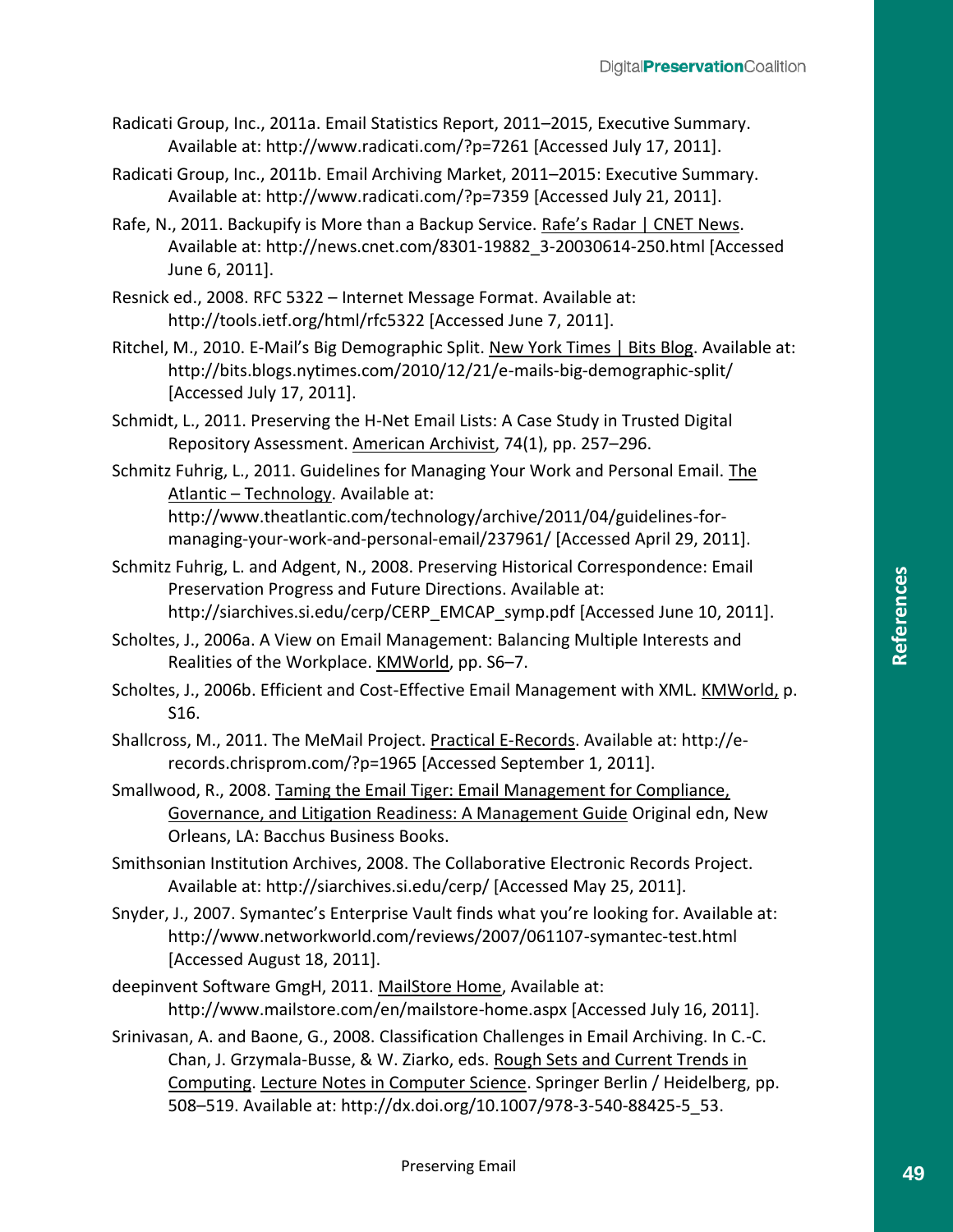Radicati Group, Inc., 2011a. Email Statistics Report, 2011–2015, Executive Summary. Available at: http://www.radicati.com/?p=7261 [Accessed July 17, 2011].

Radicati Group, Inc., 2011b. Email Archiving Market, 2011–2015: Executive Summary. Available at: http://www.radicati.com/?p=7359 [Accessed July 21, 2011].

Rafe, N., 2011. Backupify is More than a Backup Service. Rafe's Radar | CNET News. Available at: http://news.cnet.com/8301-19882_3-20030614-250.html [Accessed June 6, 2011].

Resnick ed., 2008. RFC 5322 – Internet Message Format. Available at: http://tools.ietf.org/html/rfc5322 [Accessed June 7, 2011].

Ritchel, M., 2010. E-Mail's Big Demographic Split. New York Times | Bits Blog. Available at: http://bits.blogs.nytimes.com/2010/12/21/e-mails-big-demographic-split/ [Accessed July 17, 2011].

Schmidt, L., 2011. Preserving the H-Net Email Lists: A Case Study in Trusted Digital Repository Assessment. American Archivist, 74(1), pp. 257–296.

Schmitz Fuhrig, L., 2011. Guidelines for Managing Your Work and Personal Email. The Atlantic – Technology. Available at: http://www.theatlantic.com/technology/archive/2011/04/guidelines-for-managing-your-work-and-personal-email/237961/ [Accessed April 29, 2011].

Schmitz Fuhrig, L. and Adgent, N., 2008. Preserving Historical Correspondence: Email Preservation Progress and Future Directions. Available at: http://siarchives.si.edu/cerp/CERP_EMCAP_symp.pdf [Accessed June 10, 2011].

Scholtes, J., 2006a. A View on Email Management: Balancing Multiple Interests and Realities of the Workplace. KMWorld, pp. S6–7.

Scholtes, J., 2006b. Efficient and Cost-Effective Email Management with XML. KMWorld, p. S16.

Shallcross, M., 2011. The MeMail Project. Practical E-Records. Available at: http://e-records.chrisprom.com/?p=1965 [Accessed September 1, 2011].

Smallwood, R., 2008. Taming the Email Tiger: Email Management for Compliance, Governance, and Litigation Readiness: A Management Guide Original edn, New Orleans, LA: Bacchus Business Books.

Smithsonian Institution Archives, 2008. The Collaborative Electronic Records Project. Available at: http://siarchives.si.edu/cerp/ [Accessed May 25, 2011].

Snyder, J., 2007. Symantec's Enterprise Vault finds what you're looking for. Available at: http://www.networkworld.com/reviews/2007/061107-symantec-test.html [Accessed August 18, 2011].

deepinvent Software GmgH, 2011. MailStore Home, Available at: http://www.mailstore.com/en/mailstore-home.aspx [Accessed July 16, 2011].

Srinivasan, A. and Baone, G., 2008. Classification Challenges in Email Archiving. In C.-C. Chan, J. Grzymala-Busse, & W. Ziarko, eds. Rough Sets and Current Trends in Computing. Lecture Notes in Computer Science. Springer Berlin / Heidelberg, pp. 508–519. Available at: http://dx.doi.org/10.1007/978-3-540-88425-5_53.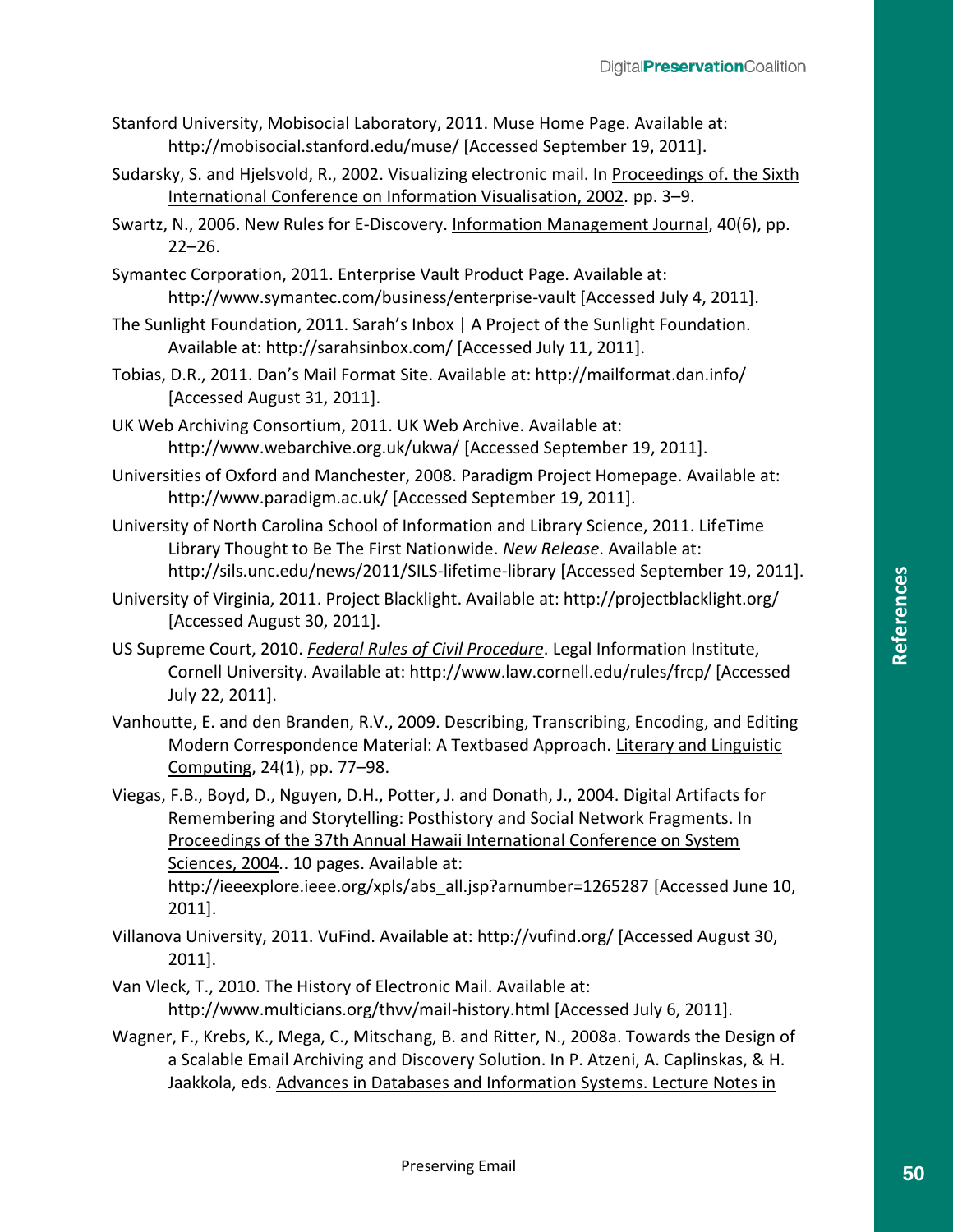Stanford University, Mobisocial Laboratory, 2011. Muse Home Page. Available at: http://mobisocial.stanford.edu/muse/ [Accessed September 19, 2011].

Sudarsky, S. and Hjelsvold, R., 2002. Visualizing electronic mail. In Proceedings of. the Sixth International Conference on Information Visualisation, 2002. pp. 3–9.

Swartz, N., 2006. New Rules for E-Discovery. Information Management Journal, 40(6), pp. 22–26.

Symantec Corporation, 2011. Enterprise Vault Product Page. Available at: http://www.symantec.com/business/enterprise-vault [Accessed July 4, 2011].

The Sunlight Foundation, 2011. Sarah's Inbox | A Project of the Sunlight Foundation. Available at: http://sarahsinbox.com/ [Accessed July 11, 2011].

Tobias, D.R., 2011. Dan's Mail Format Site. Available at: http://mailformat.dan.info/ [Accessed August 31, 2011].

UK Web Archiving Consortium, 2011. UK Web Archive. Available at: http://www.webarchive.org.uk/ukwa/ [Accessed September 19, 2011].

Universities of Oxford and Manchester, 2008. Paradigm Project Homepage. Available at: http://www.paradigm.ac.uk/ [Accessed September 19, 2011].

University of North Carolina School of Information and Library Science, 2011. LifeTime Library Thought to Be The First Nationwide. *New Release*. Available at: http://sils.unc.edu/news/2011/SILS-lifetime-library [Accessed September 19, 2011].

University of Virginia, 2011. Project Blacklight. Available at: http://projectblacklight.org/ [Accessed August 30, 2011].

US Supreme Court, 2010. *Federal Rules of Civil Procedure*. Legal Information Institute, Cornell University. Available at: http://www.law.cornell.edu/rules/frcp/ [Accessed July 22, 2011].

Vanhoutte, E. and den Branden, R.V., 2009. Describing, Transcribing, Encoding, and Editing Modern Correspondence Material: A Textbased Approach. Literary and Linguistic Computing, 24(1), pp. 77–98.

Viegas, F.B., Boyd, D., Nguyen, D.H., Potter, J. and Donath, J., 2004. Digital Artifacts for Remembering and Storytelling: Posthistory and Social Network Fragments. In Proceedings of the 37th Annual Hawaii International Conference on System Sciences, 2004.. 10 pages. Available at: http://ieeexplore.ieee.org/xpls/abs_all.jsp?arnumber=1265287 [Accessed June 10, 2011].

Villanova University, 2011. VuFind. Available at: http://vufind.org/ [Accessed August 30, 2011].

Van Vleck, T., 2010. The History of Electronic Mail. Available at: http://www.multicians.org/thvv/mail-history.html [Accessed July 6, 2011].

Wagner, F., Krebs, K., Mega, C., Mitschang, B. and Ritter, N., 2008a. Towards the Design of a Scalable Email Archiving and Discovery Solution. In P. Atzeni, A. Caplinskas, & H. Jaakkola, eds. Advances in Databases and Information Systems. Lecture Notes in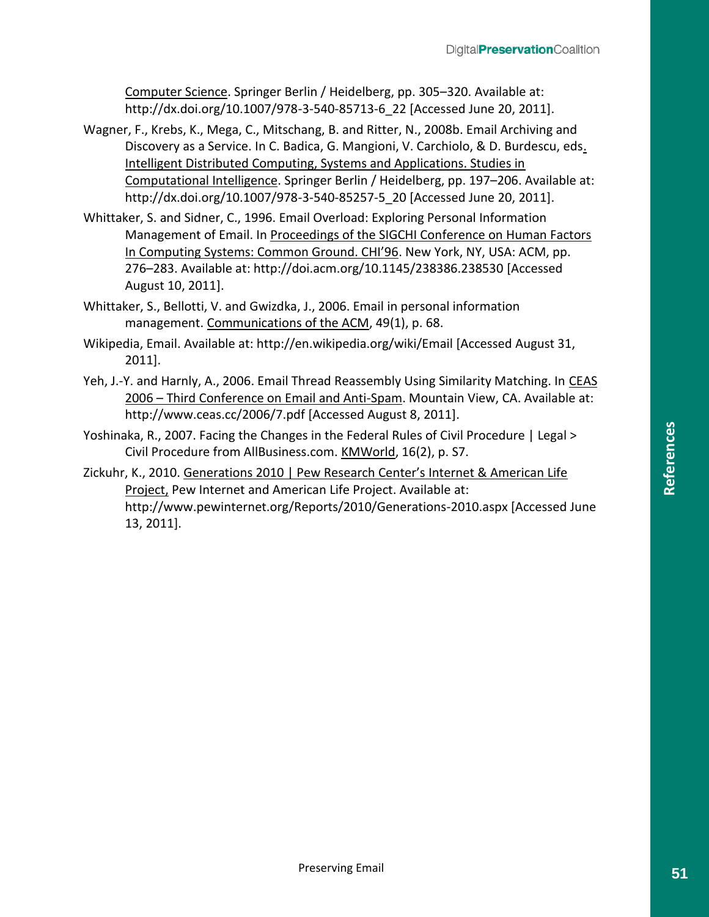Computer Science. Springer Berlin / Heidelberg, pp. 305–320. Available at: http://dx.doi.org/10.1007/978-3-540-85713-6_22 [Accessed June 20, 2011].

Wagner, F., Krebs, K., Mega, C., Mitschang, B. and Ritter, N., 2008b. Email Archiving and Discovery as a Service. In C. Badica, G. Mangioni, V. Carchiolo, & D. Burdescu, eds. Intelligent Distributed Computing, Systems and Applications. Studies in Computational Intelligence. Springer Berlin / Heidelberg, pp. 197–206. Available at: http://dx.doi.org/10.1007/978-3-540-85257-5_20 [Accessed June 20, 2011].

Whittaker, S. and Sidner, C., 1996. Email Overload: Exploring Personal Information Management of Email. In Proceedings of the SIGCHI Conference on Human Factors In Computing Systems: Common Ground. CHI'96. New York, NY, USA: ACM, pp. 276–283. Available at: http://doi.acm.org/10.1145/238386.238530 [Accessed August 10, 2011].

Whittaker, S., Bellotti, V. and Gwizdka, J., 2006. Email in personal information management. Communications of the ACM, 49(1), p. 68.

Wikipedia, Email. Available at: http://en.wikipedia.org/wiki/Email [Accessed August 31, 2011].

Yeh, J.-Y. and Harnly, A., 2006. Email Thread Reassembly Using Similarity Matching. In CEAS 2006 – Third Conference on Email and Anti-Spam. Mountain View, CA. Available at: http://www.ceas.cc/2006/7.pdf [Accessed August 8, 2011].

Yoshinaka, R., 2007. Facing the Changes in the Federal Rules of Civil Procedure | Legal > Civil Procedure from AllBusiness.com. KMWorld, 16(2), p. S7.

Zickuhr, K., 2010. Generations 2010 | Pew Research Center's Internet & American Life Project, Pew Internet and American Life Project. Available at: http://www.pewinternet.org/Reports/2010/Generations-2010.aspx [Accessed June 13, 2011].